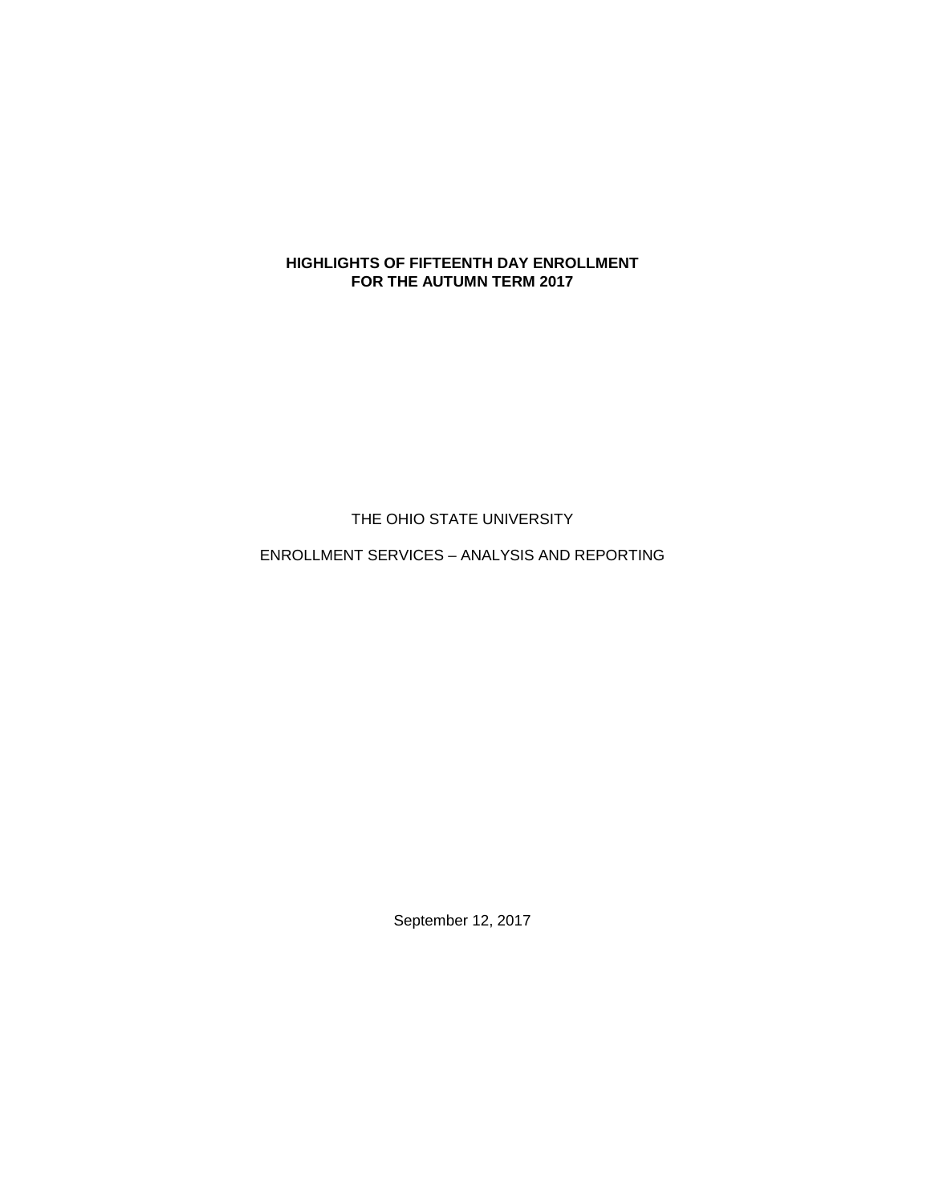# HIGHLIGHTS OF FIFTEENTH DAY ENROLLMENT FOR THE AUTUMN TERM 2017

THE OHIO STATE UNIVERSITY

ENROLLMENT SERVICES – ANALYSIS AND REPORTING

September 12, 2017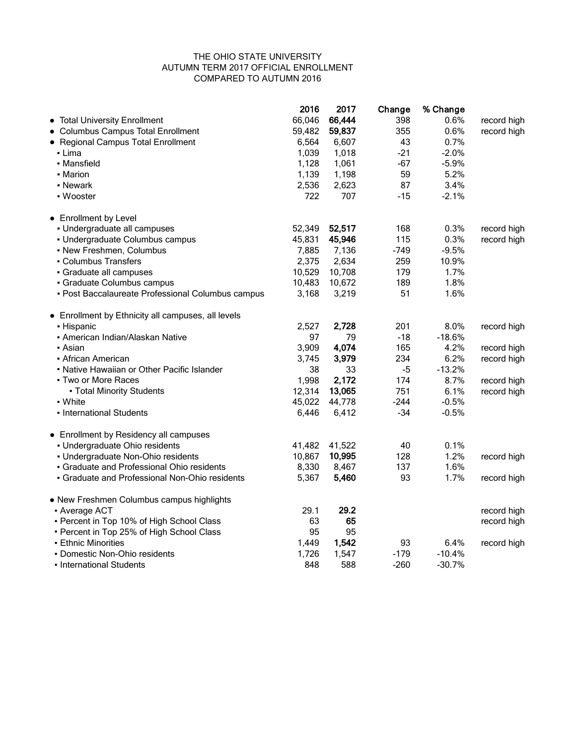THE OHIO STATE UNIVERSITY
AUTUMN TERM 2017 OFFICIAL ENROLLMENT
COMPARED TO AUTUMN 2016

| | 2016 | 2017 | Change | % Change | |
|---|---|---|---|---|---|
| • Total University Enrollment | 66,046 | **66,444** | 398 | 0.6% | record high |
| • Columbus Campus Total Enrollment | 59,482 | **59,837** | 355 | 0.6% | record high |
| • Regional Campus Total Enrollment | 6,564 | 6,607 | 43 | 0.7% | |
| ▪ Lima | 1,039 | 1,018 | -21 | -2.0% | |
| ▪ Mansfield | 1,128 | 1,061 | -67 | -5.9% | |
| ▪ Marion | 1,139 | 1,198 | 59 | 5.2% | |
| ▪ Newark | 2,536 | 2,623 | 87 | 3.4% | |
| ▪ Wooster | 722 | 707 | -15 | -2.1% | |
| • Enrollment by Level | | | | | |
| ▪ Undergraduate all campuses | 52,349 | **52,517** | 168 | 0.3% | record high |
| ▪ Undergraduate Columbus campus | 45,831 | **45,946** | 115 | 0.3% | record high |
| ▪ New Freshmen, Columbus | 7,885 | 7,136 | -749 | -9.5% | |
| ▪ Columbus Transfers | 2,375 | 2,634 | 259 | 10.9% | |
| ▪ Graduate all campuses | 10,529 | 10,708 | 179 | 1.7% | |
| ▪ Graduate Columbus campus | 10,483 | 10,672 | 189 | 1.8% | |
| ▪ Post Baccalaureate Professional Columbus campus | 3,168 | 3,219 | 51 | 1.6% | |
| • Enrollment by Ethnicity all campuses, all levels | | | | | |
| ▪ Hispanic | 2,527 | **2,728** | 201 | 8.0% | record high |
| ▪ American Indian/Alaskan Native | 97 | 79 | -18 | -18.6% | |
| ▪ Asian | 3,909 | **4,074** | 165 | 4.2% | record high |
| ▪ African American | 3,745 | **3,979** | 234 | 6.2% | record high |
| ▪ Native Hawaiian or Other Pacific Islander | 38 | 33 | -5 | -13.2% | |
| ▪ Two or More Races | 1,998 | **2,172** | 174 | 8.7% | record high |
| ▪ Total Minority Students | 12,314 | **13,065** | 751 | 6.1% | record high |
| ▪ White | 45,022 | 44,778 | -244 | -0.5% | |
| ▪ International Students | 6,446 | 6,412 | -34 | -0.5% | |
| • Enrollment by Residency all campuses | | | | | |
| ▪ Undergraduate Ohio residents | 41,482 | 41,522 | 40 | 0.1% | |
| ▪ Undergraduate Non-Ohio residents | 10,867 | **10,995** | 128 | 1.2% | record high |
| ▪ Graduate and Professional Ohio residents | 8,330 | 8,467 | 137 | 1.6% | |
| ▪ Graduate and Professional Non-Ohio residents | 5,367 | **5,460** | 93 | 1.7% | record high |
| • New Freshmen Columbus campus highlights | | | | | |
| ▪ Average ACT | 29.1 | **29.2** | | | record high |
| ▪ Percent in Top 10% of High School Class | 63 | **65** | | | record high |
| ▪ Percent in Top 25% of High School Class | 95 | 95 | | | |
| ▪ Ethnic Minorities | 1,449 | **1,542** | 93 | 6.4% | record high |
| ▪ Domestic Non-Ohio residents | 1,726 | 1,547 | -179 | -10.4% | |
| ▪ International Students | 848 | 588 | -260 | -30.7% | |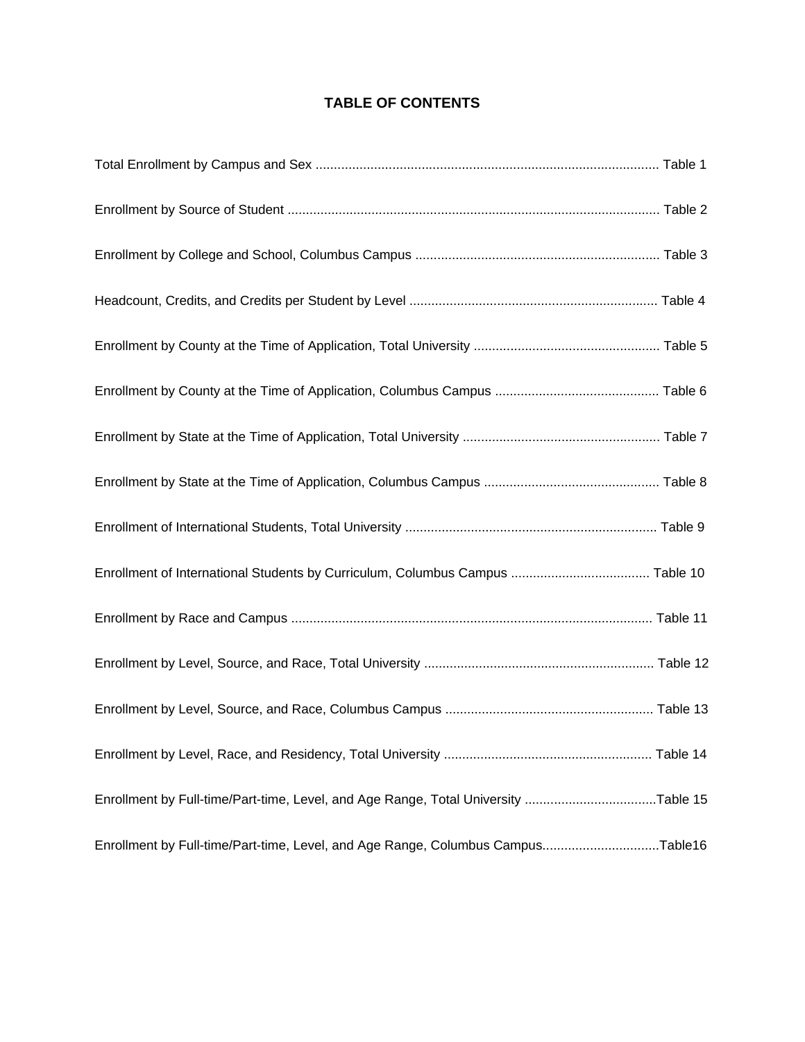# TABLE OF CONTENTS

Total Enrollment by Campus and Sex .............................................................................................. Table 1

Enrollment by Source of Student ...................................................................................................... Table 2

Enrollment by College and School, Columbus Campus .................................................................. Table 3

Headcount, Credits, and Credits per Student by Level ................................................................... Table 4

Enrollment by County at the Time of Application, Total University .................................................. Table 5

Enrollment by County at the Time of Application, Columbus Campus ............................................ Table 6

Enrollment by State at the Time of Application, Total University ..................................................... Table 7

Enrollment by State at the Time of Application, Columbus Campus ................................................ Table 8

Enrollment of International Students, Total University .................................................................... Table 9

Enrollment of International Students by Curriculum, Columbus Campus ...................................... Table 10

Enrollment by Race and Campus .................................................................................................. Table 11

Enrollment by Level, Source, and Race, Total University .............................................................. Table 12

Enrollment by Level, Source, and Race, Columbus Campus ......................................................... Table 13

Enrollment by Level, Race, and Residency, Total University ......................................................... Table 14

Enrollment by Full-time/Part-time, Level, and Age Range, Total University ....................................Table 15

Enrollment by Full-time/Part-time, Level, and Age Range, Columbus Campus................................Table16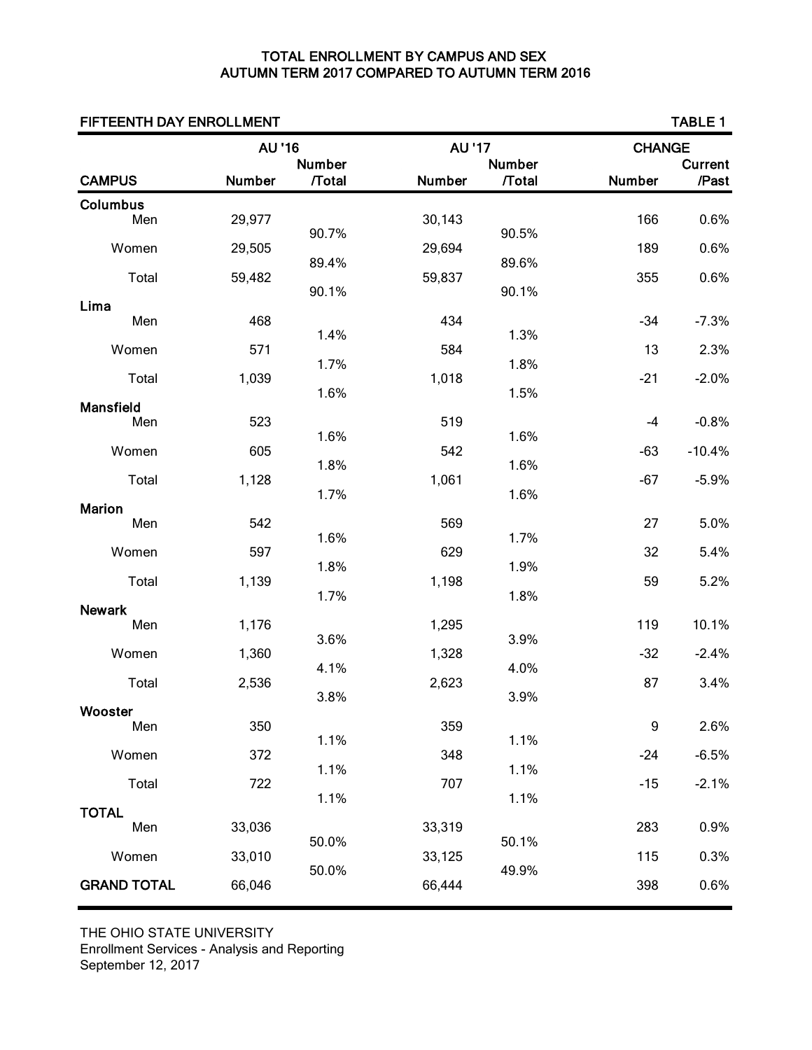# TOTAL ENROLLMENT BY CAMPUS AND SEX
# AUTUMN TERM 2017 COMPARED TO AUTUMN TERM 2016

FIFTEENTH DAY ENROLLMENT | TABLE 1

| CAMPUS | AU '16 Number | AU '16 Number /Total | AU '17 Number | AU '17 Number /Total | CHANGE Number | CHANGE Current /Past |
|---|---|---|---|---|---|---|
| **Columbus** | | | | | | |
| Men | 29,977 | 90.7% | 30,143 | 90.5% | 166 | 0.6% |
| Women | 29,505 | 89.4% | 29,694 | 89.6% | 189 | 0.6% |
| Total | 59,482 | 90.1% | 59,837 | 90.1% | 355 | 0.6% |
| **Lima** | | | | | | |
| Men | 468 | 1.4% | 434 | 1.3% | -34 | -7.3% |
| Women | 571 | 1.7% | 584 | 1.8% | 13 | 2.3% |
| Total | 1,039 | 1.6% | 1,018 | 1.5% | -21 | -2.0% |
| **Mansfield** | | | | | | |
| Men | 523 | 1.6% | 519 | 1.6% | -4 | -0.8% |
| Women | 605 | 1.8% | 542 | 1.6% | -63 | -10.4% |
| Total | 1,128 | 1.7% | 1,061 | 1.6% | -67 | -5.9% |
| **Marion** | | | | | | |
| Men | 542 | 1.6% | 569 | 1.7% | 27 | 5.0% |
| Women | 597 | 1.8% | 629 | 1.9% | 32 | 5.4% |
| Total | 1,139 | 1.7% | 1,198 | 1.8% | 59 | 5.2% |
| **Newark** | | | | | | |
| Men | 1,176 | 3.6% | 1,295 | 3.9% | 119 | 10.1% |
| Women | 1,360 | 4.1% | 1,328 | 4.0% | -32 | -2.4% |
| Total | 2,536 | 3.8% | 2,623 | 3.9% | 87 | 3.4% |
| **Wooster** | | | | | | |
| Men | 350 | 1.1% | 359 | 1.1% | 9 | 2.6% |
| Women | 372 | 1.1% | 348 | 1.1% | -24 | -6.5% |
| Total | 722 | 1.1% | 707 | 1.1% | -15 | -2.1% |
| **TOTAL** | | | | | | |
| Men | 33,036 | 50.0% | 33,319 | 50.1% | 283 | 0.9% |
| Women | 33,010 | 50.0% | 33,125 | 49.9% | 115 | 0.3% |
| **GRAND TOTAL** | 66,046 | | 66,444 | | 398 | 0.6% |

THE OHIO STATE UNIVERSITY
Enrollment Services - Analysis and Reporting
September 12, 2017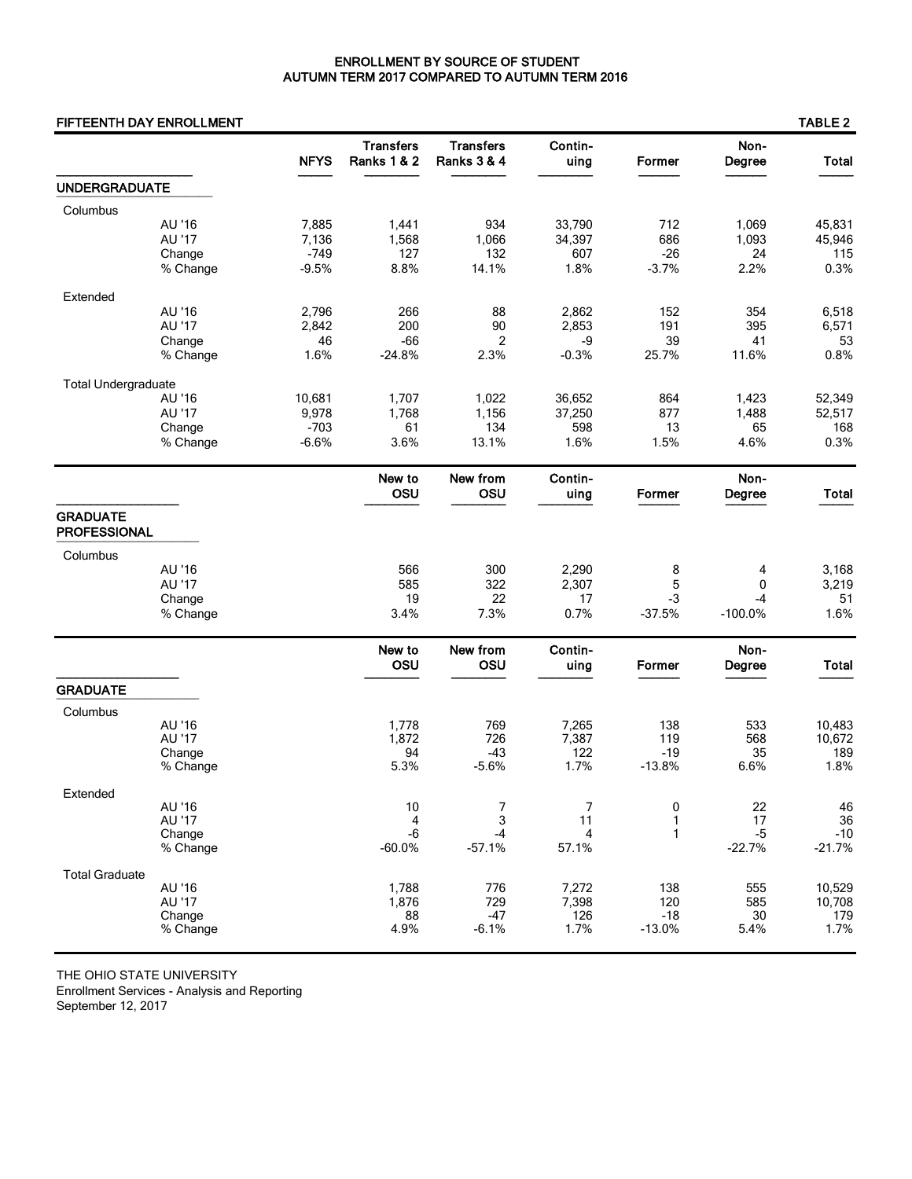# ENROLLMENT BY SOURCE OF STUDENT
## AUTUMN TERM 2017 COMPARED TO AUTUMN TERM 2016

**FIFTEENTH DAY ENROLLMENT** — **TABLE 2**

| | | NFYS | Transfers Ranks 1 & 2 | Transfers Ranks 3 & 4 | Contin-uing | Former | Non-Degree | Total |
|---|---|---|---|---|---|---|---|---|
| **UNDERGRADUATE** | | | | | | | | |
| Columbus | | | | | | | | |
| | AU '16 | 7,885 | 1,441 | 934 | 33,790 | 712 | 1,069 | 45,831 |
| | AU '17 | 7,136 | 1,568 | 1,066 | 34,397 | 686 | 1,093 | 45,946 |
| | Change | -749 | 127 | 132 | 607 | -26 | 24 | 115 |
| | % Change | -9.5% | 8.8% | 14.1% | 1.8% | -3.7% | 2.2% | 0.3% |
| Extended | | | | | | | | |
| | AU '16 | 2,796 | 266 | 88 | 2,862 | 152 | 354 | 6,518 |
| | AU '17 | 2,842 | 200 | 90 | 2,853 | 191 | 395 | 6,571 |
| | Change | 46 | -66 | 2 | -9 | 39 | 41 | 53 |
| | % Change | 1.6% | -24.8% | 2.3% | -0.3% | 25.7% | 11.6% | 0.8% |
| Total Undergraduate | | | | | | | | |
| | AU '16 | 10,681 | 1,707 | 1,022 | 36,652 | 864 | 1,423 | 52,349 |
| | AU '17 | 9,978 | 1,768 | 1,156 | 37,250 | 877 | 1,488 | 52,517 |
| | Change | -703 | 61 | 134 | 598 | 13 | 65 | 168 |
| | % Change | -6.6% | 3.6% | 13.1% | 1.6% | 1.5% | 4.6% | 0.3% |

| | | New to OSU | New from OSU | Contin-uing | Former | Non-Degree | Total |
|---|---|---|---|---|---|---|---|
| **GRADUATE PROFESSIONAL** | | | | | | | |
| Columbus | | | | | | | |
| | AU '16 | 566 | 300 | 2,290 | 8 | 4 | 3,168 |
| | AU '17 | 585 | 322 | 2,307 | 5 | 0 | 3,219 |
| | Change | 19 | 22 | 17 | -3 | -4 | 51 |
| | % Change | 3.4% | 7.3% | 0.7% | -37.5% | -100.0% | 1.6% |

| | | New to OSU | New from OSU | Contin-uing | Former | Non-Degree | Total |
|---|---|---|---|---|---|---|---|
| **GRADUATE** | | | | | | | |
| Columbus | | | | | | | |
| | AU '16 | 1,778 | 769 | 7,265 | 138 | 533 | 10,483 |
| | AU '17 | 1,872 | 726 | 7,387 | 119 | 568 | 10,672 |
| | Change | 94 | -43 | 122 | -19 | 35 | 189 |
| | % Change | 5.3% | -5.6% | 1.7% | -13.8% | 6.6% | 1.8% |
| Extended | | | | | | | |
| | AU '16 | 10 | 7 | 7 | 0 | 22 | 46 |
| | AU '17 | 4 | 3 | 11 | 1 | 17 | 36 |
| | Change | -6 | -4 | 4 | 1 | -5 | -10 |
| | % Change | -60.0% | -57.1% | 57.1% | | -22.7% | -21.7% |
| Total Graduate | | | | | | | |
| | AU '16 | 1,788 | 776 | 7,272 | 138 | 555 | 10,529 |
| | AU '17 | 1,876 | 729 | 7,398 | 120 | 585 | 10,708 |
| | Change | 88 | -47 | 126 | -18 | 30 | 179 |
| | % Change | 4.9% | -6.1% | 1.7% | -13.0% | 5.4% | 1.7% |

THE OHIO STATE UNIVERSITY
Enrollment Services - Analysis and Reporting
September 12, 2017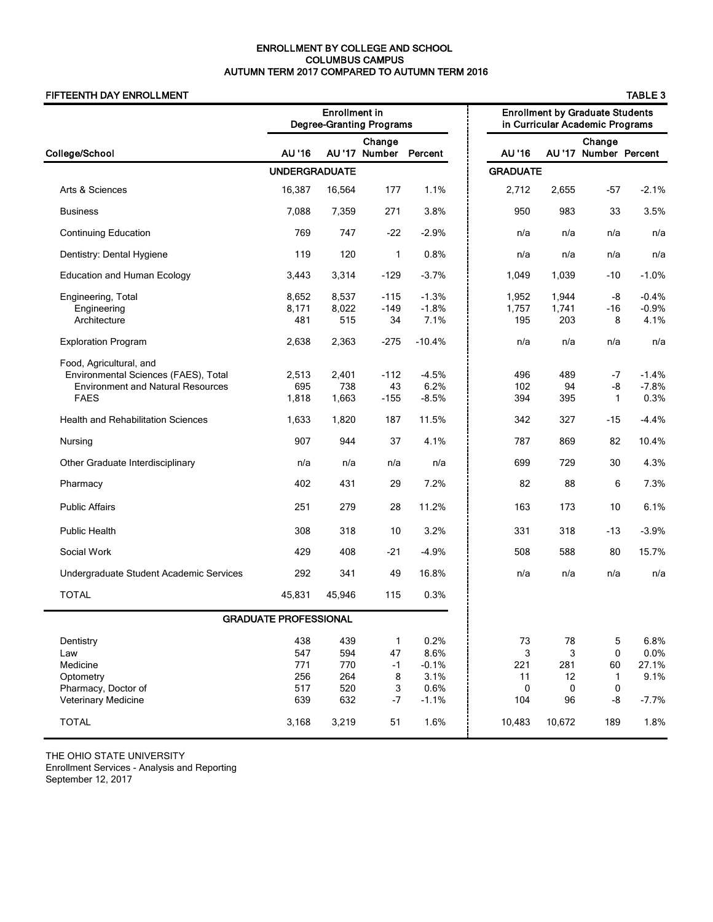# ENROLLMENT BY COLLEGE AND SCHOOL
## COLUMBUS CAMPUS
## AUTUMN TERM 2017 COMPARED TO AUTUMN TERM 2016

**FIFTEENTH DAY ENROLLMENT** — **TABLE 3**

| College/School | Enrollment in Degree-Granting Programs | | | | Enrollment by Graduate Students in Curricular Academic Programs | | | |
|---|---|---|---|---|---|---|---|---|
| | AU '16 | AU '17 | Change Number | Percent | AU '16 | AU '17 | Change Number | Percent |
| | **UNDERGRADUATE** | | | | **GRADUATE** | | | |
| Arts & Sciences | 16,387 | 16,564 | 177 | 1.1% | 2,712 | 2,655 | -57 | -2.1% |
| Business | 7,088 | 7,359 | 271 | 3.8% | 950 | 983 | 33 | 3.5% |
| Continuing Education | 769 | 747 | -22 | -2.9% | n/a | n/a | n/a | n/a |
| Dentistry: Dental Hygiene | 119 | 120 | 1 | 0.8% | n/a | n/a | n/a | n/a |
| Education and Human Ecology | 3,443 | 3,314 | -129 | -3.7% | 1,049 | 1,039 | -10 | -1.0% |
| Engineering, Total | 8,652 | 8,537 | -115 | -1.3% | 1,952 | 1,944 | -8 | -0.4% |
| Engineering | 8,171 | 8,022 | -149 | -1.8% | 1,757 | 1,741 | -16 | -0.9% |
| Architecture | 481 | 515 | 34 | 7.1% | 195 | 203 | 8 | 4.1% |
| Exploration Program | 2,638 | 2,363 | -275 | -10.4% | n/a | n/a | n/a | n/a |
| Food, Agricultural, and Environmental Sciences (FAES), Total | 2,513 | 2,401 | -112 | -4.5% | 496 | 489 | -7 | -1.4% |
| Environment and Natural Resources | 695 | 738 | 43 | 6.2% | 102 | 94 | -8 | -7.8% |
| FAES | 1,818 | 1,663 | -155 | -8.5% | 394 | 395 | 1 | 0.3% |
| Health and Rehabilitation Sciences | 1,633 | 1,820 | 187 | 11.5% | 342 | 327 | -15 | -4.4% |
| Nursing | 907 | 944 | 37 | 4.1% | 787 | 869 | 82 | 10.4% |
| Other Graduate Interdisciplinary | n/a | n/a | n/a | n/a | 699 | 729 | 30 | 4.3% |
| Pharmacy | 402 | 431 | 29 | 7.2% | 82 | 88 | 6 | 7.3% |
| Public Affairs | 251 | 279 | 28 | 11.2% | 163 | 173 | 10 | 6.1% |
| Public Health | 308 | 318 | 10 | 3.2% | 331 | 318 | -13 | -3.9% |
| Social Work | 429 | 408 | -21 | -4.9% | 508 | 588 | 80 | 15.7% |
| Undergraduate Student Academic Services | 292 | 341 | 49 | 16.8% | n/a | n/a | n/a | n/a |
| TOTAL | 45,831 | 45,946 | 115 | 0.3% | | | | |
| | **GRADUATE PROFESSIONAL** | | | | | | | |
| Dentistry | 438 | 439 | 1 | 0.2% | 73 | 78 | 5 | 6.8% |
| Law | 547 | 594 | 47 | 8.6% | 3 | 3 | 0 | 0.0% |
| Medicine | 771 | 770 | -1 | -0.1% | 221 | 281 | 60 | 27.1% |
| Optometry | 256 | 264 | 8 | 3.1% | 11 | 12 | 1 | 9.1% |
| Pharmacy, Doctor of | 517 | 520 | 3 | 0.6% | 0 | 0 | 0 | |
| Veterinary Medicine | 639 | 632 | -7 | -1.1% | 104 | 96 | -8 | -7.7% |
| TOTAL | 3,168 | 3,219 | 51 | 1.6% | 10,483 | 10,672 | 189 | 1.8% |

THE OHIO STATE UNIVERSITY
Enrollment Services - Analysis and Reporting
September 12, 2017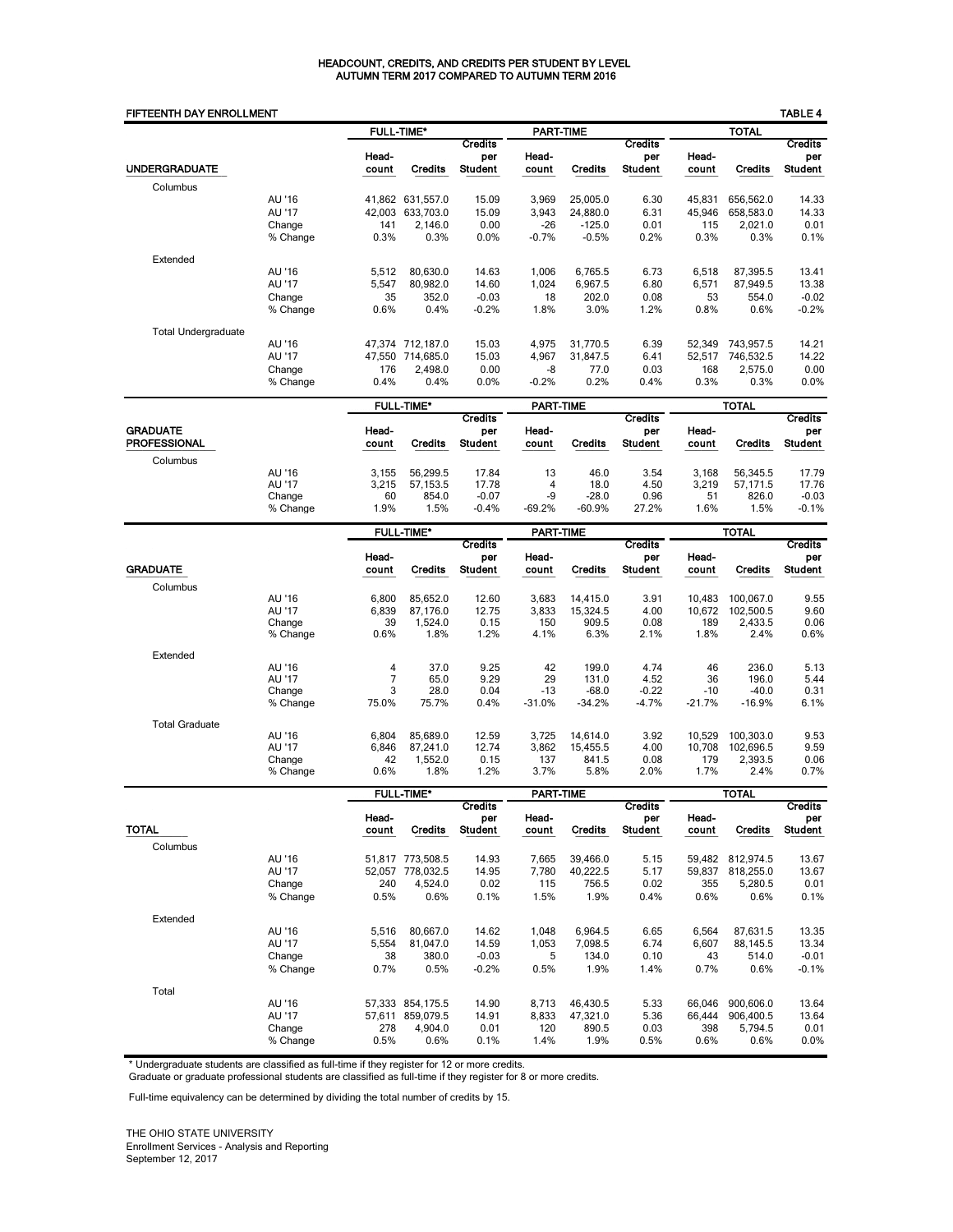# HEADCOUNT, CREDITS, AND CREDITS PER STUDENT BY LEVEL
## AUTUMN TERM 2017 COMPARED TO AUTUMN TERM 2016

**FIFTEENTH DAY ENROLLMENT** — **TABLE 4**

| | | FULL-TIME* | | | PART-TIME | | | TOTAL | | |
|---|---|---|---|---|---|---|---|---|---|---|
| **UNDERGRADUATE** | | Head-count | Credits | Credits per Student | Head-count | Credits | Credits per Student | Head-count | Credits | Credits per Student |
| Columbus | | | | | | | | | | |
| | AU '16 | 41,862 | 631,557.0 | 15.09 | 3,969 | 25,005.0 | 6.30 | 45,831 | 656,562.0 | 14.33 |
| | AU '17 | 42,003 | 633,703.0 | 15.09 | 3,943 | 24,880.0 | 6.31 | 45,946 | 658,583.0 | 14.33 |
| | Change | 141 | 2,146.0 | 0.00 | -26 | -125.0 | 0.01 | 115 | 2,021.0 | 0.01 |
| | % Change | 0.3% | 0.3% | 0.0% | -0.7% | -0.5% | 0.2% | 0.3% | 0.3% | 0.1% |
| Extended | | | | | | | | | | |
| | AU '16 | 5,512 | 80,630.0 | 14.63 | 1,006 | 6,765.5 | 6.73 | 6,518 | 87,395.5 | 13.41 |
| | AU '17 | 5,547 | 80,982.0 | 14.60 | 1,024 | 6,967.5 | 6.80 | 6,571 | 87,949.5 | 13.38 |
| | Change | 35 | 352.0 | -0.03 | 18 | 202.0 | 0.08 | 53 | 554.0 | -0.02 |
| | % Change | 0.6% | 0.4% | -0.2% | 1.8% | 3.0% | 1.2% | 0.8% | 0.6% | -0.2% |
| Total Undergraduate | | | | | | | | | | |
| | AU '16 | 47,374 | 712,187.0 | 15.03 | 4,975 | 31,770.5 | 6.39 | 52,349 | 743,957.5 | 14.21 |
| | AU '17 | 47,550 | 714,685.0 | 15.03 | 4,967 | 31,847.5 | 6.41 | 52,517 | 746,532.5 | 14.22 |
| | Change | 176 | 2,498.0 | 0.00 | -8 | 77.0 | 0.03 | 168 | 2,575.0 | 0.00 |
| | % Change | 0.4% | 0.4% | 0.0% | -0.2% | 0.2% | 0.4% | 0.3% | 0.3% | 0.0% |

| | | FULL-TIME* | | | PART-TIME | | | TOTAL | | |
|---|---|---|---|---|---|---|---|---|---|---|
| **GRADUATE PROFESSIONAL** | | Head-count | Credits | Credits per Student | Head-count | Credits | Credits per Student | Head-count | Credits | Credits per Student |
| Columbus | | | | | | | | | | |
| | AU '16 | 3,155 | 56,299.5 | 17.84 | 13 | 46.0 | 3.54 | 3,168 | 56,345.5 | 17.79 |
| | AU '17 | 3,215 | 57,153.5 | 17.78 | 4 | 18.0 | 4.50 | 3,219 | 57,171.5 | 17.76 |
| | Change | 60 | 854.0 | -0.07 | -9 | -28.0 | 0.96 | 51 | 826.0 | -0.03 |
| | % Change | 1.9% | 1.5% | -0.4% | -69.2% | -60.9% | 27.2% | 1.6% | 1.5% | -0.1% |

| | | FULL-TIME* | | | PART-TIME | | | TOTAL | | |
|---|---|---|---|---|---|---|---|---|---|---|
| **GRADUATE** | | Head-count | Credits | Credits per Student | Head-count | Credits | Credits per Student | Head-count | Credits | Credits per Student |
| Columbus | | | | | | | | | | |
| | AU '16 | 6,800 | 85,652.0 | 12.60 | 3,683 | 14,415.0 | 3.91 | 10,483 | 100,067.0 | 9.55 |
| | AU '17 | 6,839 | 87,176.0 | 12.75 | 3,833 | 15,324.5 | 4.00 | 10,672 | 102,500.5 | 9.60 |
| | Change | 39 | 1,524.0 | 0.15 | 150 | 909.5 | 0.08 | 189 | 2,433.5 | 0.06 |
| | % Change | 0.6% | 1.8% | 1.2% | 4.1% | 6.3% | 2.1% | 1.8% | 2.4% | 0.6% |
| Extended | | | | | | | | | | |
| | AU '16 | 4 | 37.0 | 9.25 | 42 | 199.0 | 4.74 | 46 | 236.0 | 5.13 |
| | AU '17 | 7 | 65.0 | 9.29 | 29 | 131.0 | 4.52 | 36 | 196.0 | 5.44 |
| | Change | 3 | 28.0 | 0.04 | -13 | -68.0 | -0.22 | -10 | -40.0 | 0.31 |
| | % Change | 75.0% | 75.7% | 0.4% | -31.0% | -34.2% | -4.7% | -21.7% | -16.9% | 6.1% |
| Total Graduate | | | | | | | | | | |
| | AU '16 | 6,804 | 85,689.0 | 12.59 | 3,725 | 14,614.0 | 3.92 | 10,529 | 100,303.0 | 9.53 |
| | AU '17 | 6,846 | 87,241.0 | 12.74 | 3,862 | 15,455.5 | 4.00 | 10,708 | 102,696.5 | 9.59 |
| | Change | 42 | 1,552.0 | 0.15 | 137 | 841.5 | 0.08 | 179 | 2,393.5 | 0.06 |
| | % Change | 0.6% | 1.8% | 1.2% | 3.7% | 5.8% | 2.0% | 1.7% | 2.4% | 0.7% |

| | | FULL-TIME* | | | PART-TIME | | | TOTAL | | |
|---|---|---|---|---|---|---|---|---|---|---|
| **TOTAL** | | Head-count | Credits | Credits per Student | Head-count | Credits | Credits per Student | Head-count | Credits | Credits per Student |
| Columbus | | | | | | | | | | |
| | AU '16 | 51,817 | 773,508.5 | 14.93 | 7,665 | 39,466.0 | 5.15 | 59,482 | 812,974.5 | 13.67 |
| | AU '17 | 52,057 | 778,032.5 | 14.95 | 7,780 | 40,222.5 | 5.17 | 59,837 | 818,255.0 | 13.67 |
| | Change | 240 | 4,524.0 | 0.02 | 115 | 756.5 | 0.02 | 355 | 5,280.5 | 0.01 |
| | % Change | 0.5% | 0.6% | 0.1% | 1.5% | 1.9% | 0.4% | 0.6% | 0.6% | 0.1% |
| Extended | | | | | | | | | | |
| | AU '16 | 5,516 | 80,667.0 | 14.62 | 1,048 | 6,964.5 | 6.65 | 6,564 | 87,631.5 | 13.35 |
| | AU '17 | 5,554 | 81,047.0 | 14.59 | 1,053 | 7,098.5 | 6.74 | 6,607 | 88,145.5 | 13.34 |
| | Change | 38 | 380.0 | -0.03 | 5 | 134.0 | 0.10 | 43 | 514.0 | -0.01 |
| | % Change | 0.7% | 0.5% | -0.2% | 0.5% | 1.9% | 1.4% | 0.7% | 0.6% | -0.1% |
| Total | | | | | | | | | | |
| | AU '16 | 57,333 | 854,175.5 | 14.90 | 8,713 | 46,430.5 | 5.33 | 66,046 | 900,606.0 | 13.64 |
| | AU '17 | 57,611 | 859,079.5 | 14.91 | 8,833 | 47,321.0 | 5.36 | 66,444 | 906,400.5 | 13.64 |
| | Change | 278 | 4,904.0 | 0.01 | 120 | 890.5 | 0.03 | 398 | 5,794.5 | 0.01 |
| | % Change | 0.5% | 0.6% | 0.1% | 1.4% | 1.9% | 0.5% | 0.6% | 0.6% | 0.0% |

* Undergraduate students are classified as full-time if they register for 12 or more credits.
Graduate or graduate professional students are classified as full-time if they register for 8 or more credits.

Full-time equivalency can be determined by dividing the total number of credits by 15.

THE OHIO STATE UNIVERSITY
Enrollment Services - Analysis and Reporting
September 12, 2017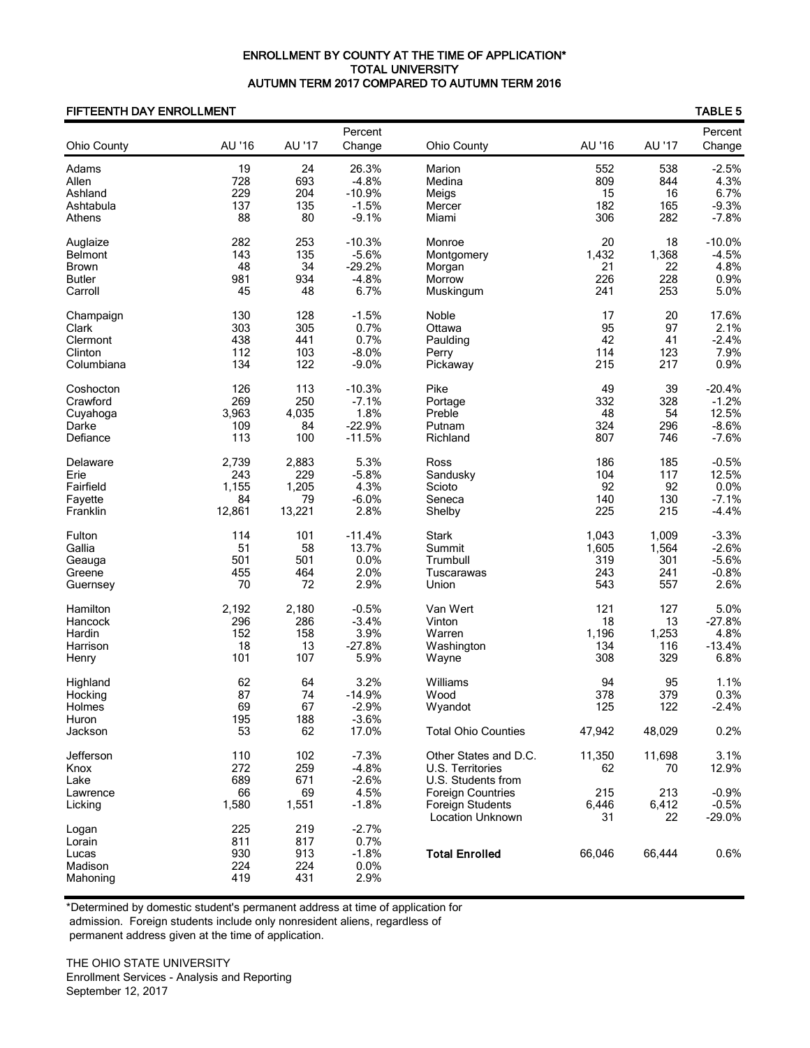# ENROLLMENT BY COUNTY AT THE TIME OF APPLICATION*
## TOTAL UNIVERSITY
## AUTUMN TERM 2017 COMPARED TO AUTUMN TERM 2016

**FIFTEENTH DAY ENROLLMENT** — **TABLE 5**

| Ohio County | AU '16 | AU '17 | Percent Change | Ohio County | AU '16 | AU '17 | Percent Change |
|---|---|---|---|---|---|---|---|
| Adams | 19 | 24 | 26.3% | Marion | 552 | 538 | -2.5% |
| Allen | 728 | 693 | -4.8% | Medina | 809 | 844 | 4.3% |
| Ashland | 229 | 204 | -10.9% | Meigs | 15 | 16 | 6.7% |
| Ashtabula | 137 | 135 | -1.5% | Mercer | 182 | 165 | -9.3% |
| Athens | 88 | 80 | -9.1% | Miami | 306 | 282 | -7.8% |
| Auglaize | 282 | 253 | -10.3% | Monroe | 20 | 18 | -10.0% |
| Belmont | 143 | 135 | -5.6% | Montgomery | 1,432 | 1,368 | -4.5% |
| Brown | 48 | 34 | -29.2% | Morgan | 21 | 22 | 4.8% |
| Butler | 981 | 934 | -4.8% | Morrow | 226 | 228 | 0.9% |
| Carroll | 45 | 48 | 6.7% | Muskingum | 241 | 253 | 5.0% |
| Champaign | 130 | 128 | -1.5% | Noble | 17 | 20 | 17.6% |
| Clark | 303 | 305 | 0.7% | Ottawa | 95 | 97 | 2.1% |
| Clermont | 438 | 441 | 0.7% | Paulding | 42 | 41 | -2.4% |
| Clinton | 112 | 103 | -8.0% | Perry | 114 | 123 | 7.9% |
| Columbiana | 134 | 122 | -9.0% | Pickaway | 215 | 217 | 0.9% |
| Coshocton | 126 | 113 | -10.3% | Pike | 49 | 39 | -20.4% |
| Crawford | 269 | 250 | -7.1% | Portage | 332 | 328 | -1.2% |
| Cuyahoga | 3,963 | 4,035 | 1.8% | Preble | 48 | 54 | 12.5% |
| Darke | 109 | 84 | -22.9% | Putnam | 324 | 296 | -8.6% |
| Defiance | 113 | 100 | -11.5% | Richland | 807 | 746 | -7.6% |
| Delaware | 2,739 | 2,883 | 5.3% | Ross | 186 | 185 | -0.5% |
| Erie | 243 | 229 | -5.8% | Sandusky | 104 | 117 | 12.5% |
| Fairfield | 1,155 | 1,205 | 4.3% | Scioto | 92 | 92 | 0.0% |
| Fayette | 84 | 79 | -6.0% | Seneca | 140 | 130 | -7.1% |
| Franklin | 12,861 | 13,221 | 2.8% | Shelby | 225 | 215 | -4.4% |
| Fulton | 114 | 101 | -11.4% | Stark | 1,043 | 1,009 | -3.3% |
| Gallia | 51 | 58 | 13.7% | Summit | 1,605 | 1,564 | -2.6% |
| Geauga | 501 | 501 | 0.0% | Trumbull | 319 | 301 | -5.6% |
| Greene | 455 | 464 | 2.0% | Tuscarawas | 243 | 241 | -0.8% |
| Guernsey | 70 | 72 | 2.9% | Union | 543 | 557 | 2.6% |
| Hamilton | 2,192 | 2,180 | -0.5% | Van Wert | 121 | 127 | 5.0% |
| Hancock | 296 | 286 | -3.4% | Vinton | 18 | 13 | -27.8% |
| Hardin | 152 | 158 | 3.9% | Warren | 1,196 | 1,253 | 4.8% |
| Harrison | 18 | 13 | -27.8% | Washington | 134 | 116 | -13.4% |
| Henry | 101 | 107 | 5.9% | Wayne | 308 | 329 | 6.8% |
| Highland | 62 | 64 | 3.2% | Williams | 94 | 95 | 1.1% |
| Hocking | 87 | 74 | -14.9% | Wood | 378 | 379 | 0.3% |
| Holmes | 69 | 67 | -2.9% | Wyandot | 125 | 122 | -2.4% |
| Huron | 195 | 188 | -3.6% | | | | |
| Jackson | 53 | 62 | 17.0% | Total Ohio Counties | 47,942 | 48,029 | 0.2% |
| Jefferson | 110 | 102 | -7.3% | Other States and D.C. | 11,350 | 11,698 | 3.1% |
| Knox | 272 | 259 | -4.8% | U.S. Territories | 62 | 70 | 12.9% |
| Lake | 689 | 671 | -2.6% | U.S. Students from | | | |
| Lawrence | 66 | 69 | 4.5% | Foreign Countries | 215 | 213 | -0.9% |
| Licking | 1,580 | 1,551 | -1.8% | Foreign Students | 6,446 | 6,412 | -0.5% |
| | | | | Location Unknown | 31 | 22 | -29.0% |
| Logan | 225 | 219 | -2.7% | | | | |
| Lorain | 811 | 817 | 0.7% | | | | |
| Lucas | 930 | 913 | -1.8% | **Total Enrolled** | 66,046 | 66,444 | 0.6% |
| Madison | 224 | 224 | 0.0% | | | | |
| Mahoning | 419 | 431 | 2.9% | | | | |

*Determined by domestic student's permanent address at time of application for admission. Foreign students include only nonresident aliens, regardless of permanent address given at the time of application.

THE OHIO STATE UNIVERSITY
Enrollment Services - Analysis and Reporting
September 12, 2017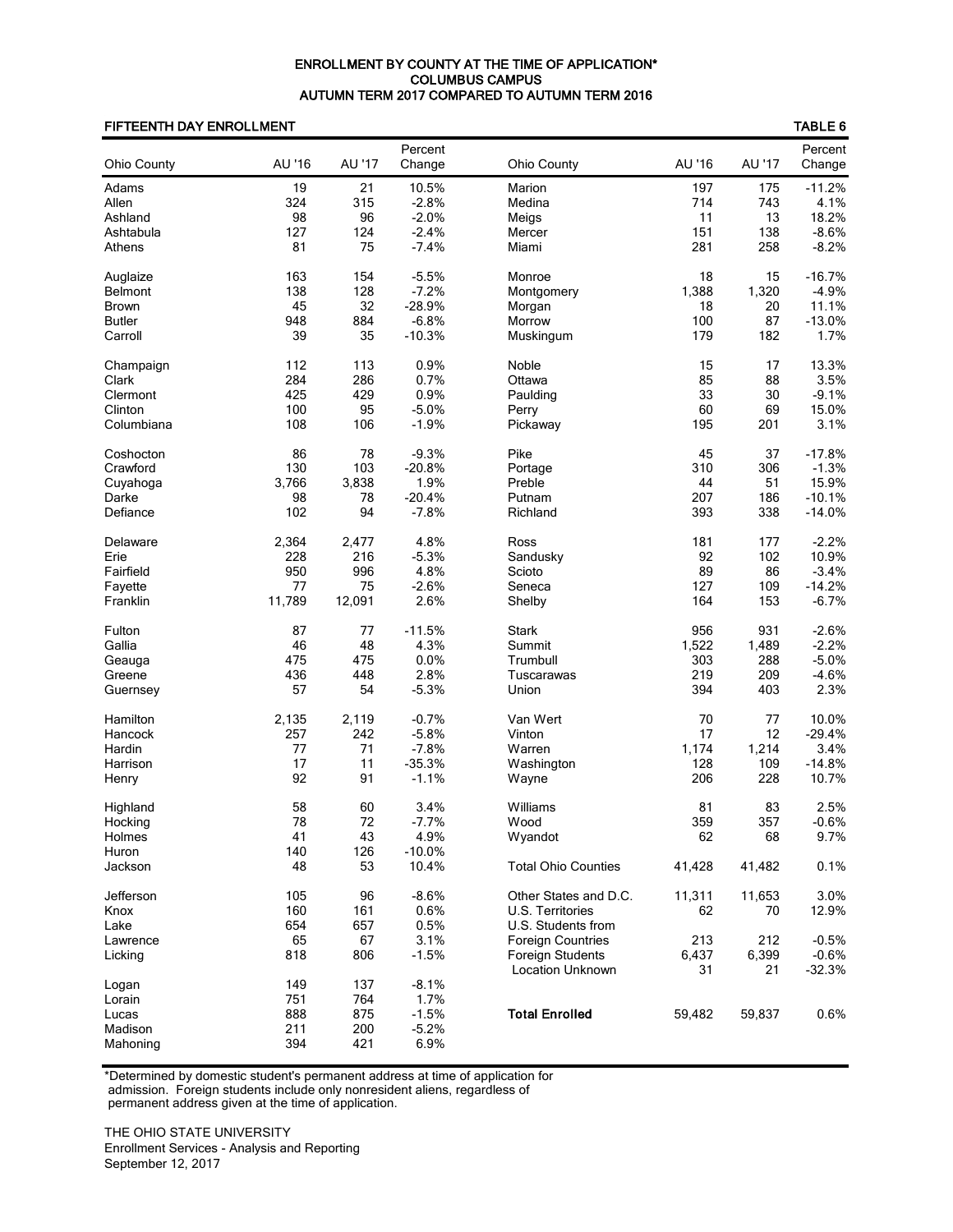# ENROLLMENT BY COUNTY AT THE TIME OF APPLICATION*
## COLUMBUS CAMPUS
## AUTUMN TERM 2017 COMPARED TO AUTUMN TERM 2016

**FIFTEENTH DAY ENROLLMENT** — **TABLE 6**

| Ohio County | AU '16 | AU '17 | Percent Change | Ohio County | AU '16 | AU '17 | Percent Change |
|---|---|---|---|---|---|---|---|
| Adams | 19 | 21 | 10.5% | Marion | 197 | 175 | -11.2% |
| Allen | 324 | 315 | -2.8% | Medina | 714 | 743 | 4.1% |
| Ashland | 98 | 96 | -2.0% | Meigs | 11 | 13 | 18.2% |
| Ashtabula | 127 | 124 | -2.4% | Mercer | 151 | 138 | -8.6% |
| Athens | 81 | 75 | -7.4% | Miami | 281 | 258 | -8.2% |
| Auglaize | 163 | 154 | -5.5% | Monroe | 18 | 15 | -16.7% |
| Belmont | 138 | 128 | -7.2% | Montgomery | 1,388 | 1,320 | -4.9% |
| Brown | 45 | 32 | -28.9% | Morgan | 18 | 20 | 11.1% |
| Butler | 948 | 884 | -6.8% | Morrow | 100 | 87 | -13.0% |
| Carroll | 39 | 35 | -10.3% | Muskingum | 179 | 182 | 1.7% |
| Champaign | 112 | 113 | 0.9% | Noble | 15 | 17 | 13.3% |
| Clark | 284 | 286 | 0.7% | Ottawa | 85 | 88 | 3.5% |
| Clermont | 425 | 429 | 0.9% | Paulding | 33 | 30 | -9.1% |
| Clinton | 100 | 95 | -5.0% | Perry | 60 | 69 | 15.0% |
| Columbiana | 108 | 106 | -1.9% | Pickaway | 195 | 201 | 3.1% |
| Coshocton | 86 | 78 | -9.3% | Pike | 45 | 37 | -17.8% |
| Crawford | 130 | 103 | -20.8% | Portage | 310 | 306 | -1.3% |
| Cuyahoga | 3,766 | 3,838 | 1.9% | Preble | 44 | 51 | 15.9% |
| Darke | 98 | 78 | -20.4% | Putnam | 207 | 186 | -10.1% |
| Defiance | 102 | 94 | -7.8% | Richland | 393 | 338 | -14.0% |
| Delaware | 2,364 | 2,477 | 4.8% | Ross | 181 | 177 | -2.2% |
| Erie | 228 | 216 | -5.3% | Sandusky | 92 | 102 | 10.9% |
| Fairfield | 950 | 996 | 4.8% | Scioto | 89 | 86 | -3.4% |
| Fayette | 77 | 75 | -2.6% | Seneca | 127 | 109 | -14.2% |
| Franklin | 11,789 | 12,091 | 2.6% | Shelby | 164 | 153 | -6.7% |
| Fulton | 87 | 77 | -11.5% | Stark | 956 | 931 | -2.6% |
| Gallia | 46 | 48 | 4.3% | Summit | 1,522 | 1,489 | -2.2% |
| Geauga | 475 | 475 | 0.0% | Trumbull | 303 | 288 | -5.0% |
| Greene | 436 | 448 | 2.8% | Tuscarawas | 219 | 209 | -4.6% |
| Guernsey | 57 | 54 | -5.3% | Union | 394 | 403 | 2.3% |
| Hamilton | 2,135 | 2,119 | -0.7% | Van Wert | 70 | 77 | 10.0% |
| Hancock | 257 | 242 | -5.8% | Vinton | 17 | 12 | -29.4% |
| Hardin | 77 | 71 | -7.8% | Warren | 1,174 | 1,214 | 3.4% |
| Harrison | 17 | 11 | -35.3% | Washington | 128 | 109 | -14.8% |
| Henry | 92 | 91 | -1.1% | Wayne | 206 | 228 | 10.7% |
| Highland | 58 | 60 | 3.4% | Williams | 81 | 83 | 2.5% |
| Hocking | 78 | 72 | -7.7% | Wood | 359 | 357 | -0.6% |
| Holmes | 41 | 43 | 4.9% | Wyandot | 62 | 68 | 9.7% |
| Huron | 140 | 126 | -10.0% | | | | |
| Jackson | 48 | 53 | 10.4% | Total Ohio Counties | 41,428 | 41,482 | 0.1% |
| Jefferson | 105 | 96 | -8.6% | Other States and D.C. | 11,311 | 11,653 | 3.0% |
| Knox | 160 | 161 | 0.6% | U.S. Territories | 62 | 70 | 12.9% |
| Lake | 654 | 657 | 0.5% | U.S. Students from | | | |
| Lawrence | 65 | 67 | 3.1% | Foreign Countries | 213 | 212 | -0.5% |
| Licking | 818 | 806 | -1.5% | Foreign Students | 6,437 | 6,399 | -0.6% |
| | | | | Location Unknown | 31 | 21 | -32.3% |
| Logan | 149 | 137 | -8.1% | | | | |
| Lorain | 751 | 764 | 1.7% | | | | |
| Lucas | 888 | 875 | -1.5% | **Total Enrolled** | 59,482 | 59,837 | 0.6% |
| Madison | 211 | 200 | -5.2% | | | | |
| Mahoning | 394 | 421 | 6.9% | | | | |

*Determined by domestic student's permanent address at time of application for admission. Foreign students include only nonresident aliens, regardless of permanent address given at the time of application.

THE OHIO STATE UNIVERSITY
Enrollment Services - Analysis and Reporting
September 12, 2017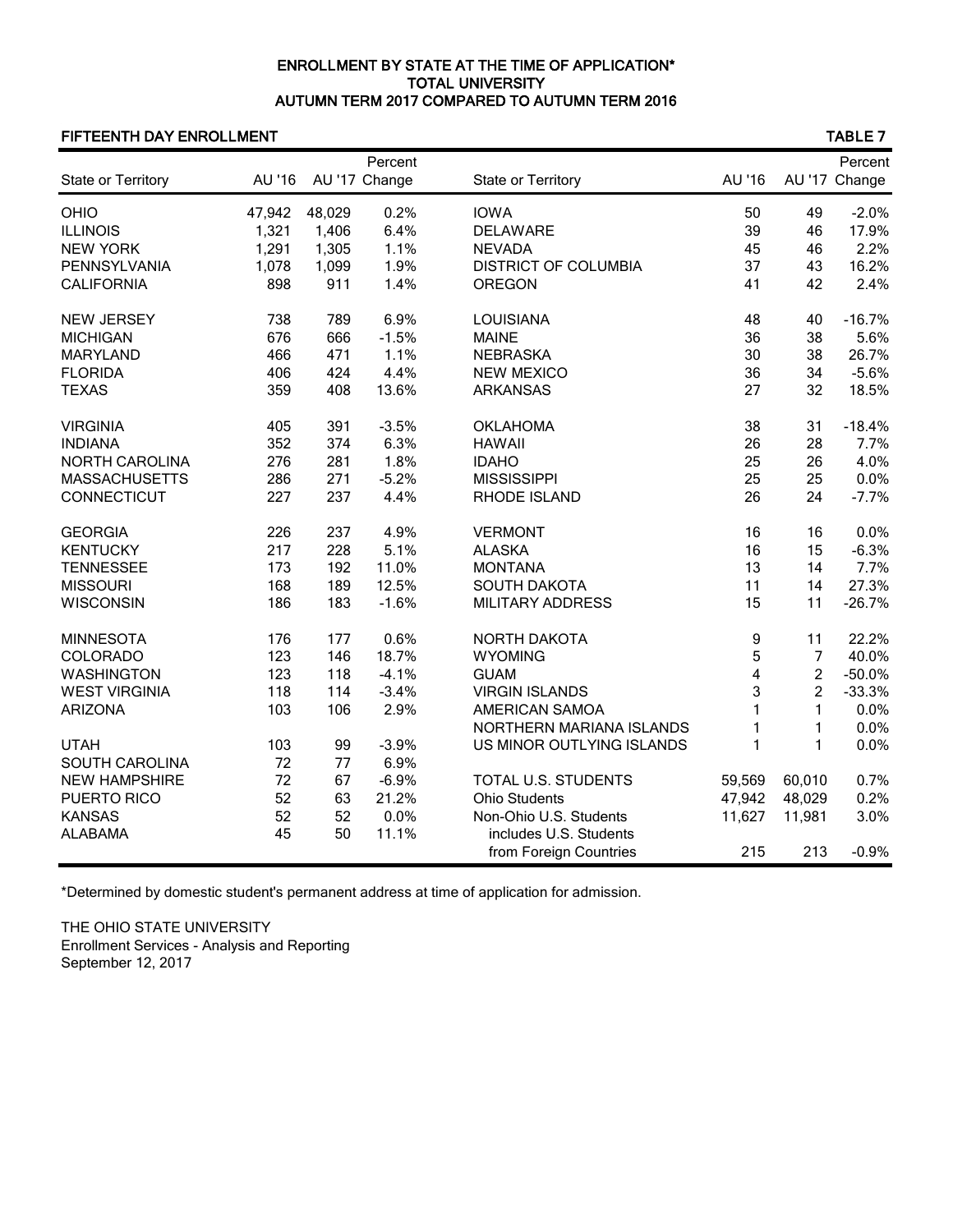# ENROLLMENT BY STATE AT THE TIME OF APPLICATION*
## TOTAL UNIVERSITY
## AUTUMN TERM 2017 COMPARED TO AUTUMN TERM 2016

**FIFTEENTH DAY ENROLLMENT** — **TABLE 7**

| State or Territory | AU '16 | AU '17 | Percent Change |
|---|---|---|---|
| OHIO | 47,942 | 48,029 | 0.2% |
| ILLINOIS | 1,321 | 1,406 | 6.4% |
| NEW YORK | 1,291 | 1,305 | 1.1% |
| PENNSYLVANIA | 1,078 | 1,099 | 1.9% |
| CALIFORNIA | 898 | 911 | 1.4% |
| NEW JERSEY | 738 | 789 | 6.9% |
| MICHIGAN | 676 | 666 | -1.5% |
| MARYLAND | 466 | 471 | 1.1% |
| FLORIDA | 406 | 424 | 4.4% |
| TEXAS | 359 | 408 | 13.6% |
| VIRGINIA | 405 | 391 | -3.5% |
| INDIANA | 352 | 374 | 6.3% |
| NORTH CAROLINA | 276 | 281 | 1.8% |
| MASSACHUSETTS | 286 | 271 | -5.2% |
| CONNECTICUT | 227 | 237 | 4.4% |
| GEORGIA | 226 | 237 | 4.9% |
| KENTUCKY | 217 | 228 | 5.1% |
| TENNESSEE | 173 | 192 | 11.0% |
| MISSOURI | 168 | 189 | 12.5% |
| WISCONSIN | 186 | 183 | -1.6% |
| MINNESOTA | 176 | 177 | 0.6% |
| COLORADO | 123 | 146 | 18.7% |
| WASHINGTON | 123 | 118 | -4.1% |
| WEST VIRGINIA | 118 | 114 | -3.4% |
| ARIZONA | 103 | 106 | 2.9% |
| UTAH | 103 | 99 | -3.9% |
| SOUTH CAROLINA | 72 | 77 | 6.9% |
| NEW HAMPSHIRE | 72 | 67 | -6.9% |
| PUERTO RICO | 52 | 63 | 21.2% |
| KANSAS | 52 | 52 | 0.0% |
| ALABAMA | 45 | 50 | 11.1% |
| IOWA | 50 | 49 | -2.0% |
| DELAWARE | 39 | 46 | 17.9% |
| NEVADA | 45 | 46 | 2.2% |
| DISTRICT OF COLUMBIA | 37 | 43 | 16.2% |
| OREGON | 41 | 42 | 2.4% |
| LOUISIANA | 48 | 40 | -16.7% |
| MAINE | 36 | 38 | 5.6% |
| NEBRASKA | 30 | 38 | 26.7% |
| NEW MEXICO | 36 | 34 | -5.6% |
| ARKANSAS | 27 | 32 | 18.5% |
| OKLAHOMA | 38 | 31 | -18.4% |
| HAWAII | 26 | 28 | 7.7% |
| IDAHO | 25 | 26 | 4.0% |
| MISSISSIPPI | 25 | 25 | 0.0% |
| RHODE ISLAND | 26 | 24 | -7.7% |
| VERMONT | 16 | 16 | 0.0% |
| ALASKA | 16 | 15 | -6.3% |
| MONTANA | 13 | 14 | 7.7% |
| SOUTH DAKOTA | 11 | 14 | 27.3% |
| MILITARY ADDRESS | 15 | 11 | -26.7% |
| NORTH DAKOTA | 9 | 11 | 22.2% |
| WYOMING | 5 | 7 | 40.0% |
| GUAM | 4 | 2 | -50.0% |
| VIRGIN ISLANDS | 3 | 2 | -33.3% |
| AMERICAN SAMOA | 1 | 1 | 0.0% |
| NORTHERN MARIANA ISLANDS | 1 | 1 | 0.0% |
| US MINOR OUTLYING ISLANDS | 1 | 1 | 0.0% |
| TOTAL U.S. STUDENTS | 59,569 | 60,010 | 0.7% |
| Ohio Students | 47,942 | 48,029 | 0.2% |
| Non-Ohio U.S. Students | 11,627 | 11,981 | 3.0% |
| includes U.S. Students from Foreign Countries | 215 | 213 | -0.9% |

*Determined by domestic student's permanent address at time of application for admission.

THE OHIO STATE UNIVERSITY
Enrollment Services - Analysis and Reporting
September 12, 2017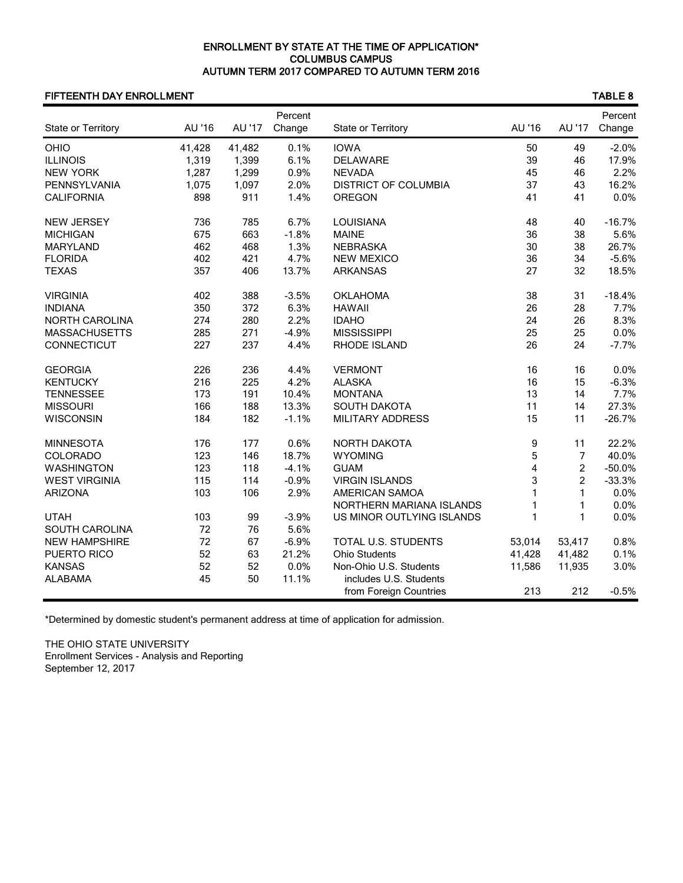# ENROLLMENT BY STATE AT THE TIME OF APPLICATION*
## COLUMBUS CAMPUS
## AUTUMN TERM 2017 COMPARED TO AUTUMN TERM 2016

**FIFTEENTH DAY ENROLLMENT** — **TABLE 8**

| State or Territory | AU '16 | AU '17 | Percent Change | State or Territory | AU '16 | AU '17 | Percent Change |
|---|---|---|---|---|---|---|---|
| OHIO | 41,428 | 41,482 | 0.1% | IOWA | 50 | 49 | -2.0% |
| ILLINOIS | 1,319 | 1,399 | 6.1% | DELAWARE | 39 | 46 | 17.9% |
| NEW YORK | 1,287 | 1,299 | 0.9% | NEVADA | 45 | 46 | 2.2% |
| PENNSYLVANIA | 1,075 | 1,097 | 2.0% | DISTRICT OF COLUMBIA | 37 | 43 | 16.2% |
| CALIFORNIA | 898 | 911 | 1.4% | OREGON | 41 | 41 | 0.0% |
| NEW JERSEY | 736 | 785 | 6.7% | LOUISIANA | 48 | 40 | -16.7% |
| MICHIGAN | 675 | 663 | -1.8% | MAINE | 36 | 38 | 5.6% |
| MARYLAND | 462 | 468 | 1.3% | NEBRASKA | 30 | 38 | 26.7% |
| FLORIDA | 402 | 421 | 4.7% | NEW MEXICO | 36 | 34 | -5.6% |
| TEXAS | 357 | 406 | 13.7% | ARKANSAS | 27 | 32 | 18.5% |
| VIRGINIA | 402 | 388 | -3.5% | OKLAHOMA | 38 | 31 | -18.4% |
| INDIANA | 350 | 372 | 6.3% | HAWAII | 26 | 28 | 7.7% |
| NORTH CAROLINA | 274 | 280 | 2.2% | IDAHO | 24 | 26 | 8.3% |
| MASSACHUSETTS | 285 | 271 | -4.9% | MISSISSIPPI | 25 | 25 | 0.0% |
| CONNECTICUT | 227 | 237 | 4.4% | RHODE ISLAND | 26 | 24 | -7.7% |
| GEORGIA | 226 | 236 | 4.4% | VERMONT | 16 | 16 | 0.0% |
| KENTUCKY | 216 | 225 | 4.2% | ALASKA | 16 | 15 | -6.3% |
| TENNESSEE | 173 | 191 | 10.4% | MONTANA | 13 | 14 | 7.7% |
| MISSOURI | 166 | 188 | 13.3% | SOUTH DAKOTA | 11 | 14 | 27.3% |
| WISCONSIN | 184 | 182 | -1.1% | MILITARY ADDRESS | 15 | 11 | -26.7% |
| MINNESOTA | 176 | 177 | 0.6% | NORTH DAKOTA | 9 | 11 | 22.2% |
| COLORADO | 123 | 146 | 18.7% | WYOMING | 5 | 7 | 40.0% |
| WASHINGTON | 123 | 118 | -4.1% | GUAM | 4 | 2 | -50.0% |
| WEST VIRGINIA | 115 | 114 | -0.9% | VIRGIN ISLANDS | 3 | 2 | -33.3% |
| ARIZONA | 103 | 106 | 2.9% | AMERICAN SAMOA | 1 | 1 | 0.0% |
| | | | | NORTHERN MARIANA ISLANDS | 1 | 1 | 0.0% |
| UTAH | 103 | 99 | -3.9% | US MINOR OUTLYING ISLANDS | 1 | 1 | 0.0% |
| SOUTH CAROLINA | 72 | 76 | 5.6% | | | | |
| NEW HAMPSHIRE | 72 | 67 | -6.9% | TOTAL U.S. STUDENTS | 53,014 | 53,417 | 0.8% |
| PUERTO RICO | 52 | 63 | 21.2% | Ohio Students | 41,428 | 41,482 | 0.1% |
| KANSAS | 52 | 52 | 0.0% | Non-Ohio U.S. Students | 11,586 | 11,935 | 3.0% |
| ALABAMA | 45 | 50 | 11.1% | includes U.S. Students from Foreign Countries | 213 | 212 | -0.5% |

*Determined by domestic student's permanent address at time of application for admission.

THE OHIO STATE UNIVERSITY
Enrollment Services - Analysis and Reporting
September 12, 2017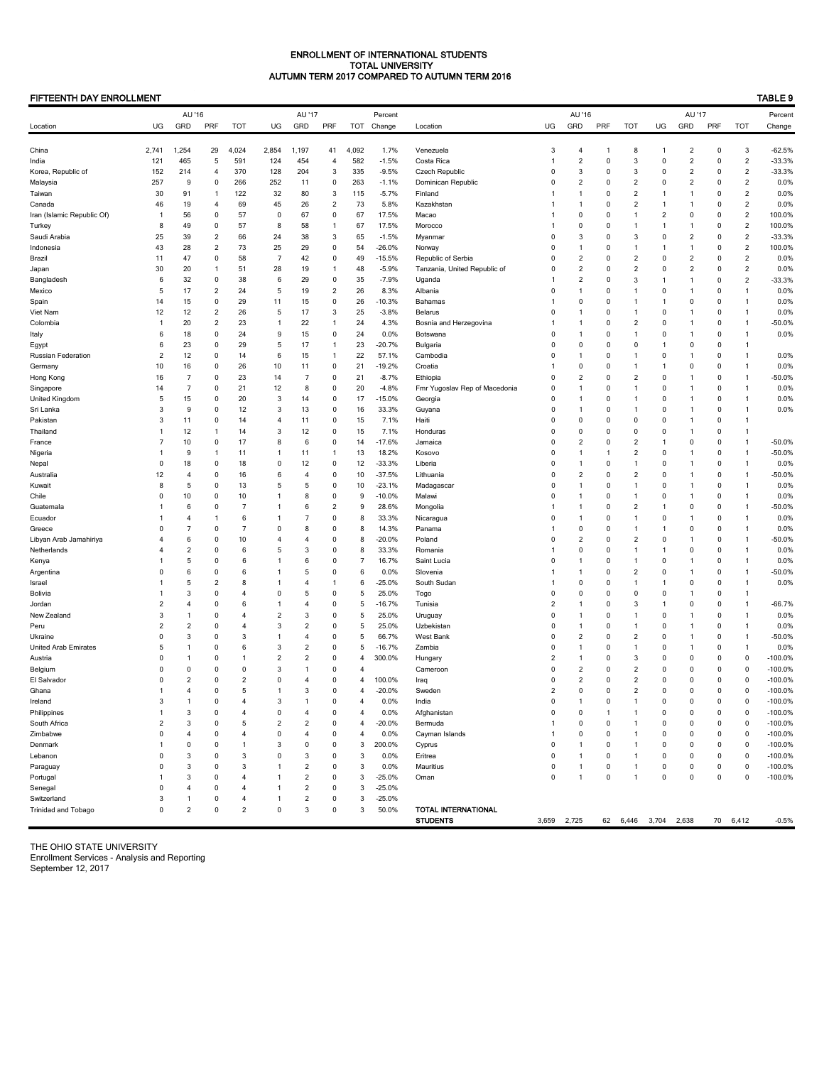# ENROLLMENT OF INTERNATIONAL STUDENTS
## TOTAL UNIVERSITY
## AUTUMN TERM 2017 COMPARED TO AUTUMN TERM 2016

**FIFTEENTH DAY ENROLLMENT** **TABLE 9**

| Location | AU '16 UG | AU '16 GRD | AU '16 PRF | AU '16 TOT | AU '17 UG | AU '17 GRD | AU '17 PRF | AU '17 TOT | Percent Change |
|---|---|---|---|---|---|---|---|---|---|
| China | 2,741 | 1,254 | 29 | 4,024 | 2,854 | 1,197 | 41 | 4,092 | 1.7% |
| India | 121 | 465 | 5 | 591 | 124 | 454 | 4 | 582 | -1.5% |
| Korea, Republic of | 152 | 214 | 4 | 370 | 128 | 204 | 3 | 335 | -9.5% |
| Malaysia | 257 | 9 | 0 | 266 | 252 | 11 | 0 | 263 | -1.1% |
| Taiwan | 30 | 91 | 1 | 122 | 32 | 80 | 3 | 115 | -5.7% |
| Canada | 46 | 19 | 4 | 69 | 45 | 26 | 2 | 73 | 5.8% |
| Iran (Islamic Republic Of) | 1 | 56 | 0 | 57 | 0 | 67 | 0 | 67 | 17.5% |
| Turkey | 8 | 49 | 0 | 57 | 8 | 58 | 1 | 67 | 17.5% |
| Saudi Arabia | 25 | 39 | 2 | 66 | 24 | 38 | 3 | 65 | -1.5% |
| Indonesia | 43 | 28 | 2 | 73 | 25 | 29 | 0 | 54 | -26.0% |
| Brazil | 11 | 47 | 0 | 58 | 7 | 42 | 0 | 49 | -15.5% |
| Japan | 30 | 20 | 1 | 51 | 28 | 19 | 1 | 48 | -5.9% |
| Bangladesh | 6 | 32 | 0 | 38 | 6 | 29 | 0 | 35 | -7.9% |
| Mexico | 5 | 17 | 2 | 24 | 5 | 19 | 2 | 26 | 8.3% |
| Spain | 14 | 15 | 0 | 29 | 11 | 15 | 0 | 26 | -10.3% |
| Viet Nam | 12 | 12 | 2 | 26 | 5 | 17 | 3 | 25 | -3.8% |
| Colombia | 1 | 20 | 2 | 23 | 1 | 22 | 1 | 24 | 4.3% |
| Italy | 6 | 18 | 0 | 24 | 9 | 15 | 0 | 24 | 0.0% |
| Egypt | 6 | 23 | 0 | 29 | 5 | 17 | 1 | 23 | -20.7% |
| Russian Federation | 2 | 12 | 0 | 14 | 6 | 15 | 1 | 22 | 57.1% |
| Germany | 10 | 16 | 0 | 26 | 10 | 11 | 0 | 21 | -19.2% |
| Hong Kong | 16 | 7 | 0 | 23 | 14 | 7 | 0 | 21 | -8.7% |
| Singapore | 14 | 7 | 0 | 21 | 12 | 8 | 0 | 20 | -4.8% |
| United Kingdom | 5 | 15 | 0 | 20 | 3 | 14 | 0 | 17 | -15.0% |
| Sri Lanka | 3 | 9 | 0 | 12 | 3 | 13 | 0 | 16 | 33.3% |
| Pakistan | 3 | 11 | 0 | 14 | 4 | 11 | 0 | 15 | 7.1% |
| Thailand | 1 | 12 | 1 | 14 | 3 | 12 | 0 | 15 | 7.1% |
| France | 7 | 10 | 0 | 17 | 8 | 6 | 0 | 14 | -17.6% |
| Nigeria | 1 | 9 | 1 | 11 | 1 | 11 | 1 | 13 | 18.2% |
| Nepal | 0 | 18 | 0 | 18 | 0 | 12 | 0 | 12 | -33.3% |
| Australia | 12 | 4 | 0 | 16 | 6 | 4 | 0 | 10 | -37.5% |
| Kuwait | 8 | 5 | 0 | 13 | 5 | 5 | 0 | 10 | -23.1% |
| Chile | 0 | 10 | 0 | 10 | 1 | 8 | 0 | 9 | -10.0% |
| Guatemala | 1 | 6 | 0 | 7 | 1 | 6 | 2 | 9 | 28.6% |
| Ecuador | 1 | 4 | 1 | 6 | 1 | 7 | 0 | 8 | 33.3% |
| Greece | 0 | 7 | 0 | 7 | 0 | 8 | 0 | 8 | 14.3% |
| Libyan Arab Jamahiriya | 4 | 6 | 0 | 10 | 4 | 4 | 0 | 8 | -20.0% |
| Netherlands | 4 | 2 | 0 | 6 | 5 | 3 | 0 | 8 | 33.3% |
| Kenya | 1 | 5 | 0 | 6 | 1 | 6 | 0 | 7 | 16.7% |
| Argentina | 0 | 6 | 0 | 6 | 1 | 5 | 0 | 6 | 0.0% |
| Israel | 1 | 5 | 2 | 8 | 1 | 4 | 1 | 6 | -25.0% |
| Bolivia | 1 | 3 | 0 | 4 | 0 | 5 | 0 | 5 | 25.0% |
| Jordan | 2 | 4 | 0 | 6 | 1 | 4 | 0 | 5 | -16.7% |
| New Zealand | 3 | 1 | 0 | 4 | 2 | 3 | 0 | 5 | 25.0% |
| Peru | 2 | 2 | 0 | 4 | 3 | 2 | 0 | 5 | 25.0% |
| Ukraine | 0 | 3 | 0 | 3 | 1 | 4 | 0 | 5 | 66.7% |
| United Arab Emirates | 5 | 1 | 0 | 6 | 3 | 2 | 0 | 5 | -16.7% |
| Austria | 0 | 1 | 0 | 1 | 2 | 2 | 0 | 4 | 300.0% |
| Belgium | 0 | 0 | 0 | 0 | 3 | 1 | 0 | 4 | |
| El Salvador | 0 | 2 | 0 | 2 | 0 | 4 | 0 | 4 | 100.0% |
| Ghana | 1 | 4 | 0 | 5 | 1 | 3 | 0 | 4 | -20.0% |
| Ireland | 3 | 1 | 0 | 4 | 3 | 1 | 0 | 4 | 0.0% |
| Philippines | 1 | 3 | 0 | 4 | 0 | 4 | 0 | 4 | 0.0% |
| South Africa | 2 | 3 | 0 | 5 | 2 | 2 | 0 | 4 | -20.0% |
| Zimbabwe | 0 | 4 | 0 | 4 | 0 | 4 | 0 | 4 | 0.0% |
| Denmark | 1 | 0 | 0 | 1 | 3 | 0 | 0 | 3 | 200.0% |
| Lebanon | 0 | 3 | 0 | 3 | 0 | 3 | 0 | 3 | 0.0% |
| Paraguay | 0 | 3 | 0 | 3 | 1 | 2 | 0 | 3 | 0.0% |
| Portugal | 1 | 3 | 0 | 4 | 1 | 2 | 0 | 3 | -25.0% |
| Senegal | 0 | 4 | 0 | 4 | 1 | 2 | 0 | 3 | -25.0% |
| Switzerland | 3 | 1 | 0 | 4 | 1 | 2 | 0 | 3 | -25.0% |
| Trinidad and Tobago | 0 | 2 | 0 | 2 | 0 | 3 | 0 | 3 | 50.0% |
| Venezuela | 3 | 4 | 1 | 8 | 1 | 2 | 0 | 3 | -62.5% |
| Costa Rica | 1 | 2 | 0 | 3 | 0 | 2 | 0 | 2 | -33.3% |
| Czech Republic | 0 | 3 | 0 | 3 | 0 | 2 | 0 | 2 | -33.3% |
| Dominican Republic | 0 | 2 | 0 | 2 | 0 | 2 | 0 | 2 | 0.0% |
| Finland | 1 | 1 | 0 | 2 | 1 | 1 | 0 | 2 | 0.0% |
| Kazakhstan | 1 | 1 | 0 | 2 | 1 | 1 | 0 | 2 | 0.0% |
| Macao | 1 | 0 | 0 | 1 | 2 | 0 | 0 | 2 | 100.0% |
| Morocco | 1 | 0 | 0 | 1 | 1 | 1 | 0 | 2 | 100.0% |
| Myanmar | 0 | 3 | 0 | 3 | 0 | 2 | 0 | 2 | -33.3% |
| Norway | 0 | 1 | 0 | 1 | 1 | 1 | 0 | 2 | 100.0% |
| Republic of Serbia | 0 | 2 | 0 | 2 | 0 | 2 | 0 | 2 | 0.0% |
| Tanzania, United Republic of | 0 | 2 | 0 | 2 | 0 | 2 | 0 | 2 | 0.0% |
| Uganda | 1 | 2 | 0 | 3 | 1 | 1 | 0 | 2 | -33.3% |
| Albania | 0 | 1 | 0 | 1 | 0 | 1 | 0 | 1 | 0.0% |
| Bahamas | 1 | 0 | 0 | 1 | 1 | 0 | 0 | 1 | 0.0% |
| Belarus | 0 | 1 | 0 | 1 | 0 | 1 | 0 | 1 | 0.0% |
| Bosnia and Herzegovina | 1 | 1 | 0 | 2 | 0 | 1 | 0 | 1 | -50.0% |
| Botswana | 0 | 1 | 0 | 1 | 0 | 1 | 0 | 1 | 0.0% |
| Bulgaria | 0 | 0 | 0 | 0 | 1 | 0 | 0 | 1 | |
| Cambodia | 0 | 1 | 0 | 1 | 0 | 1 | 0 | 1 | 0.0% |
| Croatia | 1 | 0 | 0 | 1 | 1 | 0 | 0 | 1 | 0.0% |
| Ethiopia | 0 | 2 | 0 | 2 | 0 | 1 | 0 | 1 | -50.0% |
| Fmr Yugoslav Rep of Macedonia | 0 | 1 | 0 | 1 | 0 | 1 | 0 | 1 | 0.0% |
| Georgia | 0 | 1 | 0 | 1 | 0 | 1 | 0 | 1 | 0.0% |
| Guyana | 0 | 1 | 0 | 1 | 0 | 1 | 0 | 1 | 0.0% |
| Haiti | 0 | 0 | 0 | 0 | 0 | 1 | 0 | 1 | |
| Honduras | 0 | 0 | 0 | 0 | 0 | 1 | 0 | 1 | |
| Jamaica | 0 | 2 | 0 | 2 | 1 | 0 | 0 | 1 | -50.0% |
| Kosovo | 0 | 1 | 1 | 2 | 0 | 1 | 0 | 1 | -50.0% |
| Liberia | 0 | 1 | 0 | 1 | 0 | 1 | 0 | 1 | 0.0% |
| Lithuania | 0 | 2 | 0 | 2 | 0 | 1 | 0 | 1 | -50.0% |
| Madagascar | 0 | 1 | 0 | 1 | 0 | 1 | 0 | 1 | 0.0% |
| Malawi | 0 | 1 | 0 | 1 | 0 | 1 | 0 | 1 | 0.0% |
| Mongolia | 1 | 1 | 0 | 2 | 1 | 0 | 0 | 1 | -50.0% |
| Nicaragua | 0 | 1 | 0 | 1 | 0 | 1 | 0 | 1 | 0.0% |
| Panama | 1 | 0 | 0 | 1 | 1 | 0 | 0 | 1 | 0.0% |
| Poland | 0 | 2 | 0 | 2 | 0 | 1 | 0 | 1 | -50.0% |
| Romania | 1 | 0 | 0 | 1 | 1 | 0 | 0 | 1 | 0.0% |
| Saint Lucia | 0 | 1 | 0 | 1 | 0 | 1 | 0 | 1 | 0.0% |
| Slovenia | 1 | 1 | 0 | 2 | 0 | 1 | 0 | 1 | -50.0% |
| South Sudan | 1 | 0 | 0 | 1 | 1 | 0 | 0 | 1 | 0.0% |
| Togo | 0 | 0 | 0 | 0 | 0 | 1 | 0 | 1 | |
| Tunisia | 2 | 1 | 0 | 3 | 1 | 0 | 0 | 1 | -66.7% |
| Uruguay | 0 | 1 | 0 | 1 | 0 | 1 | 0 | 1 | 0.0% |
| Uzbekistan | 0 | 1 | 0 | 1 | 0 | 1 | 0 | 1 | 0.0% |
| West Bank | 0 | 2 | 0 | 2 | 0 | 1 | 0 | 1 | -50.0% |
| Zambia | 0 | 1 | 0 | 1 | 0 | 1 | 0 | 1 | 0.0% |
| Hungary | 2 | 1 | 0 | 3 | 0 | 0 | 0 | 0 | -100.0% |
| Cameroon | 0 | 2 | 0 | 2 | 0 | 0 | 0 | 0 | -100.0% |
| Iraq | 0 | 2 | 0 | 2 | 0 | 0 | 0 | 0 | -100.0% |
| Sweden | 2 | 0 | 0 | 2 | 0 | 0 | 0 | 0 | -100.0% |
| India | 0 | 1 | 0 | 1 | 0 | 0 | 0 | 0 | -100.0% |
| Afghanistan | 0 | 0 | 1 | 1 | 0 | 0 | 0 | 0 | -100.0% |
| Bermuda | 1 | 0 | 0 | 1 | 0 | 0 | 0 | 0 | -100.0% |
| Cayman Islands | 1 | 0 | 0 | 1 | 0 | 0 | 0 | 0 | -100.0% |
| Cyprus | 0 | 1 | 0 | 1 | 0 | 0 | 0 | 0 | -100.0% |
| Eritrea | 0 | 1 | 0 | 1 | 0 | 0 | 0 | 0 | -100.0% |
| Mauritius | 0 | 1 | 0 | 1 | 0 | 0 | 0 | 0 | -100.0% |
| Oman | 0 | 1 | 0 | 1 | 0 | 0 | 0 | 0 | -100.0% |
| **TOTAL INTERNATIONAL STUDENTS** | 3,659 | 2,725 | 62 | 6,446 | 3,704 | 2,638 | 70 | 6,412 | -0.5% |

THE OHIO STATE UNIVERSITY
Enrollment Services - Analysis and Reporting
September 12, 2017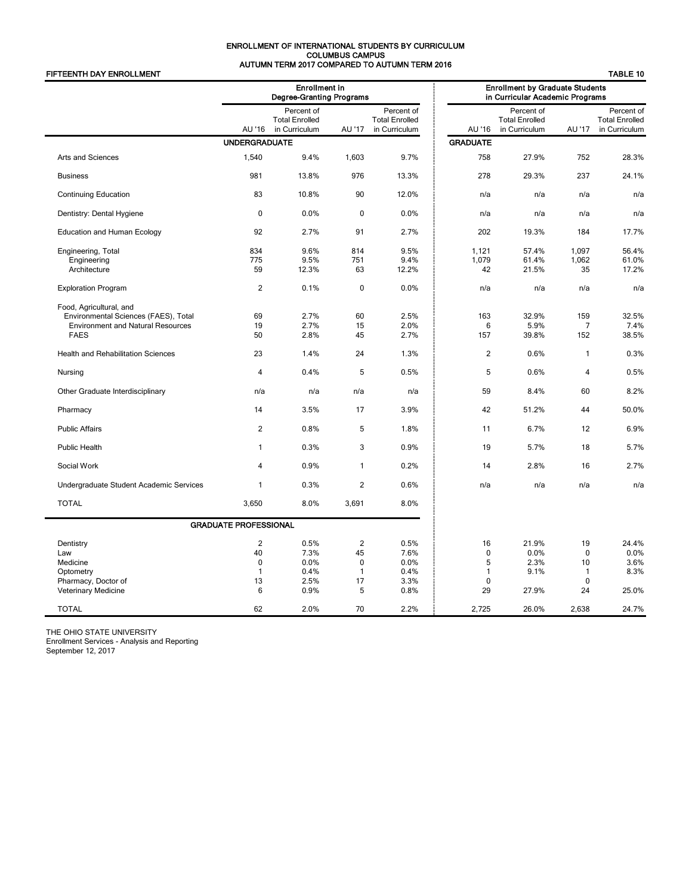# ENROLLMENT OF INTERNATIONAL STUDENTS BY CURRICULUM
## COLUMBUS CAMPUS
## AUTUMN TERM 2017 COMPARED TO AUTUMN TERM 2016

**FIFTEENTH DAY ENROLLMENT** **TABLE 10**

| | Enrollment in Degree-Granting Programs | | | | Enrollment by Graduate Students in Curricular Academic Programs | | | |
|---|---|---|---|---|---|---|---|---|
| | AU '16 | Percent of Total Enrolled in Curriculum | AU '17 | Percent of Total Enrolled in Curriculum | AU '16 | Percent of Total Enrolled in Curriculum | AU '17 | Percent of Total Enrolled in Curriculum |
| | **UNDERGRADUATE** | | | | **GRADUATE** | | | |
| Arts and Sciences | 1,540 | 9.4% | 1,603 | 9.7% | 758 | 27.9% | 752 | 28.3% |
| Business | 981 | 13.8% | 976 | 13.3% | 278 | 29.3% | 237 | 24.1% |
| Continuing Education | 83 | 10.8% | 90 | 12.0% | n/a | n/a | n/a | n/a |
| Dentistry: Dental Hygiene | 0 | 0.0% | 0 | 0.0% | n/a | n/a | n/a | n/a |
| Education and Human Ecology | 92 | 2.7% | 91 | 2.7% | 202 | 19.3% | 184 | 17.7% |
| Engineering, Total | 834 | 9.6% | 814 | 9.5% | 1,121 | 57.4% | 1,097 | 56.4% |
| Engineering | 775 | 9.5% | 751 | 9.4% | 1,079 | 61.4% | 1,062 | 61.0% |
| Architecture | 59 | 12.3% | 63 | 12.2% | 42 | 21.5% | 35 | 17.2% |
| Exploration Program | 2 | 0.1% | 0 | 0.0% | n/a | n/a | n/a | n/a |
| Food, Agricultural, and Environmental Sciences (FAES), Total | 69 | 2.7% | 60 | 2.5% | 163 | 32.9% | 159 | 32.5% |
| Environment and Natural Resources | 19 | 2.7% | 15 | 2.0% | 6 | 5.9% | 7 | 7.4% |
| FAES | 50 | 2.8% | 45 | 2.7% | 157 | 39.8% | 152 | 38.5% |
| Health and Rehabilitation Sciences | 23 | 1.4% | 24 | 1.3% | 2 | 0.6% | 1 | 0.3% |
| Nursing | 4 | 0.4% | 5 | 0.5% | 5 | 0.6% | 4 | 0.5% |
| Other Graduate Interdisciplinary | n/a | n/a | n/a | n/a | 59 | 8.4% | 60 | 8.2% |
| Pharmacy | 14 | 3.5% | 17 | 3.9% | 42 | 51.2% | 44 | 50.0% |
| Public Affairs | 2 | 0.8% | 5 | 1.8% | 11 | 6.7% | 12 | 6.9% |
| Public Health | 1 | 0.3% | 3 | 0.9% | 19 | 5.7% | 18 | 5.7% |
| Social Work | 4 | 0.9% | 1 | 0.2% | 14 | 2.8% | 16 | 2.7% |
| Undergraduate Student Academic Services | 1 | 0.3% | 2 | 0.6% | n/a | n/a | n/a | n/a |
| TOTAL | 3,650 | 8.0% | 3,691 | 8.0% | | | | |
| | **GRADUATE PROFESSIONAL** | | | | | | | |
| Dentistry | 2 | 0.5% | 2 | 0.5% | 16 | 21.9% | 19 | 24.4% |
| Law | 40 | 7.3% | 45 | 7.6% | 0 | 0.0% | 0 | 0.0% |
| Medicine | 0 | 0.0% | 0 | 0.0% | 5 | 2.3% | 10 | 3.6% |
| Optometry | 1 | 0.4% | 1 | 0.4% | 1 | 9.1% | 1 | 8.3% |
| Pharmacy, Doctor of | 13 | 2.5% | 17 | 3.3% | 0 | | 0 | |
| Veterinary Medicine | 6 | 0.9% | 5 | 0.8% | 29 | 27.9% | 24 | 25.0% |
| TOTAL | 62 | 2.0% | 70 | 2.2% | 2,725 | 26.0% | 2,638 | 24.7% |

THE OHIO STATE UNIVERSITY
Enrollment Services - Analysis and Reporting
September 12, 2017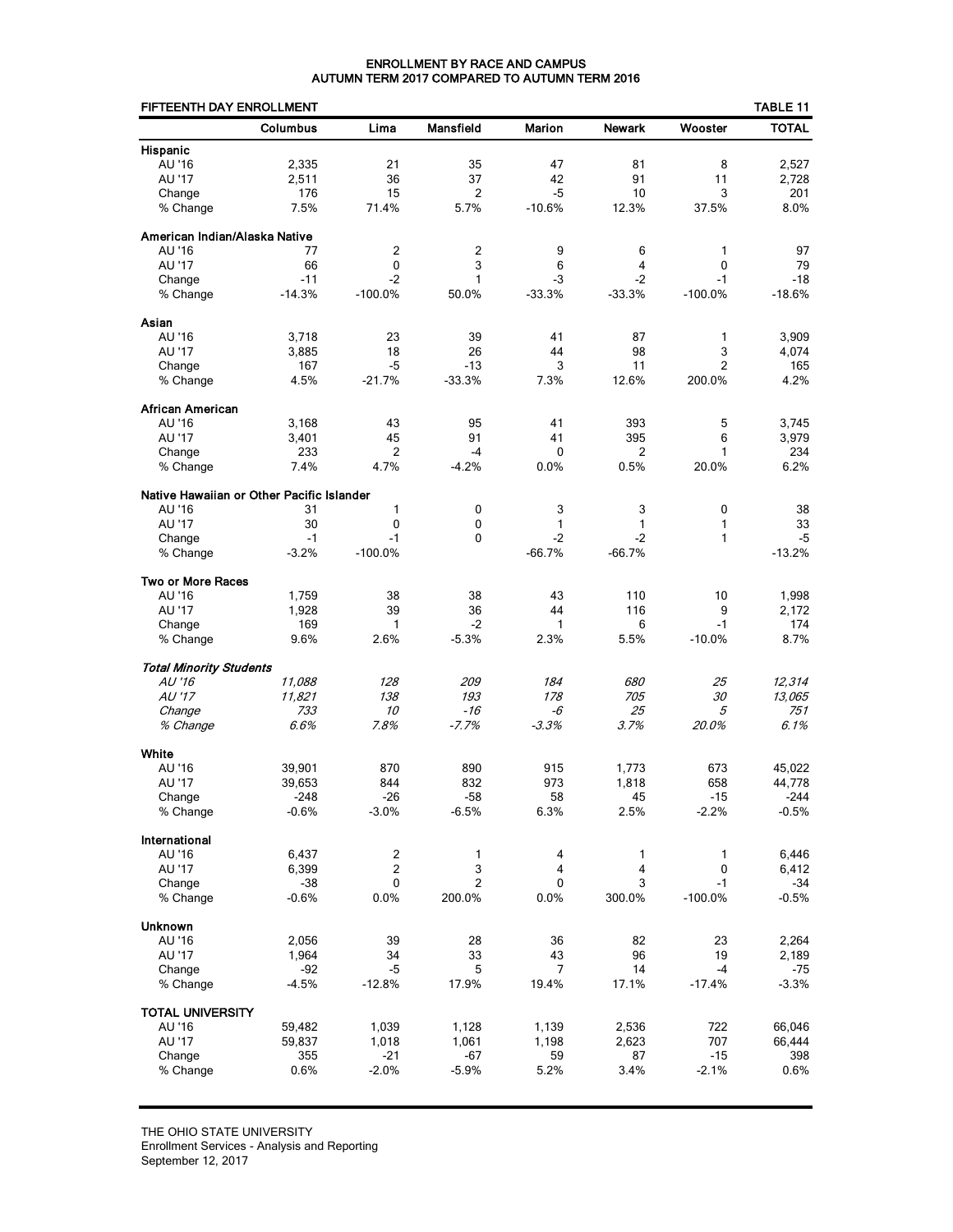# ENROLLMENT BY RACE AND CAMPUS
## AUTUMN TERM 2017 COMPARED TO AUTUMN TERM 2016

**FIFTEENTH DAY ENROLLMENT** — **TABLE 11**

| | Columbus | Lima | Mansfield | Marion | Newark | Wooster | TOTAL |
|---|---|---|---|---|---|---|---|
| **Hispanic** | | | | | | | |
| AU '16 | 2,335 | 21 | 35 | 47 | 81 | 8 | 2,527 |
| AU '17 | 2,511 | 36 | 37 | 42 | 91 | 11 | 2,728 |
| Change | 176 | 15 | 2 | -5 | 10 | 3 | 201 |
| % Change | 7.5% | 71.4% | 5.7% | -10.6% | 12.3% | 37.5% | 8.0% |
| **American Indian/Alaska Native** | | | | | | | |
| AU '16 | 77 | 2 | 2 | 9 | 6 | 1 | 97 |
| AU '17 | 66 | 0 | 3 | 6 | 4 | 0 | 79 |
| Change | -11 | -2 | 1 | -3 | -2 | -1 | -18 |
| % Change | -14.3% | -100.0% | 50.0% | -33.3% | -33.3% | -100.0% | -18.6% |
| **Asian** | | | | | | | |
| AU '16 | 3,718 | 23 | 39 | 41 | 87 | 1 | 3,909 |
| AU '17 | 3,885 | 18 | 26 | 44 | 98 | 3 | 4,074 |
| Change | 167 | -5 | -13 | 3 | 11 | 2 | 165 |
| % Change | 4.5% | -21.7% | -33.3% | 7.3% | 12.6% | 200.0% | 4.2% |
| **African American** | | | | | | | |
| AU '16 | 3,168 | 43 | 95 | 41 | 393 | 5 | 3,745 |
| AU '17 | 3,401 | 45 | 91 | 41 | 395 | 6 | 3,979 |
| Change | 233 | 2 | -4 | 0 | 2 | 1 | 234 |
| % Change | 7.4% | 4.7% | -4.2% | 0.0% | 0.5% | 20.0% | 6.2% |
| **Native Hawaiian or Other Pacific Islander** | | | | | | | |
| AU '16 | 31 | 1 | 0 | 3 | 3 | 0 | 38 |
| AU '17 | 30 | 0 | 0 | 1 | 1 | 1 | 33 |
| Change | -1 | -1 | 0 | -2 | -2 | 1 | -5 |
| % Change | -3.2% | -100.0% | | -66.7% | -66.7% | | -13.2% |
| **Two or More Races** | | | | | | | |
| AU '16 | 1,759 | 38 | 38 | 43 | 110 | 10 | 1,998 |
| AU '17 | 1,928 | 39 | 36 | 44 | 116 | 9 | 2,172 |
| Change | 169 | 1 | -2 | 1 | 6 | -1 | 174 |
| % Change | 9.6% | 2.6% | -5.3% | 2.3% | 5.5% | -10.0% | 8.7% |
| ***Total Minority Students*** | | | | | | | |
| *AU '16* | *11,088* | *128* | *209* | *184* | *680* | *25* | *12,314* |
| *AU '17* | *11,821* | *138* | *193* | *178* | *705* | *30* | *13,065* |
| *Change* | *733* | *10* | *-16* | *-6* | *25* | *5* | *751* |
| *% Change* | *6.6%* | *7.8%* | *-7.7%* | *-3.3%* | *3.7%* | *20.0%* | *6.1%* |
| **White** | | | | | | | |
| AU '16 | 39,901 | 870 | 890 | 915 | 1,773 | 673 | 45,022 |
| AU '17 | 39,653 | 844 | 832 | 973 | 1,818 | 658 | 44,778 |
| Change | -248 | -26 | -58 | 58 | 45 | -15 | -244 |
| % Change | -0.6% | -3.0% | -6.5% | 6.3% | 2.5% | -2.2% | -0.5% |
| **International** | | | | | | | |
| AU '16 | 6,437 | 2 | 1 | 4 | 1 | 1 | 6,446 |
| AU '17 | 6,399 | 2 | 3 | 4 | 4 | 0 | 6,412 |
| Change | -38 | 0 | 2 | 0 | 3 | -1 | -34 |
| % Change | -0.6% | 0.0% | 200.0% | 0.0% | 300.0% | -100.0% | -0.5% |
| **Unknown** | | | | | | | |
| AU '16 | 2,056 | 39 | 28 | 36 | 82 | 23 | 2,264 |
| AU '17 | 1,964 | 34 | 33 | 43 | 96 | 19 | 2,189 |
| Change | -92 | -5 | 5 | 7 | 14 | -4 | -75 |
| % Change | -4.5% | -12.8% | 17.9% | 19.4% | 17.1% | -17.4% | -3.3% |
| **TOTAL UNIVERSITY** | | | | | | | |
| AU '16 | 59,482 | 1,039 | 1,128 | 1,139 | 2,536 | 722 | 66,046 |
| AU '17 | 59,837 | 1,018 | 1,061 | 1,198 | 2,623 | 707 | 66,444 |
| Change | 355 | -21 | -67 | 59 | 87 | -15 | 398 |
| % Change | 0.6% | -2.0% | -5.9% | 5.2% | 3.4% | -2.1% | 0.6% |

THE OHIO STATE UNIVERSITY
Enrollment Services - Analysis and Reporting
September 12, 2017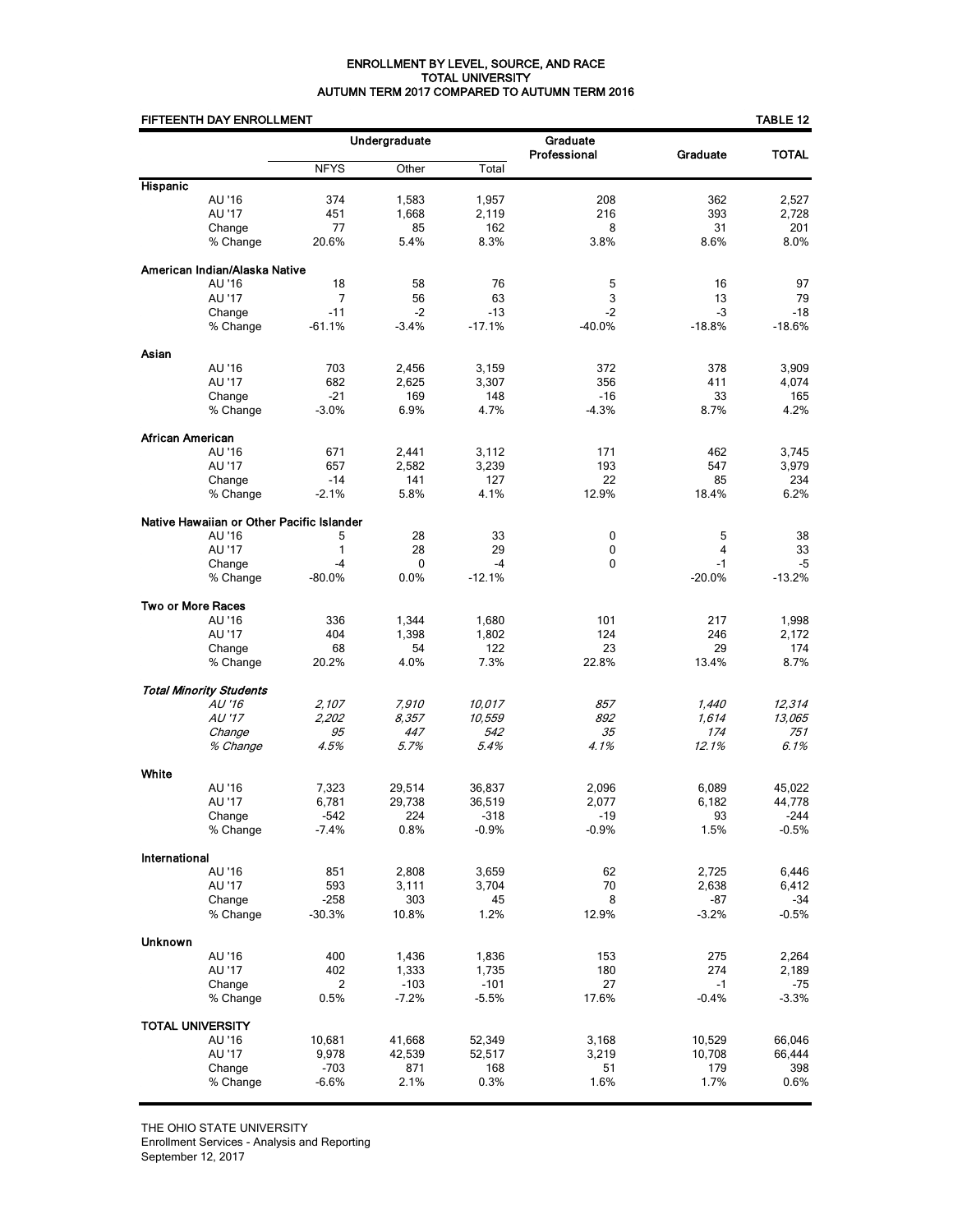**ENROLLMENT BY LEVEL, SOURCE, AND RACE**
**TOTAL UNIVERSITY**
**AUTUMN TERM 2017 COMPARED TO AUTUMN TERM 2016**

**FIFTEENTH DAY ENROLLMENT** — **TABLE 12**

| | Undergraduate | | | Graduate Professional | Graduate | TOTAL |
|---|---|---|---|---|---|---|
| | NFYS | Other | Total | | | |
| **Hispanic** | | | | | | |
| AU '16 | 374 | 1,583 | 1,957 | 208 | 362 | 2,527 |
| AU '17 | 451 | 1,668 | 2,119 | 216 | 393 | 2,728 |
| Change | 77 | 85 | 162 | 8 | 31 | 201 |
| % Change | 20.6% | 5.4% | 8.3% | 3.8% | 8.6% | 8.0% |
| **American Indian/Alaska Native** | | | | | | |
| AU '16 | 18 | 58 | 76 | 5 | 16 | 97 |
| AU '17 | 7 | 56 | 63 | 3 | 13 | 79 |
| Change | -11 | -2 | -13 | -2 | -3 | -18 |
| % Change | -61.1% | -3.4% | -17.1% | -40.0% | -18.8% | -18.6% |
| **Asian** | | | | | | |
| AU '16 | 703 | 2,456 | 3,159 | 372 | 378 | 3,909 |
| AU '17 | 682 | 2,625 | 3,307 | 356 | 411 | 4,074 |
| Change | -21 | 169 | 148 | -16 | 33 | 165 |
| % Change | -3.0% | 6.9% | 4.7% | -4.3% | 8.7% | 4.2% |
| **African American** | | | | | | |
| AU '16 | 671 | 2,441 | 3,112 | 171 | 462 | 3,745 |
| AU '17 | 657 | 2,582 | 3,239 | 193 | 547 | 3,979 |
| Change | -14 | 141 | 127 | 22 | 85 | 234 |
| % Change | -2.1% | 5.8% | 4.1% | 12.9% | 18.4% | 6.2% |
| **Native Hawaiian or Other Pacific Islander** | | | | | | |
| AU '16 | 5 | 28 | 33 | 0 | 5 | 38 |
| AU '17 | 1 | 28 | 29 | 0 | 4 | 33 |
| Change | -4 | 0 | -4 | 0 | -1 | -5 |
| % Change | -80.0% | 0.0% | -12.1% | | -20.0% | -13.2% |
| **Two or More Races** | | | | | | |
| AU '16 | 336 | 1,344 | 1,680 | 101 | 217 | 1,998 |
| AU '17 | 404 | 1,398 | 1,802 | 124 | 246 | 2,172 |
| Change | 68 | 54 | 122 | 23 | 29 | 174 |
| % Change | 20.2% | 4.0% | 7.3% | 22.8% | 13.4% | 8.7% |
| ***Total Minority Students*** | | | | | | |
| *AU '16* | *2,107* | *7,910* | *10,017* | *857* | *1,440* | *12,314* |
| *AU '17* | *2,202* | *8,357* | *10,559* | *892* | *1,614* | *13,065* |
| *Change* | *95* | *447* | *542* | *35* | *174* | *751* |
| *% Change* | *4.5%* | *5.7%* | *5.4%* | *4.1%* | *12.1%* | *6.1%* |
| **White** | | | | | | |
| AU '16 | 7,323 | 29,514 | 36,837 | 2,096 | 6,089 | 45,022 |
| AU '17 | 6,781 | 29,738 | 36,519 | 2,077 | 6,182 | 44,778 |
| Change | -542 | 224 | -318 | -19 | 93 | -244 |
| % Change | -7.4% | 0.8% | -0.9% | -0.9% | 1.5% | -0.5% |
| **International** | | | | | | |
| AU '16 | 851 | 2,808 | 3,659 | 62 | 2,725 | 6,446 |
| AU '17 | 593 | 3,111 | 3,704 | 70 | 2,638 | 6,412 |
| Change | -258 | 303 | 45 | 8 | -87 | -34 |
| % Change | -30.3% | 10.8% | 1.2% | 12.9% | -3.2% | -0.5% |
| **Unknown** | | | | | | |
| AU '16 | 400 | 1,436 | 1,836 | 153 | 275 | 2,264 |
| AU '17 | 402 | 1,333 | 1,735 | 180 | 274 | 2,189 |
| Change | 2 | -103 | -101 | 27 | -1 | -75 |
| % Change | 0.5% | -7.2% | -5.5% | 17.6% | -0.4% | -3.3% |
| **TOTAL UNIVERSITY** | | | | | | |
| AU '16 | 10,681 | 41,668 | 52,349 | 3,168 | 10,529 | 66,046 |
| AU '17 | 9,978 | 42,539 | 52,517 | 3,219 | 10,708 | 66,444 |
| Change | -703 | 871 | 168 | 51 | 179 | 398 |
| % Change | -6.6% | 2.1% | 0.3% | 1.6% | 1.7% | 0.6% |

THE OHIO STATE UNIVERSITY
Enrollment Services - Analysis and Reporting
September 12, 2017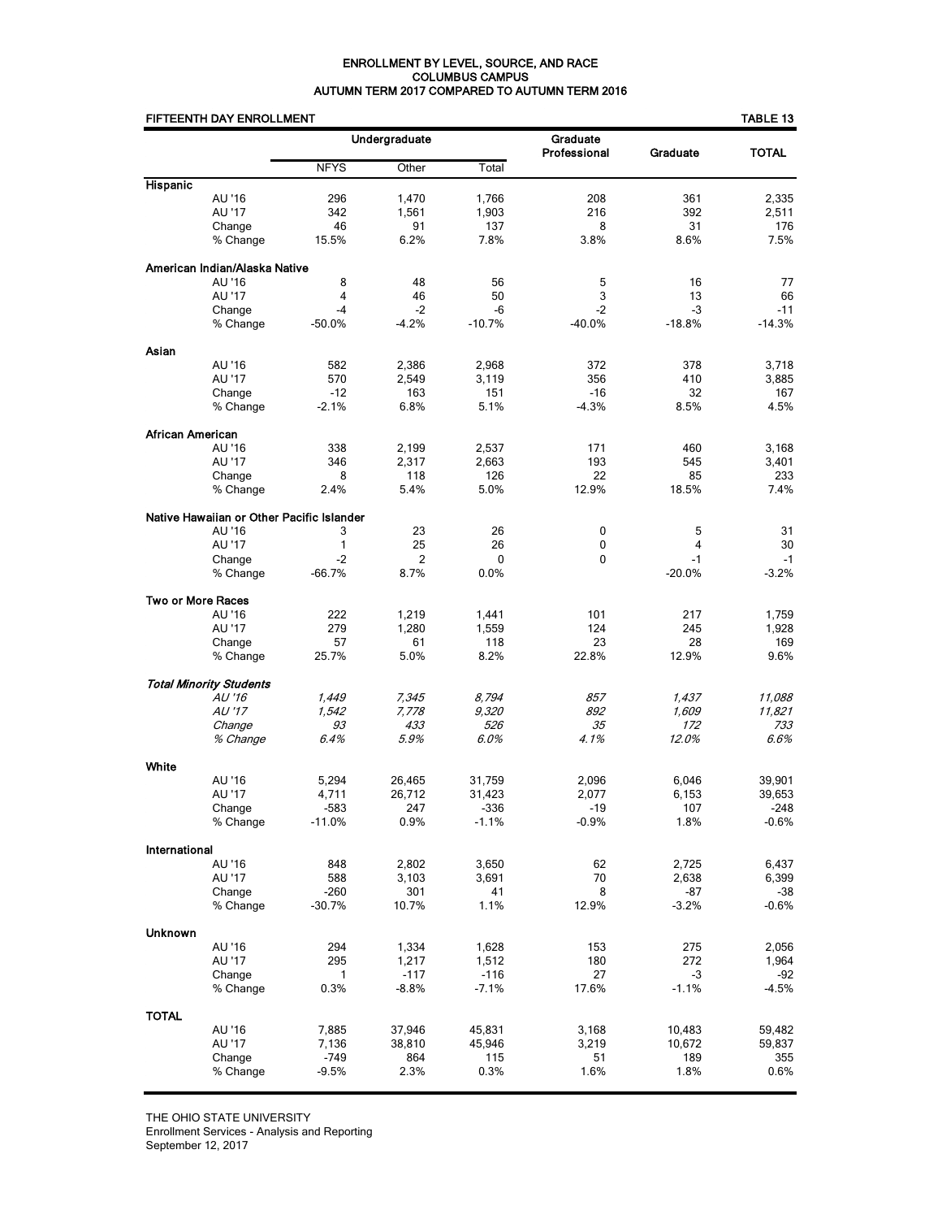# ENROLLMENT BY LEVEL, SOURCE, AND RACE
## COLUMBUS CAMPUS
## AUTUMN TERM 2017 COMPARED TO AUTUMN TERM 2016

**FIFTEENTH DAY ENROLLMENT** — **TABLE 13**

| | | Undergraduate | | | Graduate Professional | Graduate | TOTAL |
|---|---|---|---|---|---|---|---|
| | | NFYS | Other | Total | | | |
| **Hispanic** | | | | | | | |
| | AU '16 | 296 | 1,470 | 1,766 | 208 | 361 | 2,335 |
| | AU '17 | 342 | 1,561 | 1,903 | 216 | 392 | 2,511 |
| | Change | 46 | 91 | 137 | 8 | 31 | 176 |
| | % Change | 15.5% | 6.2% | 7.8% | 3.8% | 8.6% | 7.5% |
| **American Indian/Alaska Native** | | | | | | | |
| | AU '16 | 8 | 48 | 56 | 5 | 16 | 77 |
| | AU '17 | 4 | 46 | 50 | 3 | 13 | 66 |
| | Change | -4 | -2 | -6 | -2 | -3 | -11 |
| | % Change | -50.0% | -4.2% | -10.7% | -40.0% | -18.8% | -14.3% |
| **Asian** | | | | | | | |
| | AU '16 | 582 | 2,386 | 2,968 | 372 | 378 | 3,718 |
| | AU '17 | 570 | 2,549 | 3,119 | 356 | 410 | 3,885 |
| | Change | -12 | 163 | 151 | -16 | 32 | 167 |
| | % Change | -2.1% | 6.8% | 5.1% | -4.3% | 8.5% | 4.5% |
| **African American** | | | | | | | |
| | AU '16 | 338 | 2,199 | 2,537 | 171 | 460 | 3,168 |
| | AU '17 | 346 | 2,317 | 2,663 | 193 | 545 | 3,401 |
| | Change | 8 | 118 | 126 | 22 | 85 | 233 |
| | % Change | 2.4% | 5.4% | 5.0% | 12.9% | 18.5% | 7.4% |
| **Native Hawaiian or Other Pacific Islander** | | | | | | | |
| | AU '16 | 3 | 23 | 26 | 0 | 5 | 31 |
| | AU '17 | 1 | 25 | 26 | 0 | 4 | 30 |
| | Change | -2 | 2 | 0 | 0 | -1 | -1 |
| | % Change | -66.7% | 8.7% | 0.0% | | -20.0% | -3.2% |
| **Two or More Races** | | | | | | | |
| | AU '16 | 222 | 1,219 | 1,441 | 101 | 217 | 1,759 |
| | AU '17 | 279 | 1,280 | 1,559 | 124 | 245 | 1,928 |
| | Change | 57 | 61 | 118 | 23 | 28 | 169 |
| | % Change | 25.7% | 5.0% | 8.2% | 22.8% | 12.9% | 9.6% |
| ***Total Minority Students*** | | | | | | | |
| | *AU '16* | *1,449* | *7,345* | *8,794* | *857* | *1,437* | *11,088* |
| | *AU '17* | *1,542* | *7,778* | *9,320* | *892* | *1,609* | *11,821* |
| | *Change* | *93* | *433* | *526* | *35* | *172* | *733* |
| | *% Change* | *6.4%* | *5.9%* | *6.0%* | *4.1%* | *12.0%* | *6.6%* |
| **White** | | | | | | | |
| | AU '16 | 5,294 | 26,465 | 31,759 | 2,096 | 6,046 | 39,901 |
| | AU '17 | 4,711 | 26,712 | 31,423 | 2,077 | 6,153 | 39,653 |
| | Change | -583 | 247 | -336 | -19 | 107 | -248 |
| | % Change | -11.0% | 0.9% | -1.1% | -0.9% | 1.8% | -0.6% |
| **International** | | | | | | | |
| | AU '16 | 848 | 2,802 | 3,650 | 62 | 2,725 | 6,437 |
| | AU '17 | 588 | 3,103 | 3,691 | 70 | 2,638 | 6,399 |
| | Change | -260 | 301 | 41 | 8 | -87 | -38 |
| | % Change | -30.7% | 10.7% | 1.1% | 12.9% | -3.2% | -0.6% |
| **Unknown** | | | | | | | |
| | AU '16 | 294 | 1,334 | 1,628 | 153 | 275 | 2,056 |
| | AU '17 | 295 | 1,217 | 1,512 | 180 | 272 | 1,964 |
| | Change | 1 | -117 | -116 | 27 | -3 | -92 |
| | % Change | 0.3% | -8.8% | -7.1% | 17.6% | -1.1% | -4.5% |
| **TOTAL** | | | | | | | |
| | AU '16 | 7,885 | 37,946 | 45,831 | 3,168 | 10,483 | 59,482 |
| | AU '17 | 7,136 | 38,810 | 45,946 | 3,219 | 10,672 | 59,837 |
| | Change | -749 | 864 | 115 | 51 | 189 | 355 |
| | % Change | -9.5% | 2.3% | 0.3% | 1.6% | 1.8% | 0.6% |

THE OHIO STATE UNIVERSITY
Enrollment Services - Analysis and Reporting
September 12, 2017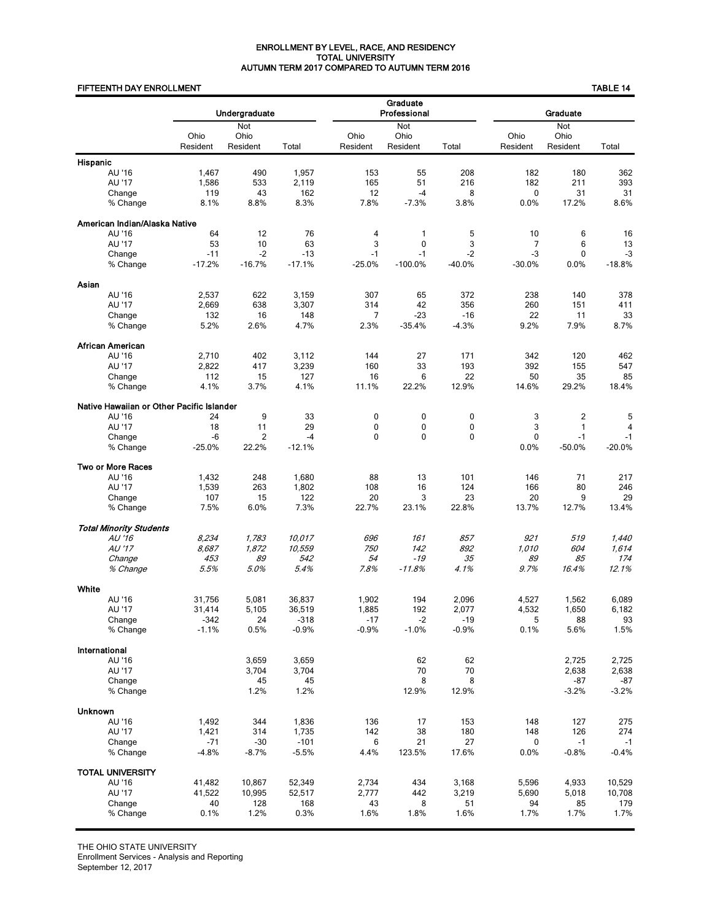# ENROLLMENT BY LEVEL, RACE, AND RESIDENCY
## TOTAL UNIVERSITY
## AUTUMN TERM 2017 COMPARED TO AUTUMN TERM 2016

**FIFTEENTH DAY ENROLLMENT** **TABLE 14**

| | Undergraduate | | | Graduate Professional | | | Graduate | | |
|---|---|---|---|---|---|---|---|---|---|
| | Ohio Resident | Not Ohio Resident | Total | Ohio Resident | Not Ohio Resident | Total | Ohio Resident | Not Ohio Resident | Total |
| **Hispanic** | | | | | | | | | |
| AU '16 | 1,467 | 490 | 1,957 | 153 | 55 | 208 | 182 | 180 | 362 |
| AU '17 | 1,586 | 533 | 2,119 | 165 | 51 | 216 | 182 | 211 | 393 |
| Change | 119 | 43 | 162 | 12 | -4 | 8 | 0 | 31 | 31 |
| % Change | 8.1% | 8.8% | 8.3% | 7.8% | -7.3% | 3.8% | 0.0% | 17.2% | 8.6% |
| **American Indian/Alaska Native** | | | | | | | | | |
| AU '16 | 64 | 12 | 76 | 4 | 1 | 5 | 10 | 6 | 16 |
| AU '17 | 53 | 10 | 63 | 3 | 0 | 3 | 7 | 6 | 13 |
| Change | -11 | -2 | -13 | -1 | -1 | -2 | -3 | 0 | -3 |
| % Change | -17.2% | -16.7% | -17.1% | -25.0% | -100.0% | -40.0% | -30.0% | 0.0% | -18.8% |
| **Asian** | | | | | | | | | |
| AU '16 | 2,537 | 622 | 3,159 | 307 | 65 | 372 | 238 | 140 | 378 |
| AU '17 | 2,669 | 638 | 3,307 | 314 | 42 | 356 | 260 | 151 | 411 |
| Change | 132 | 16 | 148 | 7 | -23 | -16 | 22 | 11 | 33 |
| % Change | 5.2% | 2.6% | 4.7% | 2.3% | -35.4% | -4.3% | 9.2% | 7.9% | 8.7% |
| **African American** | | | | | | | | | |
| AU '16 | 2,710 | 402 | 3,112 | 144 | 27 | 171 | 342 | 120 | 462 |
| AU '17 | 2,822 | 417 | 3,239 | 160 | 33 | 193 | 392 | 155 | 547 |
| Change | 112 | 15 | 127 | 16 | 6 | 22 | 50 | 35 | 85 |
| % Change | 4.1% | 3.7% | 4.1% | 11.1% | 22.2% | 12.9% | 14.6% | 29.2% | 18.4% |
| **Native Hawaiian or Other Pacific Islander** | | | | | | | | | |
| AU '16 | 24 | 9 | 33 | 0 | 0 | 0 | 3 | 2 | 5 |
| AU '17 | 18 | 11 | 29 | 0 | 0 | 0 | 3 | 1 | 4 |
| Change | -6 | 2 | -4 | 0 | 0 | 0 | 0 | -1 | -1 |
| % Change | -25.0% | 22.2% | -12.1% | | | | 0.0% | -50.0% | -20.0% |
| **Two or More Races** | | | | | | | | | |
| AU '16 | 1,432 | 248 | 1,680 | 88 | 13 | 101 | 146 | 71 | 217 |
| AU '17 | 1,539 | 263 | 1,802 | 108 | 16 | 124 | 166 | 80 | 246 |
| Change | 107 | 15 | 122 | 20 | 3 | 23 | 20 | 9 | 29 |
| % Change | 7.5% | 6.0% | 7.3% | 22.7% | 23.1% | 22.8% | 13.7% | 12.7% | 13.4% |
| ***Total Minority Students*** | | | | | | | | | |
| *AU '16* | *8,234* | *1,783* | *10,017* | *696* | *161* | *857* | *921* | *519* | *1,440* |
| *AU '17* | *8,687* | *1,872* | *10,559* | *750* | *142* | *892* | *1,010* | *604* | *1,614* |
| *Change* | *453* | *89* | *542* | *54* | *-19* | *35* | *89* | *85* | *174* |
| *% Change* | *5.5%* | *5.0%* | *5.4%* | *7.8%* | *-11.8%* | *4.1%* | *9.7%* | *16.4%* | *12.1%* |
| **White** | | | | | | | | | |
| AU '16 | 31,756 | 5,081 | 36,837 | 1,902 | 194 | 2,096 | 4,527 | 1,562 | 6,089 |
| AU '17 | 31,414 | 5,105 | 36,519 | 1,885 | 192 | 2,077 | 4,532 | 1,650 | 6,182 |
| Change | -342 | 24 | -318 | -17 | -2 | -19 | 5 | 88 | 93 |
| % Change | -1.1% | 0.5% | -0.9% | -0.9% | -1.0% | -0.9% | 0.1% | 5.6% | 1.5% |
| **International** | | | | | | | | | |
| AU '16 | | 3,659 | 3,659 | | 62 | 62 | | 2,725 | 2,725 |
| AU '17 | | 3,704 | 3,704 | | 70 | 70 | | 2,638 | 2,638 |
| Change | | 45 | 45 | | 8 | 8 | | -87 | -87 |
| % Change | | 1.2% | 1.2% | | 12.9% | 12.9% | | -3.2% | -3.2% |
| **Unknown** | | | | | | | | | |
| AU '16 | 1,492 | 344 | 1,836 | 136 | 17 | 153 | 148 | 127 | 275 |
| AU '17 | 1,421 | 314 | 1,735 | 142 | 38 | 180 | 148 | 126 | 274 |
| Change | -71 | -30 | -101 | 6 | 21 | 27 | 0 | -1 | -1 |
| % Change | -4.8% | -8.7% | -5.5% | 4.4% | 123.5% | 17.6% | 0.0% | -0.8% | -0.4% |
| **TOTAL UNIVERSITY** | | | | | | | | | |
| AU '16 | 41,482 | 10,867 | 52,349 | 2,734 | 434 | 3,168 | 5,596 | 4,933 | 10,529 |
| AU '17 | 41,522 | 10,995 | 52,517 | 2,777 | 442 | 3,219 | 5,690 | 5,018 | 10,708 |
| Change | 40 | 128 | 168 | 43 | 8 | 51 | 94 | 85 | 179 |
| % Change | 0.1% | 1.2% | 0.3% | 1.6% | 1.8% | 1.6% | 1.7% | 1.7% | 1.7% |

THE OHIO STATE UNIVERSITY
Enrollment Services - Analysis and Reporting
September 12, 2017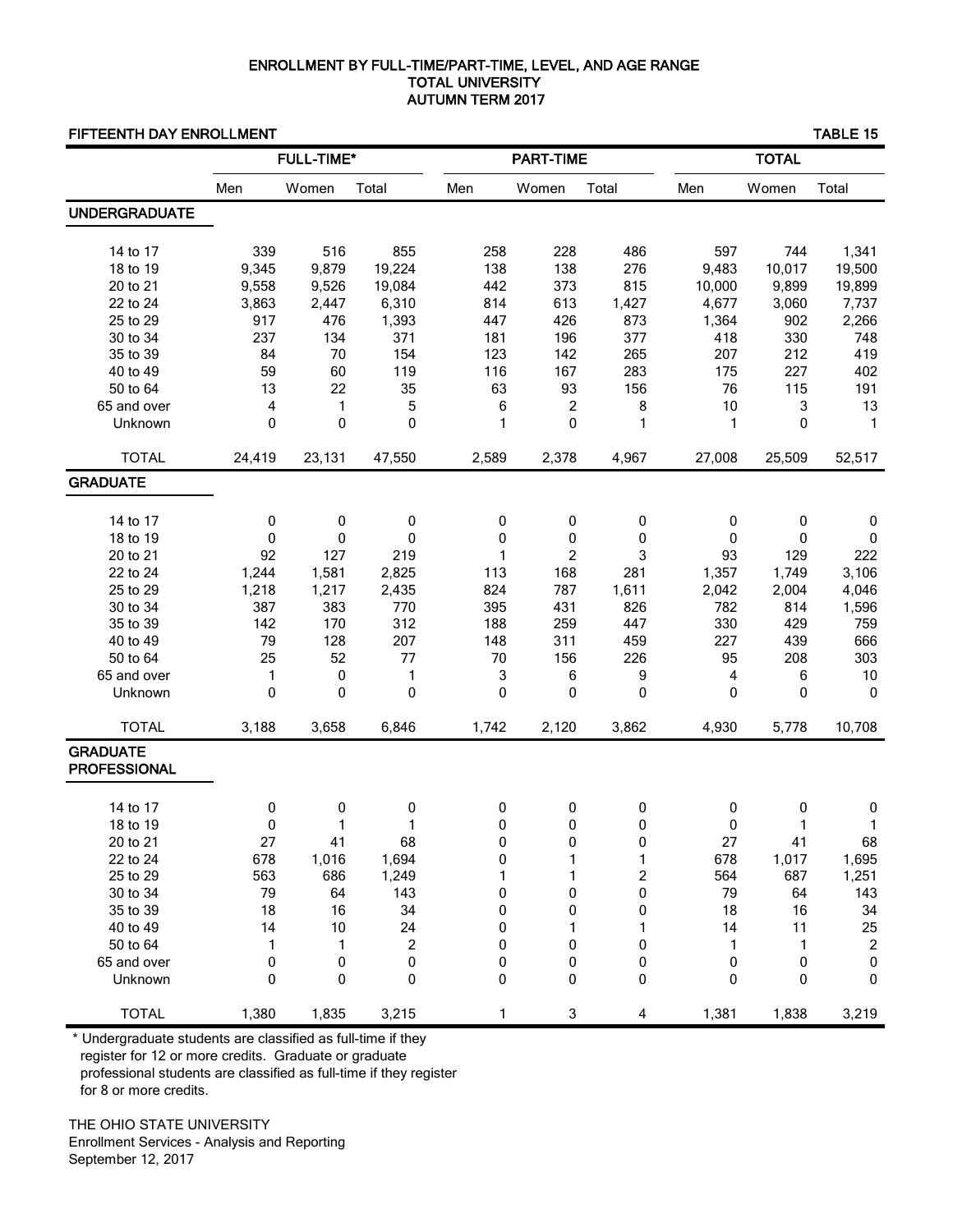# ENROLLMENT BY FULL-TIME/PART-TIME, LEVEL, AND AGE RANGE
## TOTAL UNIVERSITY
## AUTUMN TERM 2017

**FIFTEENTH DAY ENROLLMENT** — **TABLE 15**

| | FULL-TIME* | | | PART-TIME | | | TOTAL | | |
|---|---|---|---|---|---|---|---|---|---|
| | Men | Women | Total | Men | Women | Total | Men | Women | Total |
| **UNDERGRADUATE** | | | | | | | | | |
| 14 to 17 | 339 | 516 | 855 | 258 | 228 | 486 | 597 | 744 | 1,341 |
| 18 to 19 | 9,345 | 9,879 | 19,224 | 138 | 138 | 276 | 9,483 | 10,017 | 19,500 |
| 20 to 21 | 9,558 | 9,526 | 19,084 | 442 | 373 | 815 | 10,000 | 9,899 | 19,899 |
| 22 to 24 | 3,863 | 2,447 | 6,310 | 814 | 613 | 1,427 | 4,677 | 3,060 | 7,737 |
| 25 to 29 | 917 | 476 | 1,393 | 447 | 426 | 873 | 1,364 | 902 | 2,266 |
| 30 to 34 | 237 | 134 | 371 | 181 | 196 | 377 | 418 | 330 | 748 |
| 35 to 39 | 84 | 70 | 154 | 123 | 142 | 265 | 207 | 212 | 419 |
| 40 to 49 | 59 | 60 | 119 | 116 | 167 | 283 | 175 | 227 | 402 |
| 50 to 64 | 13 | 22 | 35 | 63 | 93 | 156 | 76 | 115 | 191 |
| 65 and over | 4 | 1 | 5 | 6 | 2 | 8 | 10 | 3 | 13 |
| Unknown | 0 | 0 | 0 | 1 | 0 | 1 | 1 | 0 | 1 |
| TOTAL | 24,419 | 23,131 | 47,550 | 2,589 | 2,378 | 4,967 | 27,008 | 25,509 | 52,517 |
| **GRADUATE** | | | | | | | | | |
| 14 to 17 | 0 | 0 | 0 | 0 | 0 | 0 | 0 | 0 | 0 |
| 18 to 19 | 0 | 0 | 0 | 0 | 0 | 0 | 0 | 0 | 0 |
| 20 to 21 | 92 | 127 | 219 | 1 | 2 | 3 | 93 | 129 | 222 |
| 22 to 24 | 1,244 | 1,581 | 2,825 | 113 | 168 | 281 | 1,357 | 1,749 | 3,106 |
| 25 to 29 | 1,218 | 1,217 | 2,435 | 824 | 787 | 1,611 | 2,042 | 2,004 | 4,046 |
| 30 to 34 | 387 | 383 | 770 | 395 | 431 | 826 | 782 | 814 | 1,596 |
| 35 to 39 | 142 | 170 | 312 | 188 | 259 | 447 | 330 | 429 | 759 |
| 40 to 49 | 79 | 128 | 207 | 148 | 311 | 459 | 227 | 439 | 666 |
| 50 to 64 | 25 | 52 | 77 | 70 | 156 | 226 | 95 | 208 | 303 |
| 65 and over | 1 | 0 | 1 | 3 | 6 | 9 | 4 | 6 | 10 |
| Unknown | 0 | 0 | 0 | 0 | 0 | 0 | 0 | 0 | 0 |
| TOTAL | 3,188 | 3,658 | 6,846 | 1,742 | 2,120 | 3,862 | 4,930 | 5,778 | 10,708 |
| **GRADUATE PROFESSIONAL** | | | | | | | | | |
| 14 to 17 | 0 | 0 | 0 | 0 | 0 | 0 | 0 | 0 | 0 |
| 18 to 19 | 0 | 1 | 1 | 0 | 0 | 0 | 0 | 1 | 1 |
| 20 to 21 | 27 | 41 | 68 | 0 | 0 | 0 | 27 | 41 | 68 |
| 22 to 24 | 678 | 1,016 | 1,694 | 0 | 1 | 1 | 678 | 1,017 | 1,695 |
| 25 to 29 | 563 | 686 | 1,249 | 1 | 1 | 2 | 564 | 687 | 1,251 |
| 30 to 34 | 79 | 64 | 143 | 0 | 0 | 0 | 79 | 64 | 143 |
| 35 to 39 | 18 | 16 | 34 | 0 | 0 | 0 | 18 | 16 | 34 |
| 40 to 49 | 14 | 10 | 24 | 0 | 1 | 1 | 14 | 11 | 25 |
| 50 to 64 | 1 | 1 | 2 | 0 | 0 | 0 | 1 | 1 | 2 |
| 65 and over | 0 | 0 | 0 | 0 | 0 | 0 | 0 | 0 | 0 |
| Unknown | 0 | 0 | 0 | 0 | 0 | 0 | 0 | 0 | 0 |
| TOTAL | 1,380 | 1,835 | 3,215 | 1 | 3 | 4 | 1,381 | 1,838 | 3,219 |

* Undergraduate students are classified as full-time if they register for 12 or more credits. Graduate or graduate professional students are classified as full-time if they register for 8 or more credits.

THE OHIO STATE UNIVERSITY
Enrollment Services - Analysis and Reporting
September 12, 2017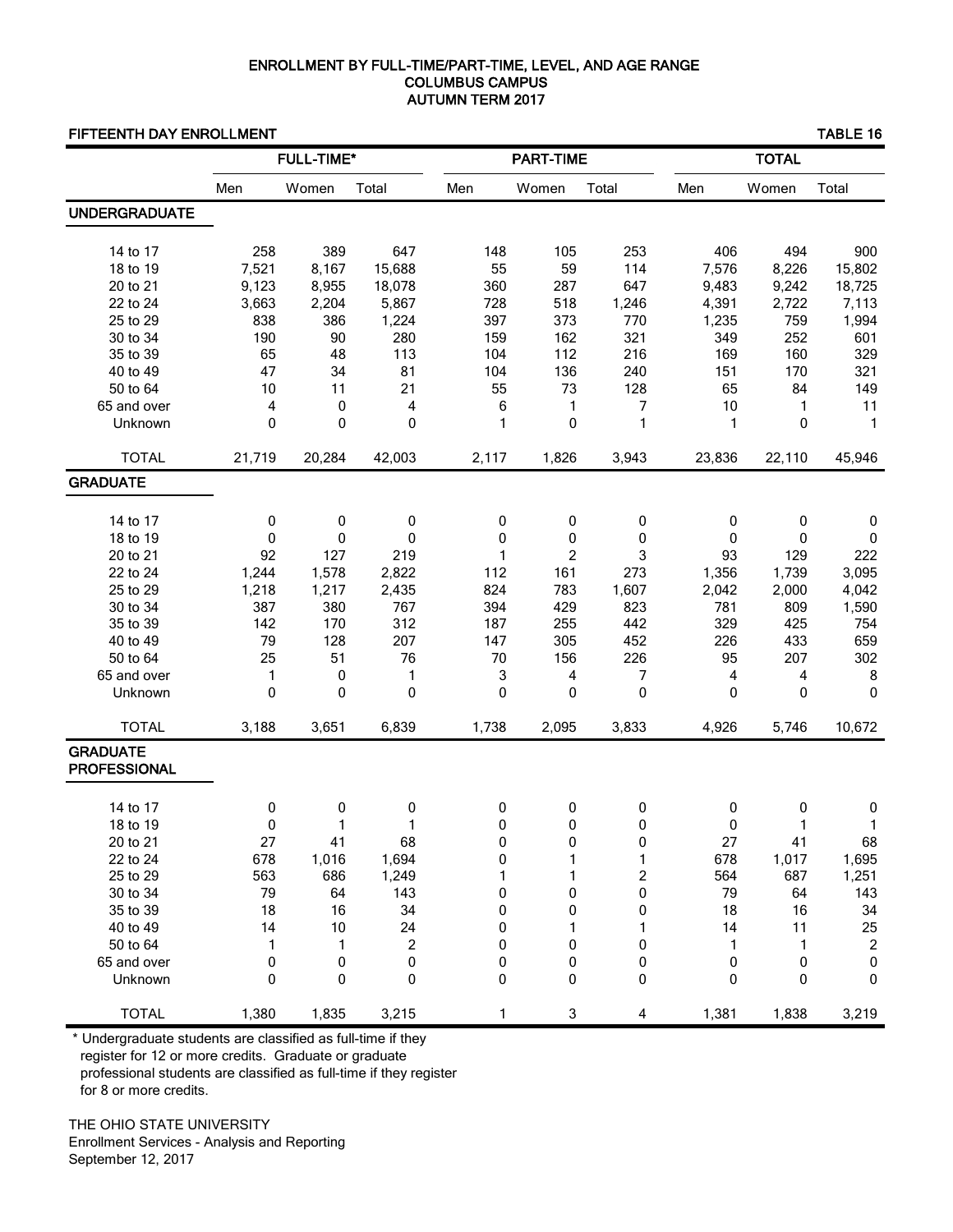# ENROLLMENT BY FULL-TIME/PART-TIME, LEVEL, AND AGE RANGE
## COLUMBUS CAMPUS
## AUTUMN TERM 2017

**FIFTEENTH DAY ENROLLMENT** — **TABLE 16**

| | FULL-TIME* | | | PART-TIME | | | TOTAL | | |
|---|---|---|---|---|---|---|---|---|---|
| | Men | Women | Total | Men | Women | Total | Men | Women | Total |
| **UNDERGRADUATE** | | | | | | | | | |
| 14 to 17 | 258 | 389 | 647 | 148 | 105 | 253 | 406 | 494 | 900 |
| 18 to 19 | 7,521 | 8,167 | 15,688 | 55 | 59 | 114 | 7,576 | 8,226 | 15,802 |
| 20 to 21 | 9,123 | 8,955 | 18,078 | 360 | 287 | 647 | 9,483 | 9,242 | 18,725 |
| 22 to 24 | 3,663 | 2,204 | 5,867 | 728 | 518 | 1,246 | 4,391 | 2,722 | 7,113 |
| 25 to 29 | 838 | 386 | 1,224 | 397 | 373 | 770 | 1,235 | 759 | 1,994 |
| 30 to 34 | 190 | 90 | 280 | 159 | 162 | 321 | 349 | 252 | 601 |
| 35 to 39 | 65 | 48 | 113 | 104 | 112 | 216 | 169 | 160 | 329 |
| 40 to 49 | 47 | 34 | 81 | 104 | 136 | 240 | 151 | 170 | 321 |
| 50 to 64 | 10 | 11 | 21 | 55 | 73 | 128 | 65 | 84 | 149 |
| 65 and over | 4 | 0 | 4 | 6 | 1 | 7 | 10 | 1 | 11 |
| Unknown | 0 | 0 | 0 | 1 | 0 | 1 | 1 | 0 | 1 |
| TOTAL | 21,719 | 20,284 | 42,003 | 2,117 | 1,826 | 3,943 | 23,836 | 22,110 | 45,946 |
| **GRADUATE** | | | | | | | | | |
| 14 to 17 | 0 | 0 | 0 | 0 | 0 | 0 | 0 | 0 | 0 |
| 18 to 19 | 0 | 0 | 0 | 0 | 0 | 0 | 0 | 0 | 0 |
| 20 to 21 | 92 | 127 | 219 | 1 | 2 | 3 | 93 | 129 | 222 |
| 22 to 24 | 1,244 | 1,578 | 2,822 | 112 | 161 | 273 | 1,356 | 1,739 | 3,095 |
| 25 to 29 | 1,218 | 1,217 | 2,435 | 824 | 783 | 1,607 | 2,042 | 2,000 | 4,042 |
| 30 to 34 | 387 | 380 | 767 | 394 | 429 | 823 | 781 | 809 | 1,590 |
| 35 to 39 | 142 | 170 | 312 | 187 | 255 | 442 | 329 | 425 | 754 |
| 40 to 49 | 79 | 128 | 207 | 147 | 305 | 452 | 226 | 433 | 659 |
| 50 to 64 | 25 | 51 | 76 | 70 | 156 | 226 | 95 | 207 | 302 |
| 65 and over | 1 | 0 | 1 | 3 | 4 | 7 | 4 | 4 | 8 |
| Unknown | 0 | 0 | 0 | 0 | 0 | 0 | 0 | 0 | 0 |
| TOTAL | 3,188 | 3,651 | 6,839 | 1,738 | 2,095 | 3,833 | 4,926 | 5,746 | 10,672 |
| **GRADUATE PROFESSIONAL** | | | | | | | | | |
| 14 to 17 | 0 | 0 | 0 | 0 | 0 | 0 | 0 | 0 | 0 |
| 18 to 19 | 0 | 1 | 1 | 0 | 0 | 0 | 0 | 1 | 1 |
| 20 to 21 | 27 | 41 | 68 | 0 | 0 | 0 | 27 | 41 | 68 |
| 22 to 24 | 678 | 1,016 | 1,694 | 0 | 1 | 1 | 678 | 1,017 | 1,695 |
| 25 to 29 | 563 | 686 | 1,249 | 1 | 1 | 2 | 564 | 687 | 1,251 |
| 30 to 34 | 79 | 64 | 143 | 0 | 0 | 0 | 79 | 64 | 143 |
| 35 to 39 | 18 | 16 | 34 | 0 | 0 | 0 | 18 | 16 | 34 |
| 40 to 49 | 14 | 10 | 24 | 0 | 1 | 1 | 14 | 11 | 25 |
| 50 to 64 | 1 | 1 | 2 | 0 | 0 | 0 | 1 | 1 | 2 |
| 65 and over | 0 | 0 | 0 | 0 | 0 | 0 | 0 | 0 | 0 |
| Unknown | 0 | 0 | 0 | 0 | 0 | 0 | 0 | 0 | 0 |
| TOTAL | 1,380 | 1,835 | 3,215 | 1 | 3 | 4 | 1,381 | 1,838 | 3,219 |

* Undergraduate students are classified as full-time if they register for 12 or more credits. Graduate or graduate professional students are classified as full-time if they register for 8 or more credits.

THE OHIO STATE UNIVERSITY
Enrollment Services - Analysis and Reporting
September 12, 2017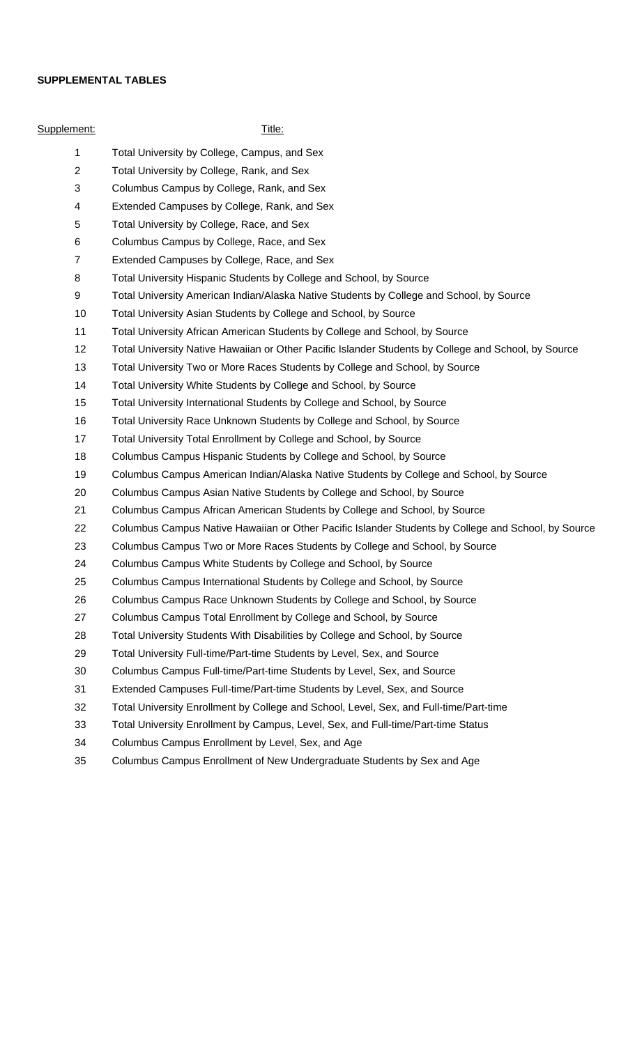**SUPPLEMENTAL TABLES**

| Supplement: | Title: |
|---|---|
| 1 | Total University by College, Campus, and Sex |
| 2 | Total University by College, Rank, and Sex |
| 3 | Columbus Campus by College, Rank, and Sex |
| 4 | Extended Campuses by College, Rank, and Sex |
| 5 | Total University by College, Race, and Sex |
| 6 | Columbus Campus by College, Race, and Sex |
| 7 | Extended Campuses by College, Race, and Sex |
| 8 | Total University Hispanic Students by College and School, by Source |
| 9 | Total University American Indian/Alaska Native Students by College and School, by Source |
| 10 | Total University Asian Students by College and School, by Source |
| 11 | Total University African American Students by College and School, by Source |
| 12 | Total University Native Hawaiian or Other Pacific Islander Students by College and School, by Source |
| 13 | Total University Two or More Races Students by College and School, by Source |
| 14 | Total University White Students by College and School, by Source |
| 15 | Total University International Students by College and School, by Source |
| 16 | Total University Race Unknown Students by College and School, by Source |
| 17 | Total University Total Enrollment by College and School, by Source |
| 18 | Columbus Campus Hispanic Students by College and School, by Source |
| 19 | Columbus Campus American Indian/Alaska Native Students by College and School, by Source |
| 20 | Columbus Campus Asian Native Students by College and School, by Source |
| 21 | Columbus Campus African American Students by College and School, by Source |
| 22 | Columbus Campus Native Hawaiian or Other Pacific Islander Students by College and School, by Source |
| 23 | Columbus Campus Two or More Races Students by College and School, by Source |
| 24 | Columbus Campus White Students by College and School, by Source |
| 25 | Columbus Campus International Students by College and School, by Source |
| 26 | Columbus Campus Race Unknown Students by College and School, by Source |
| 27 | Columbus Campus Total Enrollment by College and School, by Source |
| 28 | Total University Students With Disabilities by College and School, by Source |
| 29 | Total University Full-time/Part-time Students by Level, Sex, and Source |
| 30 | Columbus Campus Full-time/Part-time Students by Level, Sex, and Source |
| 31 | Extended Campuses Full-time/Part-time Students by Level, Sex, and Source |
| 32 | Total University Enrollment by College and School, Level, Sex, and Full-time/Part-time |
| 33 | Total University Enrollment by Campus, Level, Sex, and Full-time/Part-time Status |
| 34 | Columbus Campus Enrollment by Level, Sex, and Age |
| 35 | Columbus Campus Enrollment of New Undergraduate Students by Sex and Age |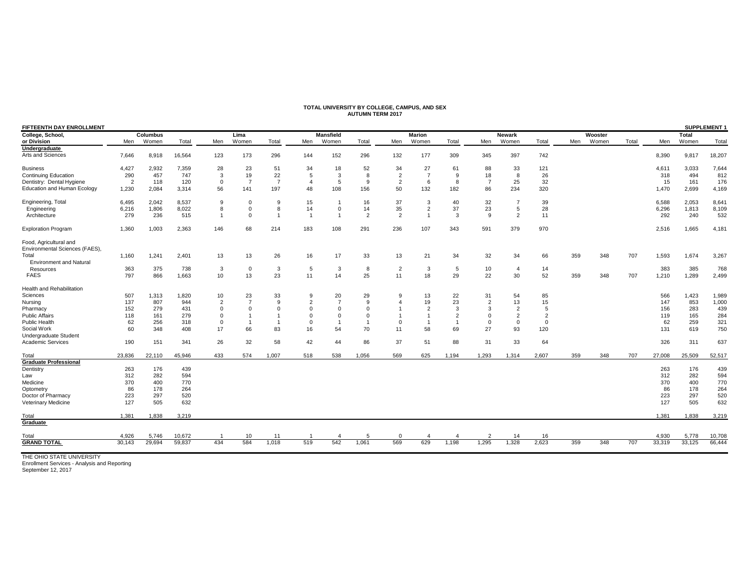**TOTAL UNIVERSITY BY COLLEGE, CAMPUS, AND SEX**
**AUTUMN TERM 2017**

**FIFTEENTH DAY ENROLLMENT** — **SUPPLEMENT 1**

| College, School, or Division | Columbus Men | Columbus Women | Columbus Total | Lima Men | Lima Women | Lima Total | Mansfield Men | Mansfield Women | Mansfield Total | Marion Men | Marion Women | Marion Total | Newark Men | Newark Women | Newark Total | Wooster Men | Wooster Women | Wooster Total | Total Men | Total Women | Total Total |
|---|---|---|---|---|---|---|---|---|---|---|---|---|---|---|---|---|---|---|---|---|---|
| **Undergraduate** | | | | | | | | | | | | | | | | | | | | | |
| Arts and Sciences | 7,646 | 8,918 | 16,564 | 123 | 173 | 296 | 144 | 152 | 296 | 132 | 177 | 309 | 345 | 397 | 742 | | | | 8,390 | 9,817 | 18,207 |
| Business | 4,427 | 2,932 | 7,359 | 28 | 23 | 51 | 34 | 18 | 52 | 34 | 27 | 61 | 88 | 33 | 121 | | | | 4,611 | 3,033 | 7,644 |
| Continuing Education | 290 | 457 | 747 | 3 | 19 | 22 | 5 | 3 | 8 | 2 | 7 | 9 | 18 | 8 | 26 | | | | 318 | 494 | 812 |
| Dentistry: Dental Hygiene | 2 | 118 | 120 | 0 | 7 | 7 | 4 | 5 | 9 | 2 | 6 | 8 | 7 | 25 | 32 | | | | 15 | 161 | 176 |
| Education and Human Ecology | 1,230 | 2,084 | 3,314 | 56 | 141 | 197 | 48 | 108 | 156 | 50 | 132 | 182 | 86 | 234 | 320 | | | | 1,470 | 2,699 | 4,169 |
| Engineering, Total | 6,495 | 2,042 | 8,537 | 9 | 0 | 9 | 15 | 1 | 16 | 37 | 3 | 40 | 32 | 7 | 39 | | | | 6,588 | 2,053 | 8,641 |
| Engineering | 6,216 | 1,806 | 8,022 | 8 | 0 | 8 | 14 | 0 | 14 | 35 | 2 | 37 | 23 | 5 | 28 | | | | 6,296 | 1,813 | 8,109 |
| Architecture | 279 | 236 | 515 | 1 | 0 | 1 | 1 | 1 | 2 | 2 | 1 | 3 | 9 | 2 | 11 | | | | 292 | 240 | 532 |
| Exploration Program | 1,360 | 1,003 | 2,363 | 146 | 68 | 214 | 183 | 108 | 291 | 236 | 107 | 343 | 591 | 379 | 970 | | | | 2,516 | 1,665 | 4,181 |
| Food, Agricultural and Environmental Sciences (FAES), Total | 1,160 | 1,241 | 2,401 | 13 | 13 | 26 | 16 | 17 | 33 | 13 | 21 | 34 | 32 | 34 | 66 | 359 | 348 | 707 | 1,593 | 1,674 | 3,267 |
| Environment and Natural Resources | 363 | 375 | 738 | 3 | 0 | 3 | 5 | 3 | 8 | 2 | 3 | 5 | 10 | 4 | 14 | | | | 383 | 385 | 768 |
| FAES | 797 | 866 | 1,663 | 10 | 13 | 23 | 11 | 14 | 25 | 11 | 18 | 29 | 22 | 30 | 52 | 359 | 348 | 707 | 1,210 | 1,289 | 2,499 |
| Health and Rehabilitation Sciences | 507 | 1,313 | 1,820 | 10 | 23 | 33 | 9 | 20 | 29 | 9 | 13 | 22 | 31 | 54 | 85 | | | | 566 | 1,423 | 1,989 |
| Nursing | 137 | 807 | 944 | 2 | 7 | 9 | 2 | 7 | 9 | 4 | 19 | 23 | 2 | 13 | 15 | | | | 147 | 853 | 1,000 |
| Pharmacy | 152 | 279 | 431 | 0 | 0 | 0 | 0 | 0 | 0 | 1 | 2 | 3 | 3 | 2 | 5 | | | | 156 | 283 | 439 |
| Public Affairs | 118 | 161 | 279 | 0 | 1 | 1 | 0 | 0 | 0 | 1 | 1 | 2 | 0 | 2 | 2 | | | | 119 | 165 | 284 |
| Public Health | 62 | 256 | 318 | 0 | 1 | 1 | 0 | 1 | 1 | 0 | 1 | 1 | 0 | 0 | 0 | | | | 62 | 259 | 321 |
| Social Work | 60 | 348 | 408 | 17 | 66 | 83 | 16 | 54 | 70 | 11 | 58 | 69 | 27 | 93 | 120 | | | | 131 | 619 | 750 |
| Undergraduate Student Academic Services | 190 | 151 | 341 | 26 | 32 | 58 | 42 | 44 | 86 | 37 | 51 | 88 | 31 | 33 | 64 | | | | 326 | 311 | 637 |
| Total | 23,836 | 22,110 | 45,946 | 433 | 574 | 1,007 | 518 | 538 | 1,056 | 569 | 625 | 1,194 | 1,293 | 1,314 | 2,607 | 359 | 348 | 707 | 27,008 | 25,509 | 52,517 |
| **Graduate Professional** | | | | | | | | | | | | | | | | | | | | | |
| Dentistry | 263 | 176 | 439 | | | | | | | | | | | | | | | | 263 | 176 | 439 |
| Law | 312 | 282 | 594 | | | | | | | | | | | | | | | | 312 | 282 | 594 |
| Medicine | 370 | 400 | 770 | | | | | | | | | | | | | | | | 370 | 400 | 770 |
| Optometry | 86 | 178 | 264 | | | | | | | | | | | | | | | | 86 | 178 | 264 |
| Doctor of Pharmacy | 223 | 297 | 520 | | | | | | | | | | | | | | | | 223 | 297 | 520 |
| Veterinary Medicine | 127 | 505 | 632 | | | | | | | | | | | | | | | | 127 | 505 | 632 |
| Total | 1,381 | 1,838 | 3,219 | | | | | | | | | | | | | | | | 1,381 | 1,838 | 3,219 |
| **Graduate** | | | | | | | | | | | | | | | | | | | | | |
| Total | 4,926 | 5,746 | 10,672 | 1 | 10 | 11 | 1 | 4 | 5 | 0 | 4 | 4 | 2 | 14 | 16 | | | | 4,930 | 5,778 | 10,708 |
| **GRAND TOTAL** | 30,143 | 29,694 | 59,837 | 434 | 584 | 1,018 | 519 | 542 | 1,061 | 569 | 629 | 1,198 | 1,295 | 1,328 | 2,623 | 359 | 348 | 707 | 33,319 | 33,125 | 66,444 |

THE OHIO STATE UNIVERSITY
Enrollment Services - Analysis and Reporting
September 12, 2017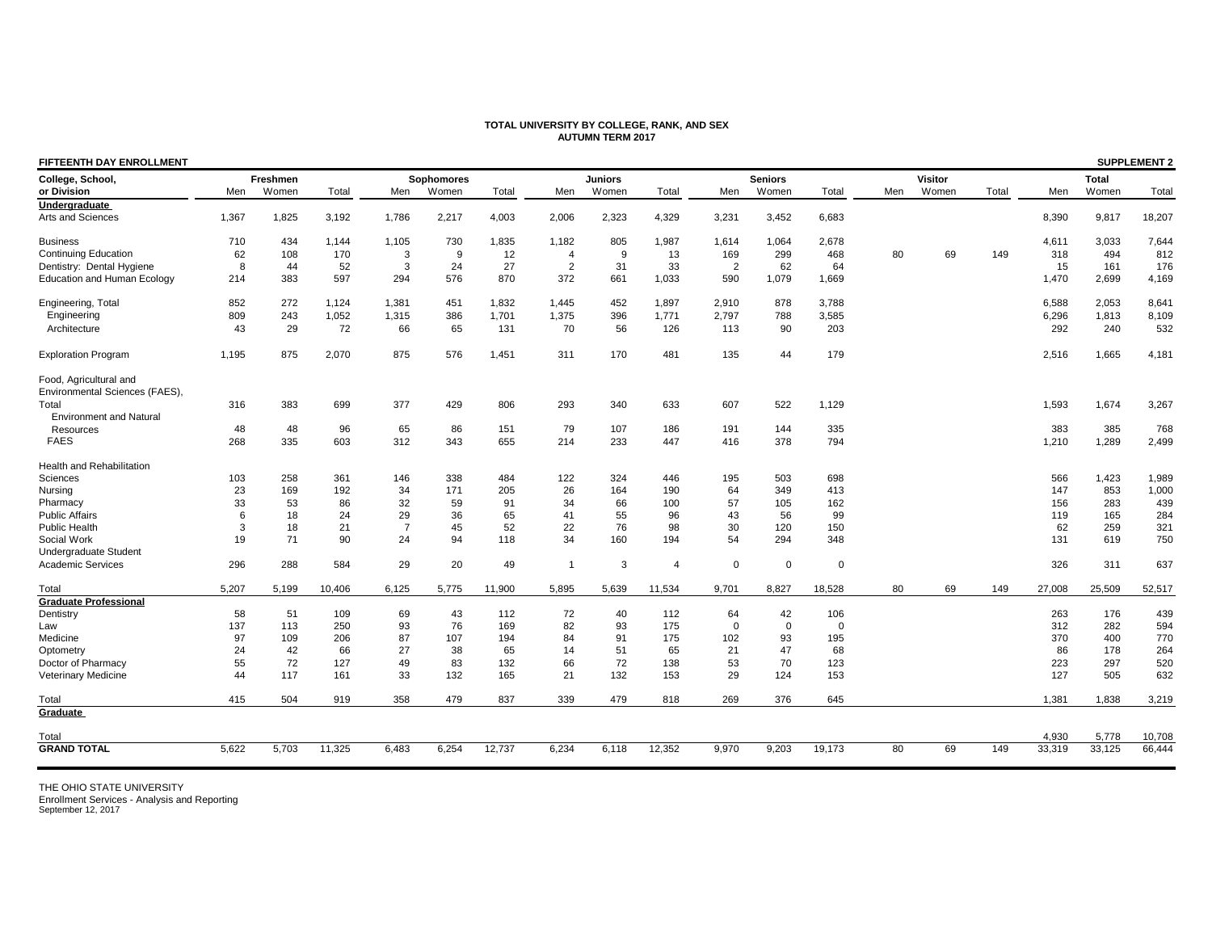# TOTAL UNIVERSITY BY COLLEGE, RANK, AND SEX
## AUTUMN TERM 2017

**FIFTEENTH DAY ENROLLMENT** — **SUPPLEMENT 2**

| College, School, | Freshmen | | | Sophomores | | | Juniors | | | Seniors | | | Visitor | | | Total | | |
|---|---|---|---|---|---|---|---|---|---|---|---|---|---|---|---|---|---|---|
| or Division | Men | Women | Total | Men | Women | Total | Men | Women | Total | Men | Women | Total | Men | Women | Total | Men | Women | Total |
| **Undergraduate** | | | | | | | | | | | | | | | | | | |
| Arts and Sciences | 1,367 | 1,825 | 3,192 | 1,786 | 2,217 | 4,003 | 2,006 | 2,323 | 4,329 | 3,231 | 3,452 | 6,683 | | | | 8,390 | 9,817 | 18,207 |
| Business | 710 | 434 | 1,144 | 1,105 | 730 | 1,835 | 1,182 | 805 | 1,987 | 1,614 | 1,064 | 2,678 | | | | 4,611 | 3,033 | 7,644 |
| Continuing Education | 62 | 108 | 170 | 3 | 9 | 12 | 4 | 9 | 13 | 169 | 299 | 468 | 80 | 69 | 149 | 318 | 494 | 812 |
| Dentistry: Dental Hygiene | 8 | 44 | 52 | 3 | 24 | 27 | 2 | 31 | 33 | 2 | 62 | 64 | | | | 15 | 161 | 176 |
| Education and Human Ecology | 214 | 383 | 597 | 294 | 576 | 870 | 372 | 661 | 1,033 | 590 | 1,079 | 1,669 | | | | 1,470 | 2,699 | 4,169 |
| Engineering, Total | 852 | 272 | 1,124 | 1,381 | 451 | 1,832 | 1,445 | 452 | 1,897 | 2,910 | 878 | 3,788 | | | | 6,588 | 2,053 | 8,641 |
| Engineering | 809 | 243 | 1,052 | 1,315 | 386 | 1,701 | 1,375 | 396 | 1,771 | 2,797 | 788 | 3,585 | | | | 6,296 | 1,813 | 8,109 |
| Architecture | 43 | 29 | 72 | 66 | 65 | 131 | 70 | 56 | 126 | 113 | 90 | 203 | | | | 292 | 240 | 532 |
| Exploration Program | 1,195 | 875 | 2,070 | 875 | 576 | 1,451 | 311 | 170 | 481 | 135 | 44 | 179 | | | | 2,516 | 1,665 | 4,181 |
| Food, Agricultural and Environmental Sciences (FAES), Total | 316 | 383 | 699 | 377 | 429 | 806 | 293 | 340 | 633 | 607 | 522 | 1,129 | | | | 1,593 | 1,674 | 3,267 |
| Environment and Natural Resources | 48 | 48 | 96 | 65 | 86 | 151 | 79 | 107 | 186 | 191 | 144 | 335 | | | | 383 | 385 | 768 |
| FAES | 268 | 335 | 603 | 312 | 343 | 655 | 214 | 233 | 447 | 416 | 378 | 794 | | | | 1,210 | 1,289 | 2,499 |
| Health and Rehabilitation Sciences | 103 | 258 | 361 | 146 | 338 | 484 | 122 | 324 | 446 | 195 | 503 | 698 | | | | 566 | 1,423 | 1,989 |
| Nursing | 23 | 169 | 192 | 34 | 171 | 205 | 26 | 164 | 190 | 64 | 349 | 413 | | | | 147 | 853 | 1,000 |
| Pharmacy | 33 | 53 | 86 | 32 | 59 | 91 | 34 | 66 | 100 | 57 | 105 | 162 | | | | 156 | 283 | 439 |
| Public Affairs | 6 | 18 | 24 | 29 | 36 | 65 | 41 | 55 | 96 | 43 | 56 | 99 | | | | 119 | 165 | 284 |
| Public Health | 3 | 18 | 21 | 7 | 45 | 52 | 22 | 76 | 98 | 30 | 120 | 150 | | | | 62 | 259 | 321 |
| Social Work | 19 | 71 | 90 | 24 | 94 | 118 | 34 | 160 | 194 | 54 | 294 | 348 | | | | 131 | 619 | 750 |
| Undergraduate Student Academic Services | 296 | 288 | 584 | 29 | 20 | 49 | 1 | 3 | 4 | 0 | 0 | 0 | | | | 326 | 311 | 637 |
| Total | 5,207 | 5,199 | 10,406 | 6,125 | 5,775 | 11,900 | 5,895 | 5,639 | 11,534 | 9,701 | 8,827 | 18,528 | 80 | 69 | 149 | 27,008 | 25,509 | 52,517 |
| **Graduate Professional** | | | | | | | | | | | | | | | | | | |
| Dentistry | 58 | 51 | 109 | 69 | 43 | 112 | 72 | 40 | 112 | 64 | 42 | 106 | | | | 263 | 176 | 439 |
| Law | 137 | 113 | 250 | 93 | 76 | 169 | 82 | 93 | 175 | 0 | 0 | 0 | | | | 312 | 282 | 594 |
| Medicine | 97 | 109 | 206 | 87 | 107 | 194 | 84 | 91 | 175 | 102 | 93 | 195 | | | | 370 | 400 | 770 |
| Optometry | 24 | 42 | 66 | 27 | 38 | 65 | 14 | 51 | 65 | 21 | 47 | 68 | | | | 86 | 178 | 264 |
| Doctor of Pharmacy | 55 | 72 | 127 | 49 | 83 | 132 | 66 | 72 | 138 | 53 | 70 | 123 | | | | 223 | 297 | 520 |
| Veterinary Medicine | 44 | 117 | 161 | 33 | 132 | 165 | 21 | 132 | 153 | 29 | 124 | 153 | | | | 127 | 505 | 632 |
| Total | 415 | 504 | 919 | 358 | 479 | 837 | 339 | 479 | 818 | 269 | 376 | 645 | | | | 1,381 | 1,838 | 3,219 |
| **Graduate** | | | | | | | | | | | | | | | | | | |
| Total | | | | | | | | | | | | | | | | 4,930 | 5,778 | 10,708 |
| **GRAND TOTAL** | 5,622 | 5,703 | 11,325 | 6,483 | 6,254 | 12,737 | 6,234 | 6,118 | 12,352 | 9,970 | 9,203 | 19,173 | 80 | 69 | 149 | 33,319 | 33,125 | 66,444 |

THE OHIO STATE UNIVERSITY
Enrollment Services - Analysis and Reporting
September 12, 2017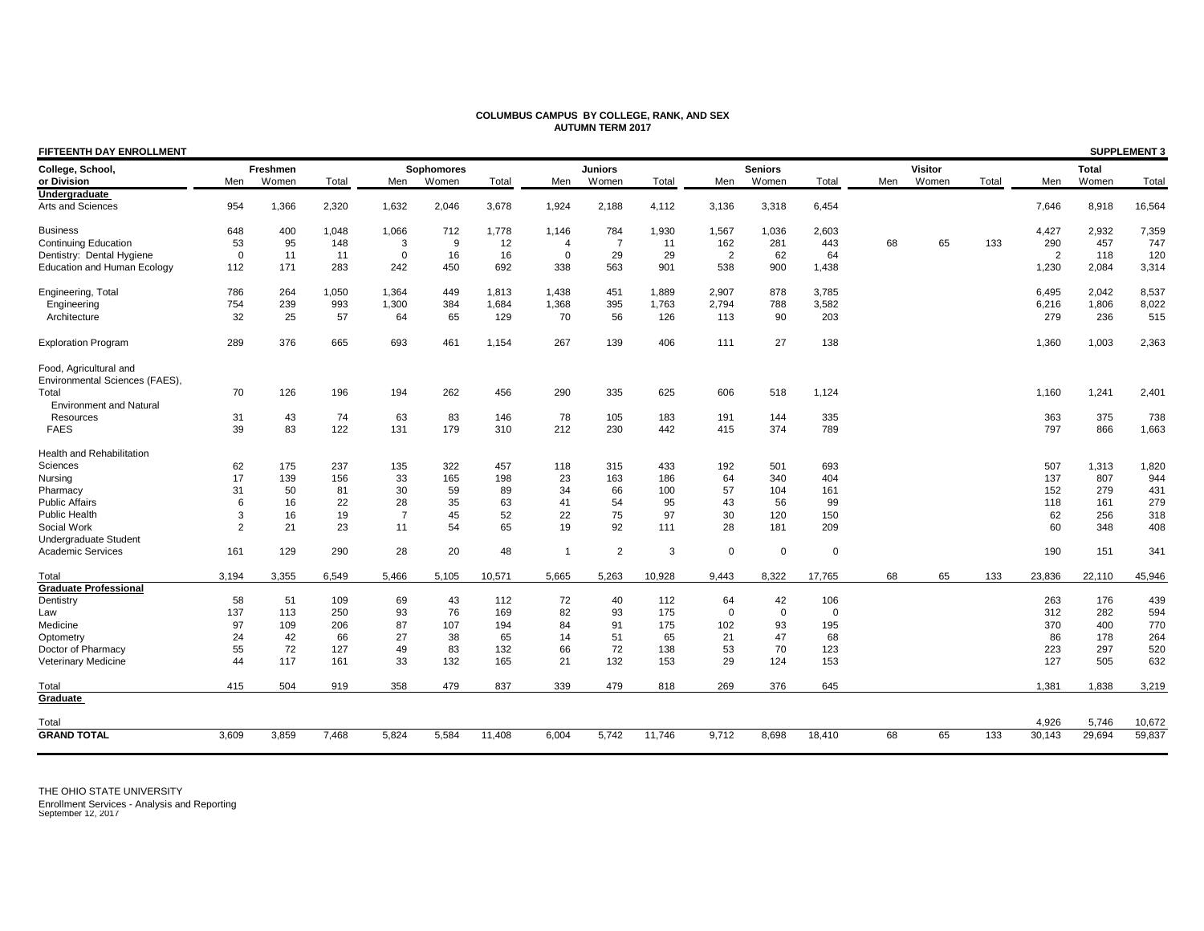**COLUMBUS CAMPUS BY COLLEGE, RANK, AND SEX**
**AUTUMN TERM 2017**

**FIFTEENTH DAY ENROLLMENT** — **SUPPLEMENT 3**

| College, School, or Division | Freshmen Men | Freshmen Women | Freshmen Total | Sophomores Men | Sophomores Women | Sophomores Total | Juniors Men | Juniors Women | Juniors Total | Seniors Men | Seniors Women | Seniors Total | Visitor Men | Visitor Women | Visitor Total | Total Men | Total Women | Total Total |
|---|---|---|---|---|---|---|---|---|---|---|---|---|---|---|---|---|---|---|
| **Undergraduate** | | | | | | | | | | | | | | | | | | |
| Arts and Sciences | 954 | 1,366 | 2,320 | 1,632 | 2,046 | 3,678 | 1,924 | 2,188 | 4,112 | 3,136 | 3,318 | 6,454 | | | | 7,646 | 8,918 | 16,564 |
| Business | 648 | 400 | 1,048 | 1,066 | 712 | 1,778 | 1,146 | 784 | 1,930 | 1,567 | 1,036 | 2,603 | | | | 4,427 | 2,932 | 7,359 |
| Continuing Education | 53 | 95 | 148 | 3 | 9 | 12 | 4 | 7 | 11 | 162 | 281 | 443 | 68 | 65 | 133 | 290 | 457 | 747 |
| Dentistry: Dental Hygiene | 0 | 11 | 11 | 0 | 16 | 16 | 0 | 29 | 29 | 2 | 62 | 64 | | | | 2 | 118 | 120 |
| Education and Human Ecology | 112 | 171 | 283 | 242 | 450 | 692 | 338 | 563 | 901 | 538 | 900 | 1,438 | | | | 1,230 | 2,084 | 3,314 |
| Engineering, Total | 786 | 264 | 1,050 | 1,364 | 449 | 1,813 | 1,438 | 451 | 1,889 | 2,907 | 878 | 3,785 | | | | 6,495 | 2,042 | 8,537 |
| Engineering | 754 | 239 | 993 | 1,300 | 384 | 1,684 | 1,368 | 395 | 1,763 | 2,794 | 788 | 3,582 | | | | 6,216 | 1,806 | 8,022 |
| Architecture | 32 | 25 | 57 | 64 | 65 | 129 | 70 | 56 | 126 | 113 | 90 | 203 | | | | 279 | 236 | 515 |
| Exploration Program | 289 | 376 | 665 | 693 | 461 | 1,154 | 267 | 139 | 406 | 111 | 27 | 138 | | | | 1,360 | 1,003 | 2,363 |
| Food, Agricultural and Environmental Sciences (FAES), Total | 70 | 126 | 196 | 194 | 262 | 456 | 290 | 335 | 625 | 606 | 518 | 1,124 | | | | 1,160 | 1,241 | 2,401 |
| Environment and Natural Resources | 31 | 43 | 74 | 63 | 83 | 146 | 78 | 105 | 183 | 191 | 144 | 335 | | | | 363 | 375 | 738 |
| FAES | 39 | 83 | 122 | 131 | 179 | 310 | 212 | 230 | 442 | 415 | 374 | 789 | | | | 797 | 866 | 1,663 |
| Health and Rehabilitation Sciences | 62 | 175 | 237 | 135 | 322 | 457 | 118 | 315 | 433 | 192 | 501 | 693 | | | | 507 | 1,313 | 1,820 |
| Nursing | 17 | 139 | 156 | 33 | 165 | 198 | 23 | 163 | 186 | 64 | 340 | 404 | | | | 137 | 807 | 944 |
| Pharmacy | 31 | 50 | 81 | 30 | 59 | 89 | 34 | 66 | 100 | 57 | 104 | 161 | | | | 152 | 279 | 431 |
| Public Affairs | 6 | 16 | 22 | 28 | 35 | 63 | 41 | 54 | 95 | 43 | 56 | 99 | | | | 118 | 161 | 279 |
| Public Health | 3 | 16 | 19 | 7 | 45 | 52 | 22 | 75 | 97 | 30 | 120 | 150 | | | | 62 | 256 | 318 |
| Social Work | 2 | 21 | 23 | 11 | 54 | 65 | 19 | 92 | 111 | 28 | 181 | 209 | | | | 60 | 348 | 408 |
| Undergraduate Student Academic Services | 161 | 129 | 290 | 28 | 20 | 48 | 1 | 2 | 3 | 0 | 0 | 0 | | | | 190 | 151 | 341 |
| Total | 3,194 | 3,355 | 6,549 | 5,466 | 5,105 | 10,571 | 5,665 | 5,263 | 10,928 | 9,443 | 8,322 | 17,765 | 68 | 65 | 133 | 23,836 | 22,110 | 45,946 |
| **Graduate Professional** | | | | | | | | | | | | | | | | | | |
| Dentistry | 58 | 51 | 109 | 69 | 43 | 112 | 72 | 40 | 112 | 64 | 42 | 106 | | | | 263 | 176 | 439 |
| Law | 137 | 113 | 250 | 93 | 76 | 169 | 82 | 93 | 175 | 0 | 0 | 0 | | | | 312 | 282 | 594 |
| Medicine | 97 | 109 | 206 | 87 | 107 | 194 | 84 | 91 | 175 | 102 | 93 | 195 | | | | 370 | 400 | 770 |
| Optometry | 24 | 42 | 66 | 27 | 38 | 65 | 14 | 51 | 65 | 21 | 47 | 68 | | | | 86 | 178 | 264 |
| Doctor of Pharmacy | 55 | 72 | 127 | 49 | 83 | 132 | 66 | 72 | 138 | 53 | 70 | 123 | | | | 223 | 297 | 520 |
| Veterinary Medicine | 44 | 117 | 161 | 33 | 132 | 165 | 21 | 132 | 153 | 29 | 124 | 153 | | | | 127 | 505 | 632 |
| Total | 415 | 504 | 919 | 358 | 479 | 837 | 339 | 479 | 818 | 269 | 376 | 645 | | | | 1,381 | 1,838 | 3,219 |
| **Graduate** | | | | | | | | | | | | | | | | | | |
| Total | | | | | | | | | | | | | | | | 4,926 | 5,746 | 10,672 |
| **GRAND TOTAL** | 3,609 | 3,859 | 7,468 | 5,824 | 5,584 | 11,408 | 6,004 | 5,742 | 11,746 | 9,712 | 8,698 | 18,410 | 68 | 65 | 133 | 30,143 | 29,694 | 59,837 |

THE OHIO STATE UNIVERSITY
Enrollment Services - Analysis and Reporting
September 12, 2017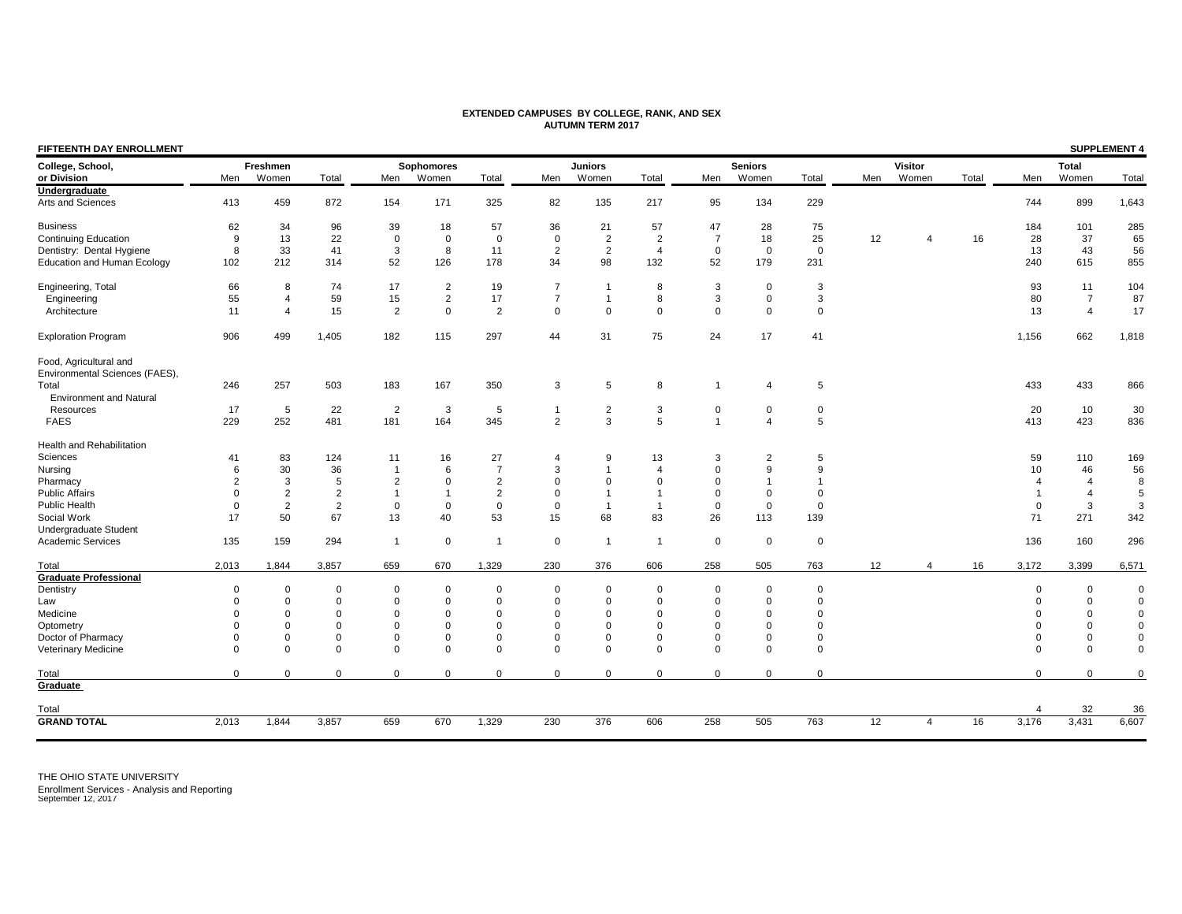# EXTENDED CAMPUSES BY COLLEGE, RANK, AND SEX
## AUTUMN TERM 2017

**FIFTEENTH DAY ENROLLMENT** | **SUPPLEMENT 4**

| College, School, or Division | Freshmen Men | Freshmen Women | Freshmen Total | Sophomores Men | Sophomores Women | Sophomores Total | Juniors Men | Juniors Women | Juniors Total | Seniors Men | Seniors Women | Seniors Total | Visitor Men | Visitor Women | Visitor Total | Total Men | Total Women | Total Total |
|---|---|---|---|---|---|---|---|---|---|---|---|---|---|---|---|---|---|---|
| **Undergraduate** | | | | | | | | | | | | | | | | | | |
| Arts and Sciences | 413 | 459 | 872 | 154 | 171 | 325 | 82 | 135 | 217 | 95 | 134 | 229 | | | | 744 | 899 | 1,643 |
| Business | 62 | 34 | 96 | 39 | 18 | 57 | 36 | 21 | 57 | 47 | 28 | 75 | | | | 184 | 101 | 285 |
| Continuing Education | 9 | 13 | 22 | 0 | 0 | 0 | 0 | 2 | 2 | 7 | 18 | 25 | 12 | 4 | 16 | 28 | 37 | 65 |
| Dentistry: Dental Hygiene | 8 | 33 | 41 | 3 | 8 | 11 | 2 | 2 | 4 | 0 | 0 | 0 | | | | 13 | 43 | 56 |
| Education and Human Ecology | 102 | 212 | 314 | 52 | 126 | 178 | 34 | 98 | 132 | 52 | 179 | 231 | | | | 240 | 615 | 855 |
| Engineering, Total | 66 | 8 | 74 | 17 | 2 | 19 | 7 | 1 | 8 | 3 | 0 | 3 | | | | 93 | 11 | 104 |
| Engineering | 55 | 4 | 59 | 15 | 2 | 17 | 7 | 1 | 8 | 3 | 0 | 3 | | | | 80 | 7 | 87 |
| Architecture | 11 | 4 | 15 | 2 | 0 | 2 | 0 | 0 | 0 | 0 | 0 | 0 | | | | 13 | 4 | 17 |
| Exploration Program | 906 | 499 | 1,405 | 182 | 115 | 297 | 44 | 31 | 75 | 24 | 17 | 41 | | | | 1,156 | 662 | 1,818 |
| Food, Agricultural and Environmental Sciences (FAES), Total | 246 | 257 | 503 | 183 | 167 | 350 | 3 | 5 | 8 | 1 | 4 | 5 | | | | 433 | 433 | 866 |
| Environment and Natural Resources | 17 | 5 | 22 | 2 | 3 | 5 | 1 | 2 | 3 | 0 | 0 | 0 | | | | 20 | 10 | 30 |
| FAES | 229 | 252 | 481 | 181 | 164 | 345 | 2 | 3 | 5 | 1 | 4 | 5 | | | | 413 | 423 | 836 |
| Health and Rehabilitation Sciences | 41 | 83 | 124 | 11 | 16 | 27 | 4 | 9 | 13 | 3 | 2 | 5 | | | | 59 | 110 | 169 |
| Nursing | 6 | 30 | 36 | 1 | 6 | 7 | 3 | 1 | 4 | 0 | 9 | 9 | | | | 10 | 46 | 56 |
| Pharmacy | 2 | 3 | 5 | 2 | 0 | 2 | 0 | 0 | 0 | 0 | 1 | 1 | | | | 4 | 4 | 8 |
| Public Affairs | 0 | 2 | 2 | 1 | 1 | 2 | 0 | 1 | 1 | 0 | 0 | 0 | | | | 1 | 4 | 5 |
| Public Health | 0 | 2 | 2 | 0 | 0 | 0 | 0 | 1 | 1 | 0 | 0 | 0 | | | | 0 | 3 | 3 |
| Social Work | 17 | 50 | 67 | 13 | 40 | 53 | 15 | 68 | 83 | 26 | 113 | 139 | | | | 71 | 271 | 342 |
| Undergraduate Student Academic Services | 135 | 159 | 294 | 1 | 0 | 1 | 0 | 1 | 1 | 0 | 0 | 0 | | | | 136 | 160 | 296 |
| Total | 2,013 | 1,844 | 3,857 | 659 | 670 | 1,329 | 230 | 376 | 606 | 258 | 505 | 763 | 12 | 4 | 16 | 3,172 | 3,399 | 6,571 |
| **Graduate Professional** | | | | | | | | | | | | | | | | | | |
| Dentistry | 0 | 0 | 0 | 0 | 0 | 0 | 0 | 0 | 0 | 0 | 0 | 0 | | | | 0 | 0 | 0 |
| Law | 0 | 0 | 0 | 0 | 0 | 0 | 0 | 0 | 0 | 0 | 0 | 0 | | | | 0 | 0 | 0 |
| Medicine | 0 | 0 | 0 | 0 | 0 | 0 | 0 | 0 | 0 | 0 | 0 | 0 | | | | 0 | 0 | 0 |
| Optometry | 0 | 0 | 0 | 0 | 0 | 0 | 0 | 0 | 0 | 0 | 0 | 0 | | | | 0 | 0 | 0 |
| Doctor of Pharmacy | 0 | 0 | 0 | 0 | 0 | 0 | 0 | 0 | 0 | 0 | 0 | 0 | | | | 0 | 0 | 0 |
| Veterinary Medicine | 0 | 0 | 0 | 0 | 0 | 0 | 0 | 0 | 0 | 0 | 0 | 0 | | | | 0 | 0 | 0 |
| Total | 0 | 0 | 0 | 0 | 0 | 0 | 0 | 0 | 0 | 0 | 0 | 0 | | | | 0 | 0 | 0 |
| **Graduate** | | | | | | | | | | | | | | | | | | |
| Total | | | | | | | | | | | | | | | | 4 | 32 | 36 |
| **GRAND TOTAL** | 2,013 | 1,844 | 3,857 | 659 | 670 | 1,329 | 230 | 376 | 606 | 258 | 505 | 763 | 12 | 4 | 16 | 3,176 | 3,431 | 6,607 |

THE OHIO STATE UNIVERSITY
Enrollment Services - Analysis and Reporting
September 12, 2017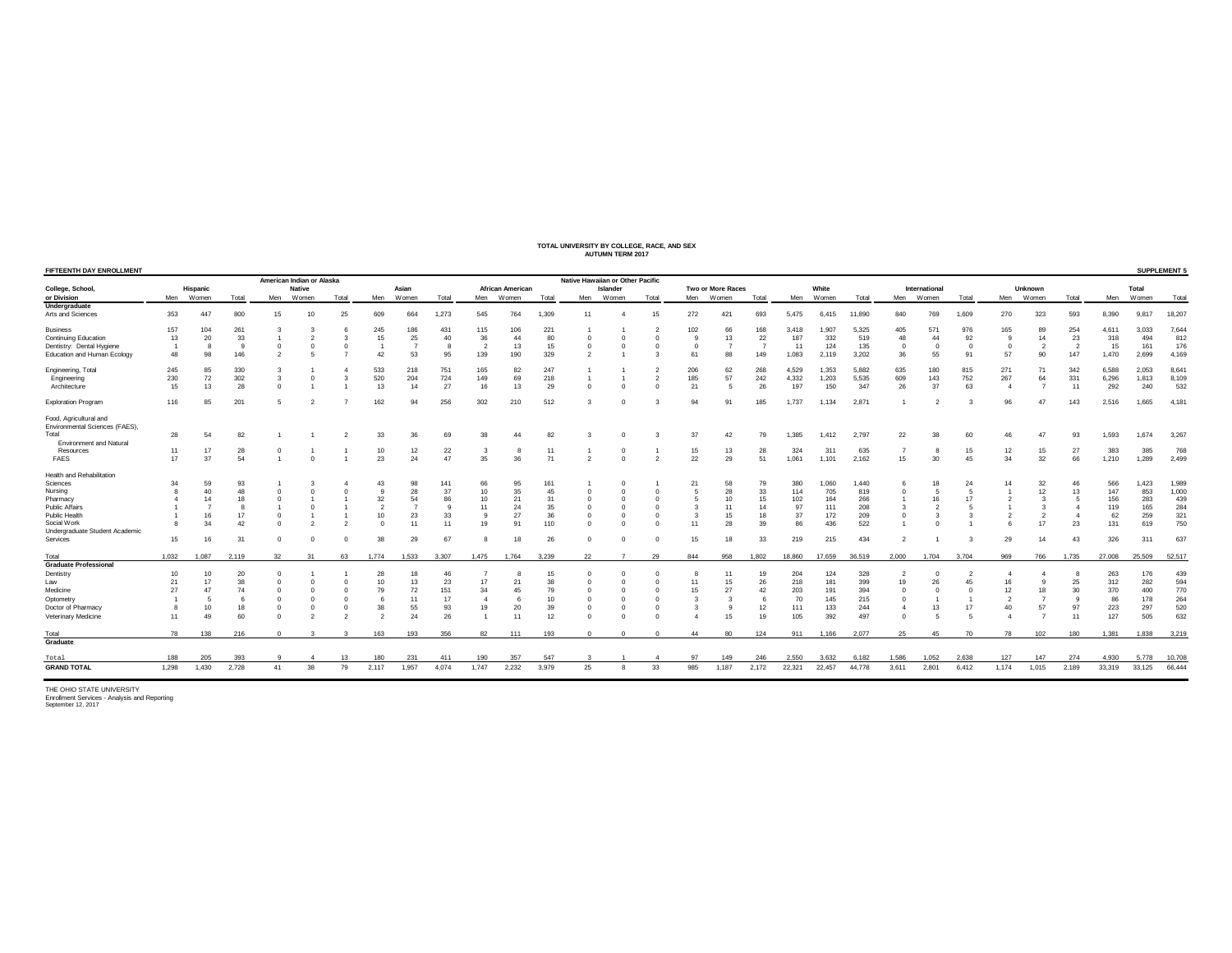# TOTAL UNIVERSITY BY COLLEGE, RACE, AND SEX
## AUTUMN TERM 2017

**FIFTEENTH DAY ENROLLMENT** | **SUPPLEMENT 5**

| College, School, or Division | Hispanic | | | American Indian or Alaska Native | | | Asian | | | African American | | | Native Hawaiian or Other Pacific Islander | | | Two or More Races | | | White | | | International | | | Unknown | | | Total | | |
|---|---|---|---|---|---|---|---|---|---|---|---|---|---|---|---|---|---|---|---|---|---|---|---|---|---|---|---|---|---|---|
| | Men | Women | Total | Men | Women | Total | Men | Women | Total | Men | Women | Total | Men | Women | Total | Men | Women | Total | Men | Women | Total | Men | Women | Total | Men | Women | Total | Men | Women | Total |
| **Undergraduate** | | | | | | | | | | | | | | | | | | | | | | | | | | | | | | |
| Arts and Sciences | 353 | 447 | 800 | 15 | 10 | 25 | 609 | 664 | 1,273 | 545 | 764 | 1,309 | 11 | 4 | 15 | 272 | 421 | 693 | 5,475 | 6,415 | 11,890 | 840 | 769 | 1,609 | 270 | 323 | 593 | 8,390 | 9,817 | 18,207 |
| Business | 157 | 104 | 261 | 3 | 3 | 6 | 245 | 186 | 431 | 115 | 106 | 221 | 1 | 1 | 2 | 102 | 66 | 168 | 3,418 | 1,907 | 5,325 | 405 | 571 | 976 | 165 | 89 | 254 | 4,611 | 3,033 | 7,644 |
| Continuing Education | 13 | 20 | 33 | 1 | 2 | 3 | 15 | 25 | 40 | 36 | 44 | 80 | 0 | 0 | 0 | 9 | 13 | 22 | 187 | 332 | 519 | 48 | 44 | 92 | 9 | 14 | 23 | 318 | 494 | 812 |
| Dentistry: Dental Hygiene | 1 | 8 | 9 | 0 | 0 | 0 | 1 | 7 | 8 | 2 | 13 | 15 | 0 | 0 | 0 | 0 | 7 | 7 | 11 | 124 | 135 | 0 | 0 | 0 | 0 | 2 | 2 | 15 | 161 | 176 |
| Education and Human Ecology | 48 | 98 | 146 | 2 | 5 | 7 | 42 | 53 | 95 | 139 | 190 | 329 | 2 | 1 | 3 | 61 | 88 | 149 | 1,083 | 2,119 | 3,202 | 36 | 55 | 91 | 57 | 90 | 147 | 1,470 | 2,699 | 4,169 |
| Engineering, Total | 245 | 85 | 330 | 3 | 1 | 4 | 533 | 218 | 751 | 165 | 82 | 247 | 1 | 1 | 2 | 206 | 62 | 268 | 4,529 | 1,353 | 5,882 | 635 | 180 | 815 | 271 | 71 | 342 | 6,588 | 2,053 | 8,641 |
| Engineering | 230 | 72 | 302 | 3 | 0 | 3 | 520 | 204 | 724 | 149 | 69 | 218 | 1 | 1 | 2 | 185 | 57 | 242 | 4,332 | 1,203 | 5,535 | 609 | 143 | 752 | 267 | 64 | 331 | 6,296 | 1,813 | 8,109 |
| Architecture | 15 | 13 | 28 | 0 | 1 | 1 | 13 | 14 | 27 | 16 | 13 | 29 | 0 | 0 | 0 | 21 | 5 | 26 | 197 | 150 | 347 | 26 | 37 | 63 | 4 | 7 | 11 | 292 | 240 | 532 |
| Exploration Program | 116 | 85 | 201 | 5 | 2 | 7 | 162 | 94 | 256 | 302 | 210 | 512 | 3 | 0 | 3 | 94 | 91 | 185 | 1,737 | 1,134 | 2,871 | 1 | 2 | 3 | 96 | 47 | 143 | 2,516 | 1,665 | 4,181 |
| Food, Agricultural and Environmental Sciences (FAES), Total | 28 | 54 | 82 | 1 | 1 | 2 | 33 | 36 | 69 | 38 | 44 | 82 | 3 | 0 | 3 | 37 | 42 | 79 | 1,385 | 1,412 | 2,797 | 22 | 38 | 60 | 46 | 47 | 93 | 1,593 | 1,674 | 3,267 |
| Environment and Natural Resources | 11 | 17 | 28 | 0 | 1 | 1 | 10 | 12 | 22 | 3 | 8 | 11 | 1 | 0 | 1 | 15 | 13 | 28 | 324 | 311 | 635 | 7 | 8 | 15 | 12 | 15 | 27 | 383 | 385 | 768 |
| FAES | 17 | 37 | 54 | 1 | 0 | 1 | 23 | 24 | 47 | 35 | 36 | 71 | 2 | 0 | 2 | 22 | 29 | 51 | 1,061 | 1,101 | 2,162 | 15 | 30 | 45 | 34 | 32 | 66 | 1,210 | 1,289 | 2,499 |
| Health and Rehabilitation Sciences | 34 | 59 | 93 | 1 | 3 | 4 | 43 | 98 | 141 | 66 | 95 | 161 | 1 | 0 | 1 | 21 | 58 | 79 | 380 | 1,060 | 1,440 | 6 | 18 | 24 | 14 | 32 | 46 | 566 | 1,423 | 1,989 |
| Nursing | 8 | 40 | 48 | 0 | 0 | 0 | 9 | 28 | 37 | 10 | 35 | 45 | 0 | 0 | 0 | 5 | 28 | 33 | 114 | 705 | 819 | 0 | 5 | 5 | 1 | 12 | 13 | 147 | 853 | 1,000 |
| Pharmacy | 4 | 14 | 18 | 0 | 1 | 1 | 32 | 54 | 86 | 10 | 21 | 31 | 0 | 0 | 0 | 5 | 10 | 15 | 102 | 164 | 266 | 1 | 16 | 17 | 2 | 3 | 5 | 156 | 283 | 439 |
| Public Affairs | 1 | 7 | 8 | 1 | 0 | 1 | 2 | 7 | 9 | 11 | 24 | 35 | 0 | 0 | 0 | 3 | 11 | 14 | 97 | 111 | 208 | 3 | 2 | 5 | 1 | 3 | 4 | 119 | 165 | 284 |
| Public Health | 1 | 16 | 17 | 0 | 1 | 1 | 10 | 23 | 33 | 9 | 27 | 36 | 0 | 0 | 0 | 3 | 15 | 18 | 37 | 172 | 209 | 0 | 3 | 3 | 2 | 2 | 4 | 62 | 259 | 321 |
| Social Work | 8 | 34 | 42 | 0 | 2 | 2 | 0 | 11 | 11 | 19 | 91 | 110 | 0 | 0 | 0 | 11 | 28 | 39 | 86 | 436 | 522 | 1 | 0 | 1 | 6 | 17 | 23 | 131 | 619 | 750 |
| Undergraduate Student Academic Services | 15 | 16 | 31 | 0 | 0 | 0 | 38 | 29 | 67 | 8 | 18 | 26 | 0 | 0 | 0 | 15 | 18 | 33 | 219 | 215 | 434 | 2 | 1 | 3 | 29 | 14 | 43 | 326 | 311 | 637 |
| Total | 1,032 | 1,087 | 2,119 | 32 | 31 | 63 | 1,774 | 1,533 | 3,307 | 1,475 | 1,764 | 3,239 | 22 | 7 | 29 | 844 | 958 | 1,802 | 18,860 | 17,659 | 36,519 | 2,000 | 1,704 | 3,704 | 969 | 766 | 1,735 | 27,008 | 25,509 | 52,517 |
| **Graduate Professional** | | | | | | | | | | | | | | | | | | | | | | | | | | | | | | |
| Dentistry | 10 | 10 | 20 | 0 | 1 | 1 | 28 | 18 | 46 | 7 | 8 | 15 | 0 | 0 | 0 | 8 | 11 | 19 | 204 | 124 | 328 | 2 | 0 | 2 | 4 | 4 | 8 | 263 | 176 | 439 |
| Law | 21 | 17 | 38 | 0 | 0 | 0 | 10 | 13 | 23 | 17 | 21 | 38 | 0 | 0 | 0 | 11 | 15 | 26 | 218 | 181 | 399 | 19 | 26 | 45 | 16 | 9 | 25 | 312 | 282 | 594 |
| Medicine | 27 | 47 | 74 | 0 | 0 | 0 | 79 | 72 | 151 | 34 | 45 | 79 | 0 | 0 | 0 | 15 | 27 | 42 | 203 | 191 | 394 | 0 | 0 | 0 | 12 | 18 | 30 | 370 | 400 | 770 |
| Optometry | 1 | 5 | 6 | 0 | 0 | 0 | 6 | 11 | 17 | 4 | 6 | 10 | 0 | 0 | 0 | 3 | 3 | 6 | 70 | 145 | 215 | 0 | 1 | 1 | 2 | 7 | 9 | 86 | 178 | 264 |
| Doctor of Pharmacy | 8 | 10 | 18 | 0 | 0 | 0 | 38 | 55 | 93 | 19 | 20 | 39 | 0 | 0 | 0 | 3 | 9 | 12 | 111 | 133 | 244 | 4 | 13 | 17 | 40 | 57 | 97 | 223 | 297 | 520 |
| Veterinary Medicine | 11 | 49 | 60 | 0 | 2 | 2 | 2 | 24 | 26 | 1 | 11 | 12 | 0 | 0 | 0 | 4 | 15 | 19 | 105 | 392 | 497 | 0 | 5 | 5 | 4 | 7 | 11 | 127 | 505 | 632 |
| Total | 78 | 138 | 216 | 0 | 3 | 3 | 163 | 193 | 356 | 82 | 111 | 193 | 0 | 0 | 0 | 44 | 80 | 124 | 911 | 1,166 | 2,077 | 25 | 45 | 70 | 78 | 102 | 180 | 1,381 | 1,838 | 3,219 |
| **Graduate** | | | | | | | | | | | | | | | | | | | | | | | | | | | | | | |
| Total | 188 | 205 | 393 | 9 | 4 | 13 | 180 | 231 | 411 | 190 | 357 | 547 | 3 | 1 | 4 | 97 | 149 | 246 | 2,550 | 3,632 | 6,182 | 1,586 | 1,052 | 2,638 | 127 | 147 | 274 | 4,930 | 5,778 | 10,708 |
| **GRAND TOTAL** | 1,298 | 1,430 | 2,728 | 41 | 38 | 79 | 2,117 | 1,957 | 4,074 | 1,747 | 2,232 | 3,979 | 25 | 8 | 33 | 985 | 1,187 | 2,172 | 22,321 | 22,457 | 44,778 | 3,611 | 2,801 | 6,412 | 1,174 | 1,015 | 2,189 | 33,319 | 33,125 | 66,444 |

THE OHIO STATE UNIVERSITY
Enrollment Services - Analysis and Reporting
September 12, 2017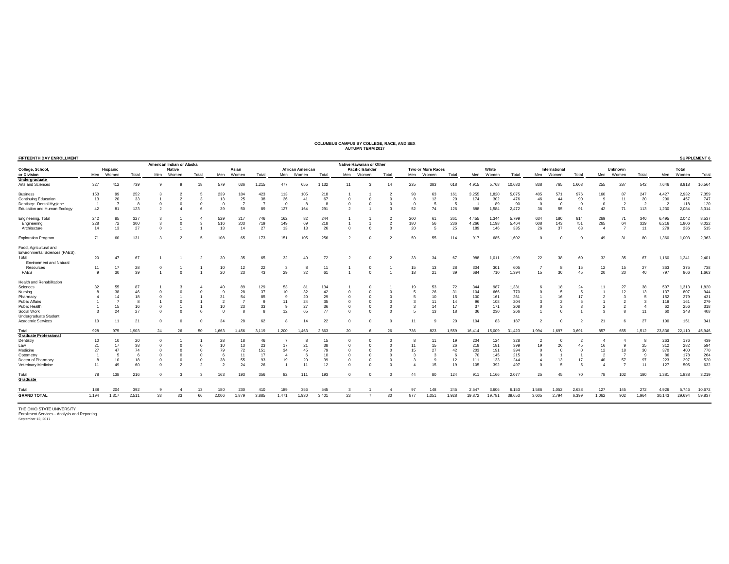## COLUMBUS CAMPUS BY COLLEGE, RACE, AND SEX
## AUTUMN TERM 2017

**FIFTEENTH DAY ENROLLMENT** — **SUPPLEMENT 6**

| College, School, or Division | Hispanic Men | Hispanic Women | Hispanic Total | American Indian or Alaska Native Men | American Indian or Alaska Native Women | American Indian or Alaska Native Total | Asian Men | Asian Women | Asian Total | African American Men | African American Women | African American Total | Native Hawaiian or Other Pacific Islander Men | Native Hawaiian or Other Pacific Islander Women | Native Hawaiian or Other Pacific Islander Total | Two or More Races Men | Two or More Races Women | Two or More Races Total | White Men | White Women | White Total | International Men | International Women | International Total | Unknown Men | Unknown Women | Unknown Total | Total Men | Total Women | Total Total |
|---|---|---|---|---|---|---|---|---|---|---|---|---|---|---|---|---|---|---|---|---|---|---|---|---|---|---|---|---|---|---|
| **Undergraduate** | | | | | | | | | | | | | | | | | | | | | | | | | | | | | | |
| Arts and Sciences | 327 | 412 | 739 | 9 | 9 | 18 | 579 | 636 | 1,215 | 477 | 655 | 1,132 | 11 | 3 | 14 | 235 | 383 | 618 | 4,915 | 5,768 | 10,683 | 838 | 765 | 1,603 | 255 | 287 | 542 | 7,646 | 8,918 | 16,564 |
| Business | 153 | 99 | 252 | 3 | 2 | 5 | 239 | 184 | 423 | 113 | 105 | 218 | 1 | 1 | 2 | 98 | 63 | 161 | 3,255 | 1,820 | 5,075 | 405 | 571 | 976 | 160 | 87 | 247 | 4,427 | 2,932 | 7,359 |
| Continuing Education | 13 | 20 | 33 | 1 | 2 | 3 | 13 | 25 | 38 | 26 | 41 | 67 | 0 | 0 | 0 | 8 | 12 | 20 | 174 | 302 | 476 | 46 | 44 | 90 | 9 | 11 | 20 | 290 | 457 | 747 |
| Dentistry: Dental Hygiene | 1 | 7 | 8 | 0 | 0 | 0 | 0 | 7 | 7 | 0 | 8 | 8 | 0 | 0 | 0 | 0 | 5 | 5 | 1 | 89 | 90 | 0 | 0 | 0 | 0 | 2 | 2 | 2 | 118 | 120 |
| Education and Human Ecology | 42 | 81 | 123 | 2 | 4 | 6 | 39 | 50 | 89 | 127 | 164 | 291 | 2 | 1 | 3 | 52 | 74 | 126 | 888 | 1,584 | 2,472 | 36 | 55 | 91 | 42 | 71 | 113 | 1,230 | 2,084 | 3,314 |
| Engineering, Total | 242 | 85 | 327 | 3 | 1 | 4 | 529 | 217 | 746 | 162 | 82 | 244 | 1 | 1 | 2 | 200 | 61 | 261 | 4,455 | 1,344 | 5,799 | 634 | 180 | 814 | 269 | 71 | 340 | 6,495 | 2,042 | 8,537 |
| Engineering | 228 | 72 | 300 | 3 | 0 | 3 | 516 | 203 | 719 | 149 | 69 | 218 | 1 | 1 | 2 | 180 | 56 | 236 | 4,266 | 1,198 | 5,464 | 608 | 143 | 751 | 265 | 64 | 329 | 6,216 | 1,806 | 8,022 |
| Architecture | 14 | 13 | 27 | 0 | 1 | 1 | 13 | 14 | 27 | 13 | 13 | 26 | 0 | 0 | 0 | 20 | 5 | 25 | 189 | 146 | 335 | 26 | 37 | 63 | 4 | 7 | 11 | 279 | 236 | 515 |
| Exploration Program | 71 | 60 | 131 | 3 | 2 | 5 | 108 | 65 | 173 | 151 | 105 | 256 | 2 | 0 | 2 | 59 | 55 | 114 | 917 | 685 | 1,602 | 0 | 0 | 0 | 49 | 31 | 80 | 1,360 | 1,003 | 2,363 |
| Food, Agricultural and Environmental Sciences (FAES), Total | 20 | 47 | 67 | 1 | 1 | 2 | 30 | 35 | 65 | 32 | 40 | 72 | 2 | 0 | 2 | 33 | 34 | 67 | 988 | 1,011 | 1,999 | 22 | 38 | 60 | 32 | 35 | 67 | 1,160 | 1,241 | 2,401 |
| Environment and Natural Resources | 11 | 17 | 28 | 0 | 1 | 1 | 10 | 12 | 22 | 3 | 8 | 11 | 1 | 0 | 1 | 15 | 13 | 28 | 304 | 301 | 605 | 7 | 8 | 15 | 12 | 15 | 27 | 363 | 375 | 738 |
| FAES | 9 | 30 | 39 | 1 | 0 | 1 | 20 | 23 | 43 | 29 | 32 | 61 | 1 | 0 | 1 | 18 | 21 | 39 | 684 | 710 | 1,394 | 15 | 30 | 45 | 20 | 20 | 40 | 797 | 866 | 1,663 |
| Health and Rehabilitation Sciences | 32 | 55 | 87 | 1 | 3 | 4 | 40 | 89 | 129 | 53 | 81 | 134 | 1 | 0 | 1 | 19 | 53 | 72 | 344 | 987 | 1,331 | 6 | 18 | 24 | 11 | 27 | 38 | 507 | 1,313 | 1,820 |
| Nursing | 8 | 38 | 46 | 0 | 0 | 0 | 9 | 28 | 37 | 10 | 32 | 42 | 0 | 0 | 0 | 5 | 26 | 31 | 104 | 666 | 770 | 0 | 5 | 5 | 1 | 12 | 13 | 137 | 807 | 944 |
| Pharmacy | 4 | 14 | 18 | 0 | 1 | 1 | 31 | 54 | 85 | 9 | 20 | 29 | 0 | 0 | 0 | 5 | 10 | 15 | 100 | 161 | 261 | 1 | 16 | 17 | 2 | 3 | 5 | 152 | 279 | 431 |
| Public Affairs | 1 | 7 | 8 | 1 | 0 | 1 | 2 | 7 | 9 | 11 | 24 | 35 | 0 | 0 | 0 | 3 | 11 | 14 | 96 | 108 | 204 | 3 | 2 | 5 | 1 | 2 | 3 | 118 | 161 | 279 |
| Public Health | 1 | 15 | 16 | 0 | 1 | 1 | 10 | 23 | 33 | 9 | 27 | 36 | 0 | 0 | 0 | 3 | 14 | 17 | 37 | 171 | 208 | 0 | 3 | 3 | 2 | 2 | 4 | 62 | 256 | 318 |
| Social Work | 3 | 24 | 27 | 0 | 0 | 0 | 0 | 8 | 8 | 12 | 65 | 77 | 0 | 0 | 0 | 5 | 13 | 18 | 36 | 230 | 266 | 1 | 0 | 1 | 3 | 8 | 11 | 60 | 348 | 408 |
| Undergraduate Student Academic Services | 10 | 11 | 21 | 0 | 0 | 0 | 34 | 28 | 62 | 8 | 14 | 22 | 0 | 0 | 0 | 11 | 9 | 20 | 104 | 83 | 187 | 2 | 0 | 2 | 21 | 6 | 27 | 190 | 151 | 341 |
| Total | 928 | 975 | 1,903 | 24 | 26 | 50 | 1,663 | 1,456 | 3,119 | 1,200 | 1,463 | 2,663 | 20 | 6 | 26 | 736 | 823 | 1,559 | 16,414 | 15,009 | 31,423 | 1,994 | 1,697 | 3,691 | 857 | 655 | 1,512 | 23,836 | 22,110 | 45,946 |
| **Graduate Professional** | | | | | | | | | | | | | | | | | | | | | | | | | | | | | | |
| Dentistry | 10 | 10 | 20 | 0 | 1 | 1 | 28 | 18 | 46 | 7 | 8 | 15 | 0 | 0 | 0 | 8 | 11 | 19 | 204 | 124 | 328 | 2 | 0 | 2 | 4 | 4 | 8 | 263 | 176 | 439 |
| Law | 21 | 17 | 38 | 0 | 0 | 0 | 10 | 13 | 23 | 17 | 21 | 38 | 0 | 0 | 0 | 11 | 15 | 26 | 218 | 181 | 399 | 19 | 26 | 45 | 16 | 9 | 25 | 312 | 282 | 594 |
| Medicine | 27 | 47 | 74 | 0 | 0 | 0 | 79 | 72 | 151 | 34 | 45 | 79 | 0 | 0 | 0 | 15 | 27 | 42 | 203 | 191 | 394 | 0 | 0 | 0 | 12 | 18 | 30 | 370 | 400 | 770 |
| Optometry | 1 | 5 | 6 | 0 | 0 | 0 | 6 | 11 | 17 | 4 | 6 | 10 | 0 | 0 | 0 | 3 | 3 | 6 | 70 | 145 | 215 | 0 | 1 | 1 | 2 | 7 | 9 | 86 | 178 | 264 |
| Doctor of Pharmacy | 8 | 10 | 18 | 0 | 0 | 0 | 38 | 55 | 93 | 19 | 20 | 39 | 0 | 0 | 0 | 3 | 9 | 12 | 111 | 133 | 244 | 4 | 13 | 17 | 40 | 57 | 97 | 223 | 297 | 520 |
| Veterinary Medicine | 11 | 49 | 60 | 0 | 2 | 2 | 2 | 24 | 26 | 1 | 11 | 12 | 0 | 0 | 0 | 4 | 15 | 19 | 105 | 392 | 497 | 0 | 5 | 5 | 4 | 7 | 11 | 127 | 505 | 632 |
| Total | 78 | 138 | 216 | 0 | 3 | 3 | 163 | 193 | 356 | 82 | 111 | 193 | 0 | 0 | 0 | 44 | 80 | 124 | 911 | 1,166 | 2,077 | 25 | 45 | 70 | 78 | 102 | 180 | 1,381 | 1,838 | 3,219 |
| **Graduate** | | | | | | | | | | | | | | | | | | | | | | | | | | | | | | |
| Total | 188 | 204 | 392 | 9 | 4 | 13 | 180 | 230 | 410 | 189 | 356 | 545 | 3 | 1 | 4 | 97 | 148 | 245 | 2,547 | 3,606 | 6,153 | 1,586 | 1,052 | 2,638 | 127 | 145 | 272 | 4,926 | 5,746 | 10,672 |
| **GRAND TOTAL** | 1,194 | 1,317 | 2,511 | 33 | 33 | 66 | 2,006 | 1,879 | 3,885 | 1,471 | 1,930 | 3,401 | 23 | 7 | 30 | 877 | 1,051 | 1,928 | 19,872 | 19,781 | 39,653 | 3,605 | 2,794 | 6,399 | 1,062 | 902 | 1,964 | 30,143 | 29,694 | 59,837 |

THE OHIO STATE UNIVERSITY
Enrollment Services - Analysis and Reporting
September 12, 2017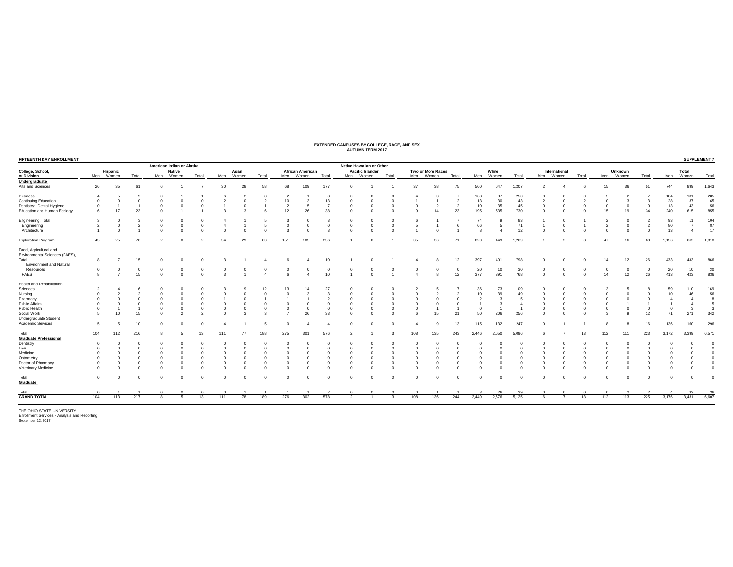**EXTENDED CAMPUSES BY COLLEGE, RACE, AND SEX**
**AUTUMN TERM 2017**

**FIFTEENTH DAY ENROLLMENT** | **SUPPLEMENT 7**

| College, School, or Division | Hispanic Men | Hispanic Women | Hispanic Total | American Indian or Alaska Native Men | American Indian or Alaska Native Women | American Indian or Alaska Native Total | Asian Men | Asian Women | Asian Total | African American Men | African American Women | African American Total | Native Hawaiian or Other Pacific Islander Men | Native Hawaiian or Other Pacific Islander Women | Native Hawaiian or Other Pacific Islander Total | Two or More Races Men | Two or More Races Women | Two or More Races Total | White Men | White Women | White Total | International Men | International Women | International Total | Unknown Men | Unknown Women | Unknown Total | Total Men | Total Women | Total Total |
|---|---|---|---|---|---|---|---|---|---|---|---|---|---|---|---|---|---|---|---|---|---|---|---|---|---|---|---|---|---|---|
| **Undergraduate** | | | | | | | | | | | | | | | | | | | | | | | | | | | | | | |
| Arts and Sciences | 26 | 35 | 61 | 6 | 1 | 7 | 30 | 28 | 58 | 68 | 109 | 177 | 0 | 1 | 1 | 37 | 38 | 75 | 560 | 647 | 1,207 | 2 | 4 | 6 | 15 | 36 | 51 | 744 | 899 | 1,643 |
| Business | 4 | 5 | 9 | 0 | 1 | 1 | 6 | 2 | 8 | 2 | 1 | 3 | 0 | 0 | 0 | 4 | 3 | 7 | 163 | 87 | 250 | 0 | 0 | 0 | 5 | 2 | 7 | 184 | 101 | 285 |
| Continuing Education | 0 | 0 | 0 | 0 | 0 | 0 | 2 | 0 | 2 | 10 | 3 | 13 | 0 | 0 | 0 | 1 | 1 | 2 | 13 | 30 | 43 | 2 | 0 | 2 | 0 | 3 | 3 | 28 | 37 | 65 |
| Dentistry: Dental Hygiene | 0 | 1 | 1 | 0 | 0 | 0 | 1 | 0 | 1 | 2 | 5 | 7 | 0 | 0 | 0 | 0 | 2 | 2 | 10 | 35 | 45 | 0 | 0 | 0 | 0 | 0 | 0 | 13 | 43 | 56 |
| Education and Human Ecology | 6 | 17 | 23 | 0 | 1 | 1 | 3 | 3 | 6 | 12 | 26 | 38 | 0 | 0 | 0 | 9 | 14 | 23 | 195 | 535 | 730 | 0 | 0 | 0 | 15 | 19 | 34 | 240 | 615 | 855 |
| Engineering, Total | 3 | 0 | 3 | 0 | 0 | 0 | 4 | 1 | 5 | 3 | 0 | 3 | 0 | 0 | 0 | 6 | 1 | 7 | 74 | 9 | 83 | 1 | 0 | 1 | 2 | 0 | 2 | 93 | 11 | 104 |
| Engineering | 2 | 0 | 2 | 0 | 0 | 0 | 4 | 1 | 5 | 0 | 0 | 0 | 0 | 0 | 0 | 5 | 1 | 6 | 66 | 5 | 71 | 1 | 0 | 1 | 2 | 0 | 2 | 80 | 7 | 87 |
| Architecture | 1 | 0 | 1 | 0 | 0 | 0 | 0 | 0 | 0 | 3 | 0 | 3 | 0 | 0 | 0 | 1 | 0 | 1 | 8 | 4 | 12 | 0 | 0 | 0 | 0 | 0 | 0 | 13 | 4 | 17 |
| Exploration Program | 45 | 25 | 70 | 2 | 0 | 2 | 54 | 29 | 83 | 151 | 105 | 256 | 1 | 0 | 1 | 35 | 36 | 71 | 820 | 449 | 1,269 | 1 | 2 | 3 | 47 | 16 | 63 | 1,156 | 662 | 1,818 |
| Food, Agricultural and Environmental Sciences (FAES), Total | 8 | 7 | 15 | 0 | 0 | 0 | 3 | 1 | 4 | 6 | 4 | 10 | 1 | 0 | 1 | 4 | 8 | 12 | 397 | 401 | 798 | 0 | 0 | 0 | 14 | 12 | 26 | 433 | 433 | 866 |
| Environment and Natural Resources | 0 | 0 | 0 | 0 | 0 | 0 | 0 | 0 | 0 | 0 | 0 | 0 | 0 | 0 | 0 | 0 | 0 | 0 | 20 | 10 | 30 | 0 | 0 | 0 | 0 | 0 | 0 | 20 | 10 | 30 |
| FAES | 8 | 7 | 15 | 0 | 0 | 0 | 3 | 1 | 4 | 6 | 4 | 10 | 1 | 0 | 1 | 4 | 8 | 12 | 377 | 391 | 768 | 0 | 0 | 0 | 14 | 12 | 26 | 413 | 423 | 836 |
| Health and Rehabilitation Sciences | 2 | 4 | 6 | 0 | 0 | 0 | 3 | 9 | 12 | 13 | 14 | 27 | 0 | 0 | 0 | 2 | 5 | 7 | 36 | 73 | 109 | 0 | 0 | 0 | 3 | 5 | 8 | 59 | 110 | 169 |
| Nursing | 0 | 2 | 2 | 0 | 0 | 0 | 0 | 0 | 0 | 0 | 3 | 3 | 0 | 0 | 0 | 0 | 2 | 2 | 10 | 39 | 49 | 0 | 0 | 0 | 0 | 0 | 0 | 10 | 46 | 56 |
| Pharmacy | 0 | 0 | 0 | 0 | 0 | 0 | 1 | 0 | 1 | 1 | 1 | 2 | 0 | 0 | 0 | 0 | 0 | 0 | 2 | 3 | 5 | 0 | 0 | 0 | 0 | 0 | 0 | 4 | 4 | 8 |
| Public Affairs | 0 | 0 | 0 | 0 | 0 | 0 | 0 | 0 | 0 | 0 | 0 | 0 | 0 | 0 | 0 | 0 | 0 | 0 | 1 | 3 | 4 | 0 | 0 | 0 | 0 | 1 | 1 | 1 | 4 | 5 |
| Public Health | 0 | 1 | 1 | 0 | 0 | 0 | 0 | 0 | 0 | 0 | 0 | 0 | 0 | 0 | 0 | 0 | 1 | 1 | 0 | 1 | 1 | 0 | 0 | 0 | 0 | 0 | 0 | 0 | 3 | 3 |
| Social Work | 5 | 10 | 15 | 0 | 2 | 2 | 0 | 3 | 3 | 7 | 26 | 33 | 0 | 0 | 0 | 6 | 15 | 21 | 50 | 206 | 256 | 0 | 0 | 0 | 3 | 9 | 12 | 71 | 271 | 342 |
| Undergraduate Student Academic Services | 5 | 5 | 10 | 0 | 0 | 0 | 4 | 1 | 5 | 0 | 4 | 4 | 0 | 0 | 0 | 4 | 9 | 13 | 115 | 132 | 247 | 0 | 1 | 1 | 8 | 8 | 16 | 136 | 160 | 296 |
| Total | 104 | 112 | 216 | 8 | 5 | 13 | 111 | 77 | 188 | 275 | 301 | 576 | 2 | 1 | 3 | 108 | 135 | 243 | 2,446 | 2,650 | 5,096 | 6 | 7 | 13 | 112 | 111 | 223 | 3,172 | 3,399 | 6,571 |
| **Graduate Professional** | | | | | | | | | | | | | | | | | | | | | | | | | | | | | | |
| Dentistry | 0 | 0 | 0 | 0 | 0 | 0 | 0 | 0 | 0 | 0 | 0 | 0 | 0 | 0 | 0 | 0 | 0 | 0 | 0 | 0 | 0 | 0 | 0 | 0 | 0 | 0 | 0 | 0 | 0 | 0 |
| Law | 0 | 0 | 0 | 0 | 0 | 0 | 0 | 0 | 0 | 0 | 0 | 0 | 0 | 0 | 0 | 0 | 0 | 0 | 0 | 0 | 0 | 0 | 0 | 0 | 0 | 0 | 0 | 0 | 0 | 0 |
| Medicine | 0 | 0 | 0 | 0 | 0 | 0 | 0 | 0 | 0 | 0 | 0 | 0 | 0 | 0 | 0 | 0 | 0 | 0 | 0 | 0 | 0 | 0 | 0 | 0 | 0 | 0 | 0 | 0 | 0 | 0 |
| Optometry | 0 | 0 | 0 | 0 | 0 | 0 | 0 | 0 | 0 | 0 | 0 | 0 | 0 | 0 | 0 | 0 | 0 | 0 | 0 | 0 | 0 | 0 | 0 | 0 | 0 | 0 | 0 | 0 | 0 | 0 |
| Doctor of Pharmacy | 0 | 0 | 0 | 0 | 0 | 0 | 0 | 0 | 0 | 0 | 0 | 0 | 0 | 0 | 0 | 0 | 0 | 0 | 0 | 0 | 0 | 0 | 0 | 0 | 0 | 0 | 0 | 0 | 0 | 0 |
| Veterinary Medicine | 0 | 0 | 0 | 0 | 0 | 0 | 0 | 0 | 0 | 0 | 0 | 0 | 0 | 0 | 0 | 0 | 0 | 0 | 0 | 0 | 0 | 0 | 0 | 0 | 0 | 0 | 0 | 0 | 0 | 0 |
| Total | 0 | 0 | 0 | 0 | 0 | 0 | 0 | 0 | 0 | 0 | 0 | 0 | 0 | 0 | 0 | 0 | 0 | 0 | 0 | 0 | 0 | 0 | 0 | 0 | 0 | 0 | 0 | 0 | 0 | 0 |
| **Graduate** | | | | | | | | | | | | | | | | | | | | | | | | | | | | | | |
| Total | 0 | 1 | 1 | 0 | 0 | 0 | 0 | 1 | 1 | 1 | 1 | 2 | 0 | 0 | 0 | 0 | 1 | 1 | 3 | 26 | 29 | 0 | 0 | 0 | 0 | 2 | 2 | 4 | 32 | 36 |
| **GRAND TOTAL** | 104 | 113 | 217 | 8 | 5 | 13 | 111 | 78 | 189 | 276 | 302 | 578 | 2 | 1 | 3 | 108 | 136 | 244 | 2,449 | 2,676 | 5,125 | 6 | 7 | 13 | 112 | 113 | 225 | 3,176 | 3,431 | 6,607 |

THE OHIO STATE UNIVERSITY
Enrollment Services - Analysis and Reporting
September 12, 2017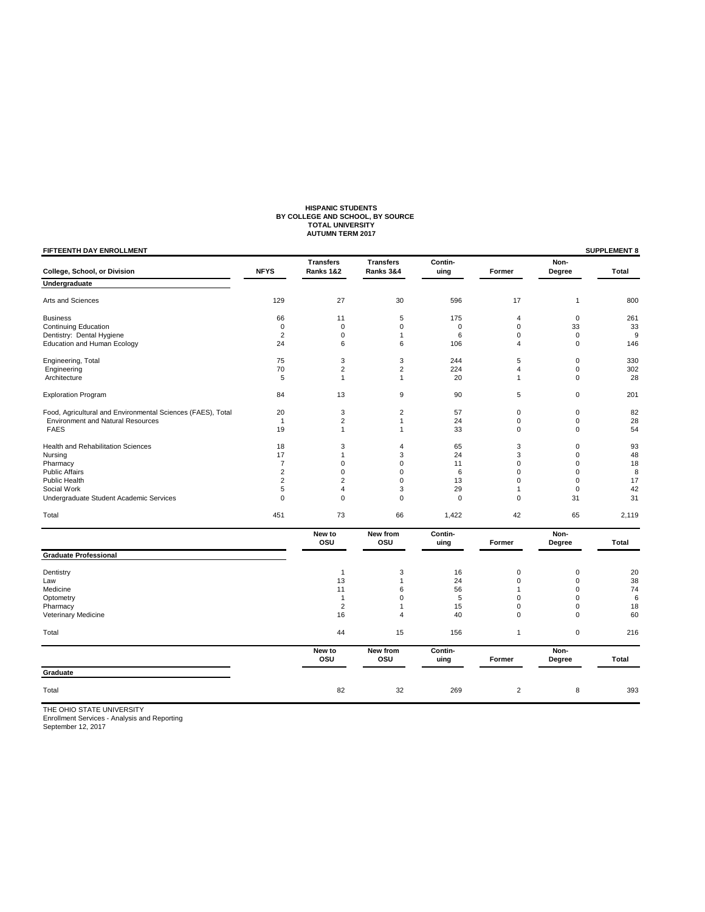**HISPANIC STUDENTS**
**BY COLLEGE AND SCHOOL, BY SOURCE**
**TOTAL UNIVERSITY**
**AUTUMN TERM 2017**

**FIFTEENTH DAY ENROLLMENT** — **SUPPLEMENT 8**

| College, School, or Division | NFYS | Transfers Ranks 1&2 | Transfers Ranks 3&4 | Contin-uing | Former | Non-Degree | Total |
|---|---|---|---|---|---|---|---|
| **Undergraduate** | | | | | | | |
| Arts and Sciences | 129 | 27 | 30 | 596 | 17 | 1 | 800 |
| Business | 66 | 11 | 5 | 175 | 4 | 0 | 261 |
| Continuing Education | 0 | 0 | 0 | 0 | 0 | 33 | 33 |
| Dentistry: Dental Hygiene | 2 | 0 | 1 | 6 | 0 | 0 | 9 |
| Education and Human Ecology | 24 | 6 | 6 | 106 | 4 | 0 | 146 |
| Engineering, Total | 75 | 3 | 3 | 244 | 5 | 0 | 330 |
| Engineering | 70 | 2 | 2 | 224 | 4 | 0 | 302 |
| Architecture | 5 | 1 | 1 | 20 | 1 | 0 | 28 |
| Exploration Program | 84 | 13 | 9 | 90 | 5 | 0 | 201 |
| Food, Agricultural and Environmental Sciences (FAES), Total | 20 | 3 | 2 | 57 | 0 | 0 | 82 |
| Environment and Natural Resources | 1 | 2 | 1 | 24 | 0 | 0 | 28 |
| FAES | 19 | 1 | 1 | 33 | 0 | 0 | 54 |
| Health and Rehabilitation Sciences | 18 | 3 | 4 | 65 | 3 | 0 | 93 |
| Nursing | 17 | 1 | 3 | 24 | 3 | 0 | 48 |
| Pharmacy | 7 | 0 | 0 | 11 | 0 | 0 | 18 |
| Public Affairs | 2 | 0 | 0 | 6 | 0 | 0 | 8 |
| Public Health | 2 | 2 | 0 | 13 | 0 | 0 | 17 |
| Social Work | 5 | 4 | 3 | 29 | 1 | 0 | 42 |
| Undergraduate Student Academic Services | 0 | 0 | 0 | 0 | 0 | 31 | 31 |
| Total | 451 | 73 | 66 | 1,422 | 42 | 65 | 2,119 |

| Graduate Professional | New to OSU | New from OSU | Contin-uing | Former | Non-Degree | Total |
|---|---|---|---|---|---|---|
| Dentistry | 1 | 3 | 16 | 0 | 0 | 20 |
| Law | 13 | 1 | 24 | 0 | 0 | 38 |
| Medicine | 11 | 6 | 56 | 1 | 0 | 74 |
| Optometry | 1 | 0 | 5 | 0 | 0 | 6 |
| Pharmacy | 2 | 1 | 15 | 0 | 0 | 18 |
| Veterinary Medicine | 16 | 4 | 40 | 0 | 0 | 60 |
| Total | 44 | 15 | 156 | 1 | 0 | 216 |

| Graduate | New to OSU | New from OSU | Contin-uing | Former | Non-Degree | Total |
|---|---|---|---|---|---|---|
| Total | 82 | 32 | 269 | 2 | 8 | 393 |

THE OHIO STATE UNIVERSITY
Enrollment Services - Analysis and Reporting
September 12, 2017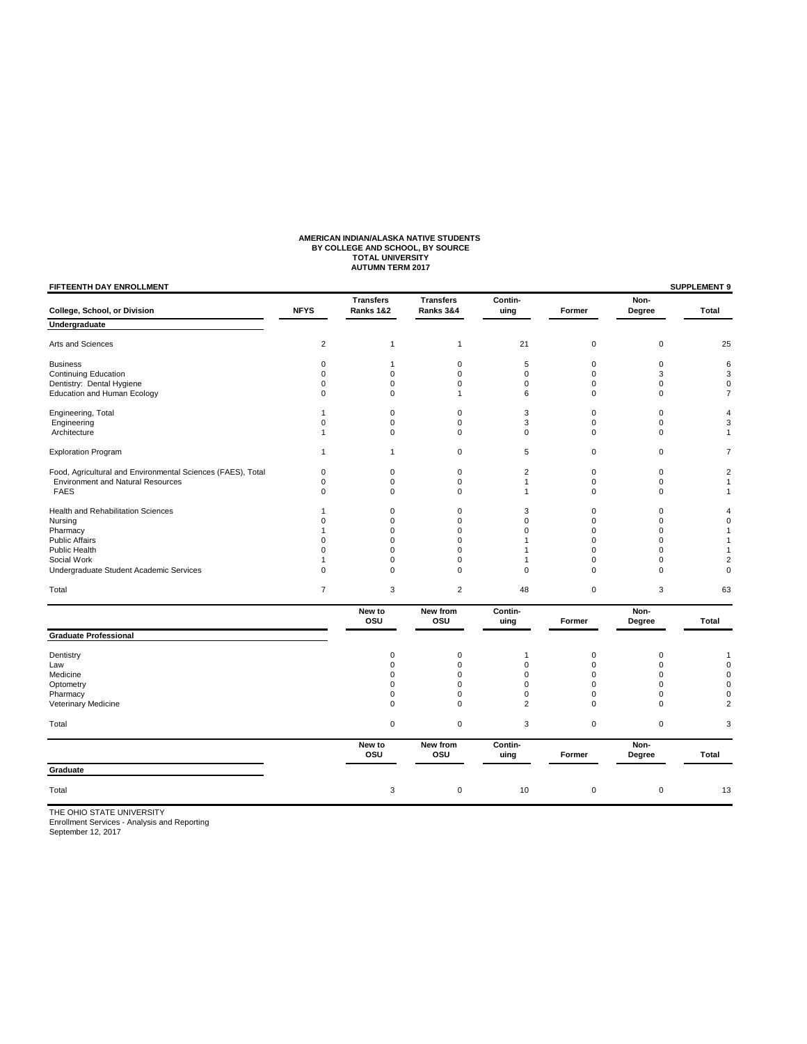**AMERICAN INDIAN/ALASKA NATIVE STUDENTS**
**BY COLLEGE AND SCHOOL, BY SOURCE**
**TOTAL UNIVERSITY**
**AUTUMN TERM 2017**

**FIFTEENTH DAY ENROLLMENT** | **SUPPLEMENT 9**

| College, School, or Division | NFYS | Transfers Ranks 1&2 | Transfers Ranks 3&4 | Contin-uing | Former | Non-Degree | Total |
|---|---|---|---|---|---|---|---|
| **Undergraduate** | | | | | | | |
| Arts and Sciences | 2 | 1 | 1 | 21 | 0 | 0 | 25 |
| Business | 0 | 1 | 0 | 5 | 0 | 0 | 6 |
| Continuing Education | 0 | 0 | 0 | 0 | 0 | 3 | 3 |
| Dentistry: Dental Hygiene | 0 | 0 | 0 | 0 | 0 | 0 | 0 |
| Education and Human Ecology | 0 | 0 | 1 | 6 | 0 | 0 | 7 |
| Engineering, Total | 1 | 0 | 0 | 3 | 0 | 0 | 4 |
| Engineering | 0 | 0 | 0 | 3 | 0 | 0 | 3 |
| Architecture | 1 | 0 | 0 | 0 | 0 | 0 | 1 |
| Exploration Program | 1 | 1 | 0 | 5 | 0 | 0 | 7 |
| Food, Agricultural and Environmental Sciences (FAES), Total | 0 | 0 | 0 | 2 | 0 | 0 | 2 |
| Environment and Natural Resources | 0 | 0 | 0 | 1 | 0 | 0 | 1 |
| FAES | 0 | 0 | 0 | 1 | 0 | 0 | 1 |
| Health and Rehabilitation Sciences | 1 | 0 | 0 | 3 | 0 | 0 | 4 |
| Nursing | 0 | 0 | 0 | 0 | 0 | 0 | 0 |
| Pharmacy | 1 | 0 | 0 | 0 | 0 | 0 | 1 |
| Public Affairs | 0 | 0 | 0 | 1 | 0 | 0 | 1 |
| Public Health | 0 | 0 | 0 | 1 | 0 | 0 | 1 |
| Social Work | 1 | 0 | 0 | 1 | 0 | 0 | 2 |
| Undergraduate Student Academic Services | 0 | 0 | 0 | 0 | 0 | 0 | 0 |
| Total | 7 | 3 | 2 | 48 | 0 | 3 | 63 |

| | New to OSU | New from OSU | Contin-uing | Former | Non-Degree | Total |
|---|---|---|---|---|---|---|
| **Graduate Professional** | | | | | | |
| Dentistry | 0 | 0 | 1 | 0 | 0 | 1 |
| Law | 0 | 0 | 0 | 0 | 0 | 0 |
| Medicine | 0 | 0 | 0 | 0 | 0 | 0 |
| Optometry | 0 | 0 | 0 | 0 | 0 | 0 |
| Pharmacy | 0 | 0 | 0 | 0 | 0 | 0 |
| Veterinary Medicine | 0 | 0 | 2 | 0 | 0 | 2 |
| Total | 0 | 0 | 3 | 0 | 0 | 3 |

| | New to OSU | New from OSU | Contin-uing | Former | Non-Degree | Total |
|---|---|---|---|---|---|---|
| **Graduate** | | | | | | |
| Total | 3 | 0 | 10 | 0 | 0 | 13 |

THE OHIO STATE UNIVERSITY
Enrollment Services - Analysis and Reporting
September 12, 2017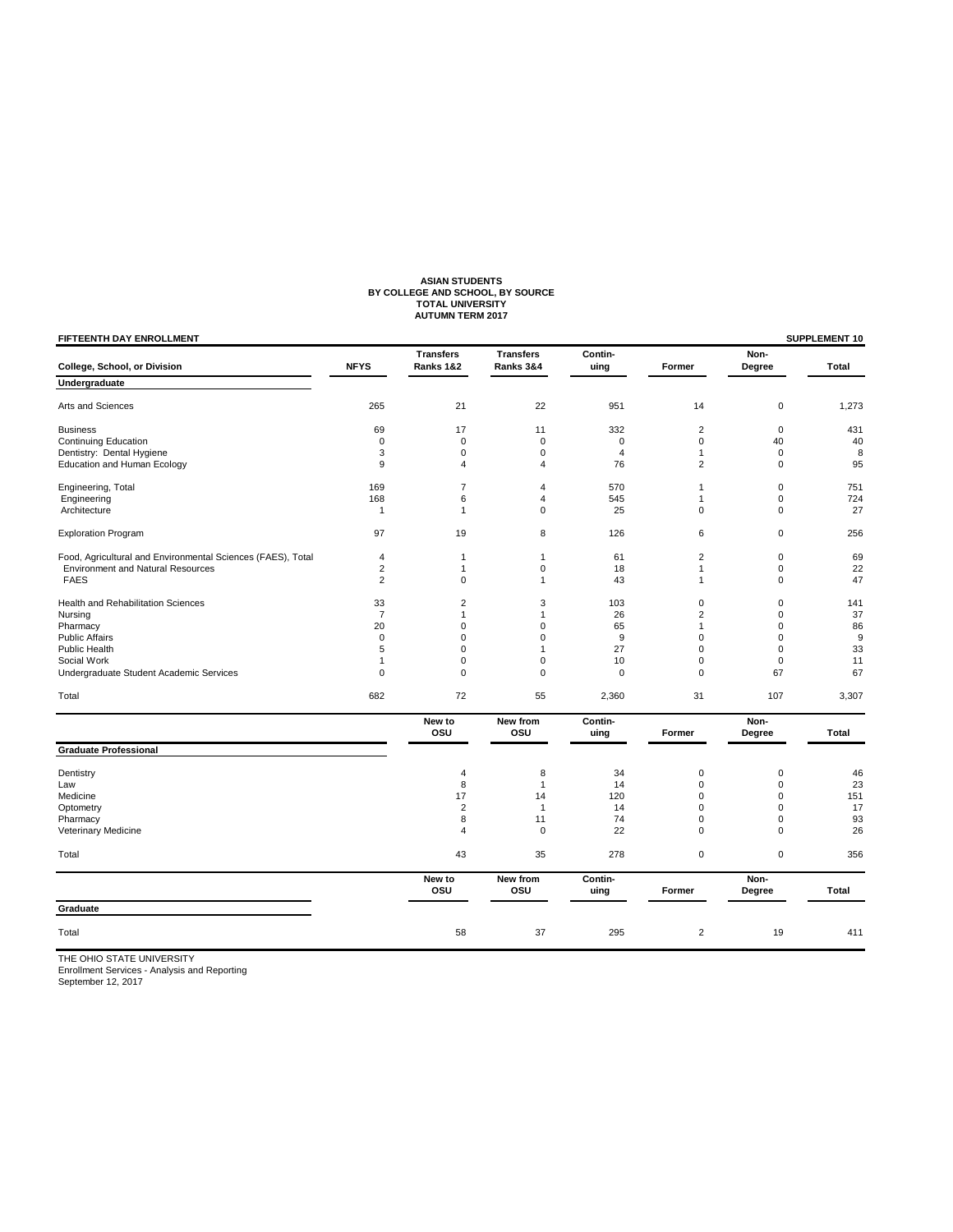# ASIAN STUDENTS
## BY COLLEGE AND SCHOOL, BY SOURCE
## TOTAL UNIVERSITY
## AUTUMN TERM 2017

**FIFTEENTH DAY ENROLLMENT** — **SUPPLEMENT 10**

| College, School, or Division | NFYS | Transfers Ranks 1&2 | Transfers Ranks 3&4 | Contin-uing | Former | Non-Degree | Total |
|---|---|---|---|---|---|---|---|
| **Undergraduate** | | | | | | | |
| Arts and Sciences | 265 | 21 | 22 | 951 | 14 | 0 | 1,273 |
| Business | 69 | 17 | 11 | 332 | 2 | 0 | 431 |
| Continuing Education | 0 | 0 | 0 | 0 | 0 | 40 | 40 |
| Dentistry: Dental Hygiene | 3 | 0 | 0 | 4 | 1 | 0 | 8 |
| Education and Human Ecology | 9 | 4 | 4 | 76 | 2 | 0 | 95 |
| Engineering, Total | 169 | 7 | 4 | 570 | 1 | 0 | 751 |
| Engineering | 168 | 6 | 4 | 545 | 1 | 0 | 724 |
| Architecture | 1 | 1 | 0 | 25 | 0 | 0 | 27 |
| Exploration Program | 97 | 19 | 8 | 126 | 6 | 0 | 256 |
| Food, Agricultural and Environmental Sciences (FAES), Total | 4 | 1 | 1 | 61 | 2 | 0 | 69 |
| Environment and Natural Resources | 2 | 1 | 0 | 18 | 1 | 0 | 22 |
| FAES | 2 | 0 | 1 | 43 | 1 | 0 | 47 |
| Health and Rehabilitation Sciences | 33 | 2 | 3 | 103 | 0 | 0 | 141 |
| Nursing | 7 | 1 | 1 | 26 | 2 | 0 | 37 |
| Pharmacy | 20 | 0 | 0 | 65 | 1 | 0 | 86 |
| Public Affairs | 0 | 0 | 0 | 9 | 0 | 0 | 9 |
| Public Health | 5 | 0 | 1 | 27 | 0 | 0 | 33 |
| Social Work | 1 | 0 | 0 | 10 | 0 | 0 | 11 |
| Undergraduate Student Academic Services | 0 | 0 | 0 | 0 | 0 | 67 | 67 |
| Total | 682 | 72 | 55 | 2,360 | 31 | 107 | 3,307 |

| | New to OSU | New from OSU | Contin-uing | Former | Non-Degree | Total |
|---|---|---|---|---|---|---|
| **Graduate Professional** | | | | | | |
| Dentistry | 4 | 8 | 34 | 0 | 0 | 46 |
| Law | 8 | 1 | 14 | 0 | 0 | 23 |
| Medicine | 17 | 14 | 120 | 0 | 0 | 151 |
| Optometry | 2 | 1 | 14 | 0 | 0 | 17 |
| Pharmacy | 8 | 11 | 74 | 0 | 0 | 93 |
| Veterinary Medicine | 4 | 0 | 22 | 0 | 0 | 26 |
| Total | 43 | 35 | 278 | 0 | 0 | 356 |

| | New to OSU | New from OSU | Contin-uing | Former | Non-Degree | Total |
|---|---|---|---|---|---|---|
| **Graduate** | | | | | | |
| Total | 58 | 37 | 295 | 2 | 19 | 411 |

THE OHIO STATE UNIVERSITY
Enrollment Services - Analysis and Reporting
September 12, 2017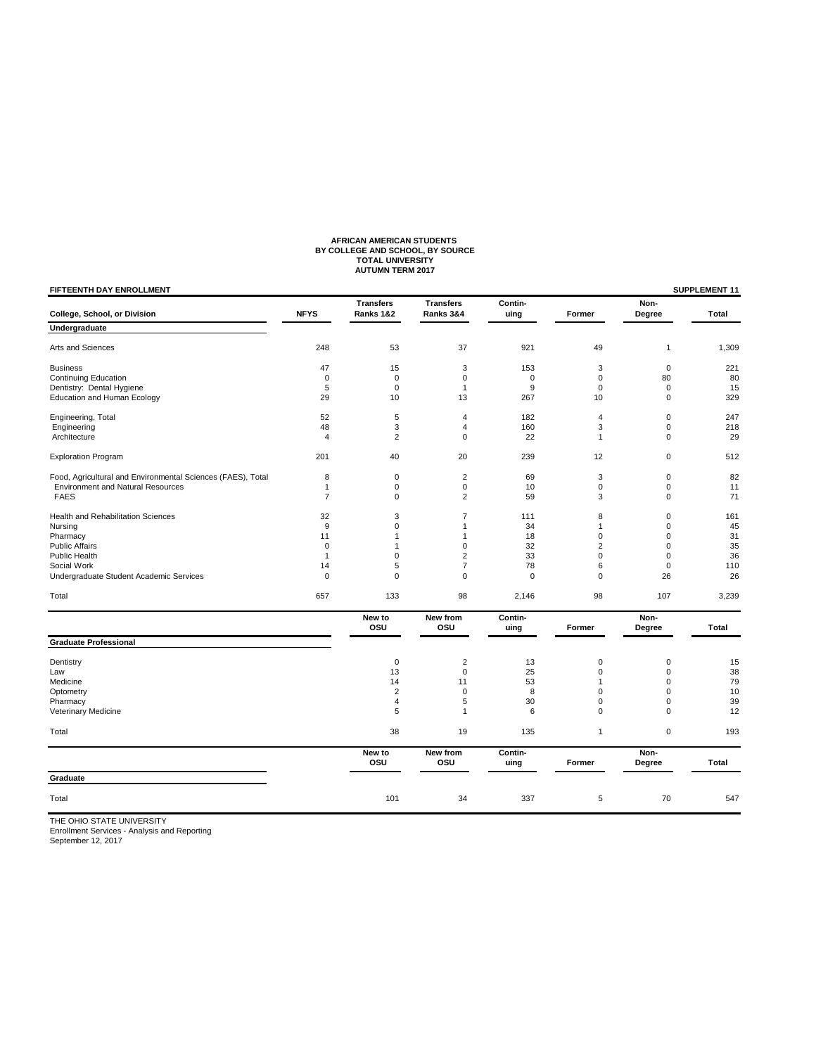# AFRICAN AMERICAN STUDENTS
## BY COLLEGE AND SCHOOL, BY SOURCE
## TOTAL UNIVERSITY
## AUTUMN TERM 2017

**FIFTEENTH DAY ENROLLMENT** **SUPPLEMENT 11**

| College, School, or Division | NFYS | Transfers Ranks 1&2 | Transfers Ranks 3&4 | Continuing | Former | Non-Degree | Total |
|---|---|---|---|---|---|---|---|
| **Undergraduate** | | | | | | | |
| Arts and Sciences | 248 | 53 | 37 | 921 | 49 | 1 | 1,309 |
| Business | 47 | 15 | 3 | 153 | 3 | 0 | 221 |
| Continuing Education | 0 | 0 | 0 | 0 | 0 | 80 | 80 |
| Dentistry: Dental Hygiene | 5 | 0 | 1 | 9 | 0 | 0 | 15 |
| Education and Human Ecology | 29 | 10 | 13 | 267 | 10 | 0 | 329 |
| Engineering, Total | 52 | 5 | 4 | 182 | 4 | 0 | 247 |
| Engineering | 48 | 3 | 4 | 160 | 3 | 0 | 218 |
| Architecture | 4 | 2 | 0 | 22 | 1 | 0 | 29 |
| Exploration Program | 201 | 40 | 20 | 239 | 12 | 0 | 512 |
| Food, Agricultural and Environmental Sciences (FAES), Total | 8 | 0 | 2 | 69 | 3 | 0 | 82 |
| Environment and Natural Resources | 1 | 0 | 0 | 10 | 0 | 0 | 11 |
| FAES | 7 | 0 | 2 | 59 | 3 | 0 | 71 |
| Health and Rehabilitation Sciences | 32 | 3 | 7 | 111 | 8 | 0 | 161 |
| Nursing | 9 | 0 | 1 | 34 | 1 | 0 | 45 |
| Pharmacy | 11 | 1 | 1 | 18 | 0 | 0 | 31 |
| Public Affairs | 0 | 1 | 0 | 32 | 2 | 0 | 35 |
| Public Health | 1 | 0 | 2 | 33 | 0 | 0 | 36 |
| Social Work | 14 | 5 | 7 | 78 | 6 | 0 | 110 |
| Undergraduate Student Academic Services | 0 | 0 | 0 | 0 | 0 | 26 | 26 |
| Total | 657 | 133 | 98 | 2,146 | 98 | 107 | 3,239 |

| | New to OSU | New from OSU | Continuing | Former | Non-Degree | Total |
|---|---|---|---|---|---|---|
| **Graduate Professional** | | | | | | |
| Dentistry | 0 | 2 | 13 | 0 | 0 | 15 |
| Law | 13 | 0 | 25 | 0 | 0 | 38 |
| Medicine | 14 | 11 | 53 | 1 | 0 | 79 |
| Optometry | 2 | 0 | 8 | 0 | 0 | 10 |
| Pharmacy | 4 | 5 | 30 | 0 | 0 | 39 |
| Veterinary Medicine | 5 | 1 | 6 | 0 | 0 | 12 |
| Total | 38 | 19 | 135 | 1 | 0 | 193 |

| | New to OSU | New from OSU | Continuing | Former | Non-Degree | Total |
|---|---|---|---|---|---|---|
| **Graduate** | | | | | | |
| Total | 101 | 34 | 337 | 5 | 70 | 547 |

THE OHIO STATE UNIVERSITY
Enrollment Services - Analysis and Reporting
September 12, 2017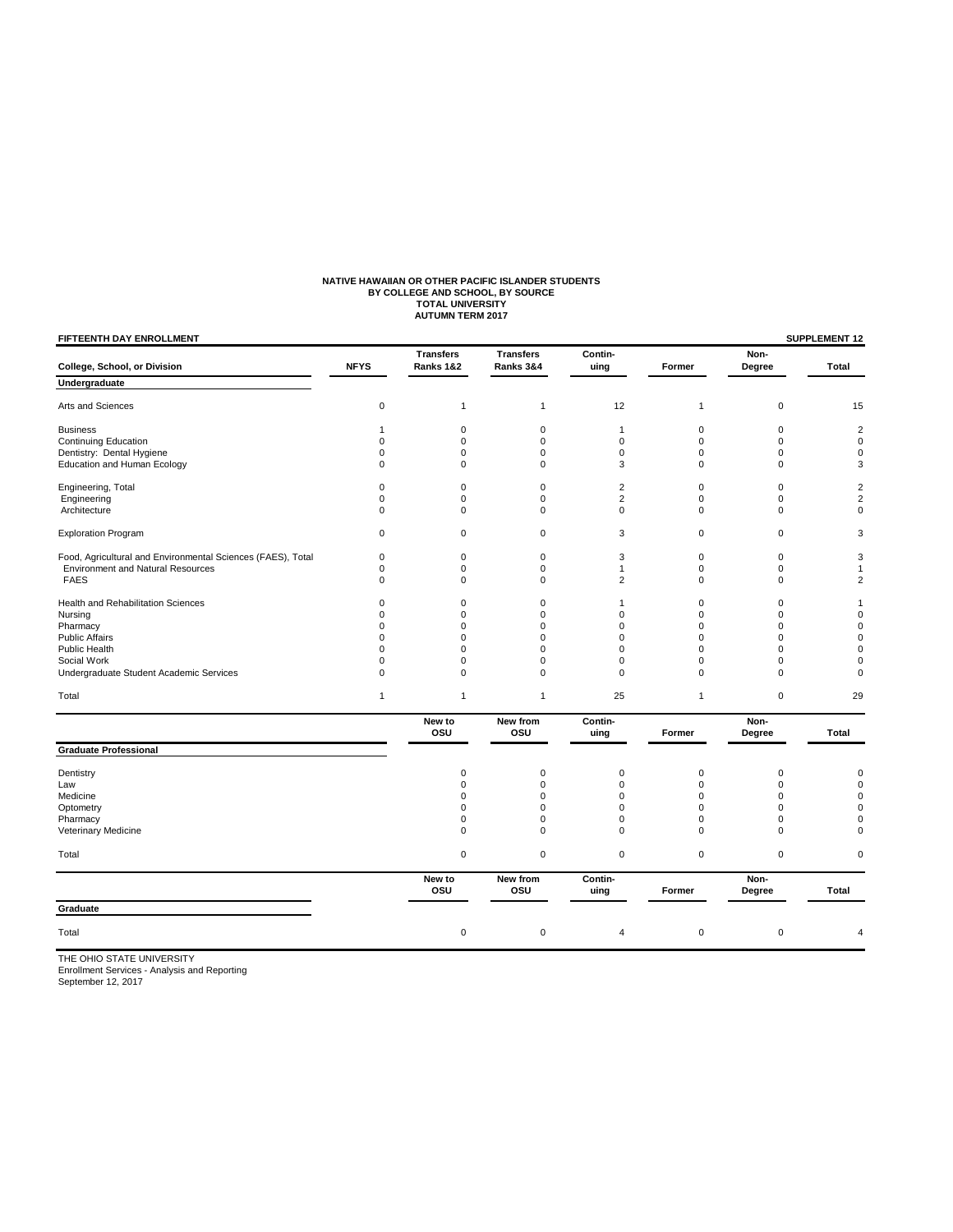**NATIVE HAWAIIAN OR OTHER PACIFIC ISLANDER STUDENTS**
**BY COLLEGE AND SCHOOL, BY SOURCE**
**TOTAL UNIVERSITY**
**AUTUMN TERM 2017**

**FIFTEENTH DAY ENROLLMENT** — **SUPPLEMENT 12**

| College, School, or Division | NFYS | Transfers Ranks 1&2 | Transfers Ranks 3&4 | Contin-uing | Former | Non-Degree | Total |
|---|---|---|---|---|---|---|---|
| **Undergraduate** | | | | | | | |
| Arts and Sciences | 0 | 1 | 1 | 12 | 1 | 0 | 15 |
| Business | 1 | 0 | 0 | 1 | 0 | 0 | 2 |
| Continuing Education | 0 | 0 | 0 | 0 | 0 | 0 | 0 |
| Dentistry: Dental Hygiene | 0 | 0 | 0 | 0 | 0 | 0 | 0 |
| Education and Human Ecology | 0 | 0 | 0 | 3 | 0 | 0 | 3 |
| Engineering, Total | 0 | 0 | 0 | 2 | 0 | 0 | 2 |
| Engineering | 0 | 0 | 0 | 2 | 0 | 0 | 2 |
| Architecture | 0 | 0 | 0 | 0 | 0 | 0 | 0 |
| Exploration Program | 0 | 0 | 0 | 3 | 0 | 0 | 3 |
| Food, Agricultural and Environmental Sciences (FAES), Total | 0 | 0 | 0 | 3 | 0 | 0 | 3 |
| Environment and Natural Resources | 0 | 0 | 0 | 1 | 0 | 0 | 1 |
| FAES | 0 | 0 | 0 | 2 | 0 | 0 | 2 |
| Health and Rehabilitation Sciences | 0 | 0 | 0 | 1 | 0 | 0 | 1 |
| Nursing | 0 | 0 | 0 | 0 | 0 | 0 | 0 |
| Pharmacy | 0 | 0 | 0 | 0 | 0 | 0 | 0 |
| Public Affairs | 0 | 0 | 0 | 0 | 0 | 0 | 0 |
| Public Health | 0 | 0 | 0 | 0 | 0 | 0 | 0 |
| Social Work | 0 | 0 | 0 | 0 | 0 | 0 | 0 |
| Undergraduate Student Academic Services | 0 | 0 | 0 | 0 | 0 | 0 | 0 |
| Total | 1 | 1 | 1 | 25 | 1 | 0 | 29 |

| Graduate Professional | New to OSU | New from OSU | Contin-uing | Former | Non-Degree | Total |
|---|---|---|---|---|---|---|
| Dentistry | 0 | 0 | 0 | 0 | 0 | 0 |
| Law | 0 | 0 | 0 | 0 | 0 | 0 |
| Medicine | 0 | 0 | 0 | 0 | 0 | 0 |
| Optometry | 0 | 0 | 0 | 0 | 0 | 0 |
| Pharmacy | 0 | 0 | 0 | 0 | 0 | 0 |
| Veterinary Medicine | 0 | 0 | 0 | 0 | 0 | 0 |
| Total | 0 | 0 | 0 | 0 | 0 | 0 |

| Graduate | New to OSU | New from OSU | Contin-uing | Former | Non-Degree | Total |
|---|---|---|---|---|---|---|
| Total | 0 | 0 | 4 | 0 | 0 | 4 |

THE OHIO STATE UNIVERSITY
Enrollment Services - Analysis and Reporting
September 12, 2017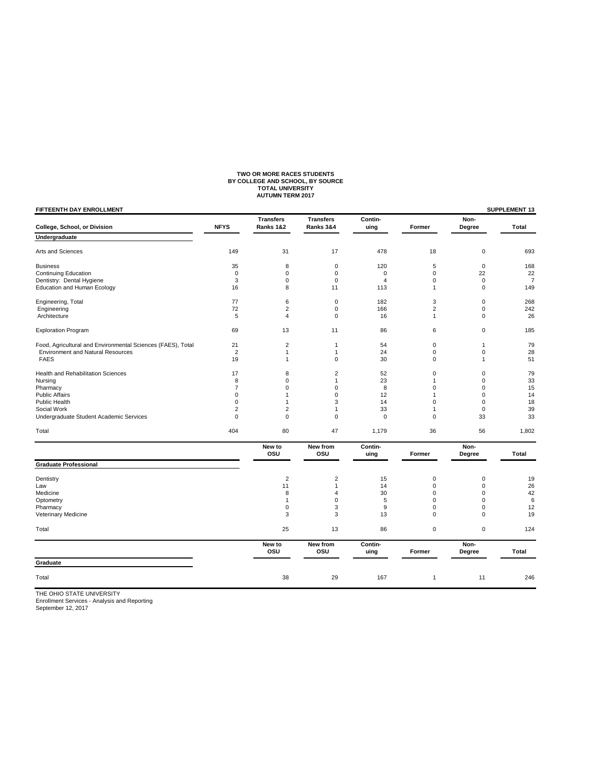**TWO OR MORE RACES STUDENTS**
**BY COLLEGE AND SCHOOL, BY SOURCE**
**TOTAL UNIVERSITY**
**AUTUMN TERM 2017**

**FIFTEENTH DAY ENROLLMENT** — **SUPPLEMENT 13**

| College, School, or Division | NFYS | Transfers Ranks 1&2 | Transfers Ranks 3&4 | Contin-uing | Former | Non-Degree | Total |
|---|---|---|---|---|---|---|---|
| **Undergraduate** | | | | | | | |
| Arts and Sciences | 149 | 31 | 17 | 478 | 18 | 0 | 693 |
| Business | 35 | 8 | 0 | 120 | 5 | 0 | 168 |
| Continuing Education | 0 | 0 | 0 | 0 | 0 | 22 | 22 |
| Dentistry: Dental Hygiene | 3 | 0 | 0 | 4 | 0 | 0 | 7 |
| Education and Human Ecology | 16 | 8 | 11 | 113 | 1 | 0 | 149 |
| Engineering, Total | 77 | 6 | 0 | 182 | 3 | 0 | 268 |
| Engineering | 72 | 2 | 0 | 166 | 2 | 0 | 242 |
| Architecture | 5 | 4 | 0 | 16 | 1 | 0 | 26 |
| Exploration Program | 69 | 13 | 11 | 86 | 6 | 0 | 185 |
| Food, Agricultural and Environmental Sciences (FAES), Total | 21 | 2 | 1 | 54 | 0 | 1 | 79 |
| Environment and Natural Resources | 2 | 1 | 1 | 24 | 0 | 0 | 28 |
| FAES | 19 | 1 | 0 | 30 | 0 | 1 | 51 |
| Health and Rehabilitation Sciences | 17 | 8 | 2 | 52 | 0 | 0 | 79 |
| Nursing | 8 | 0 | 1 | 23 | 1 | 0 | 33 |
| Pharmacy | 7 | 0 | 0 | 8 | 0 | 0 | 15 |
| Public Affairs | 0 | 1 | 0 | 12 | 1 | 0 | 14 |
| Public Health | 0 | 1 | 3 | 14 | 0 | 0 | 18 |
| Social Work | 2 | 2 | 1 | 33 | 1 | 0 | 39 |
| Undergraduate Student Academic Services | 0 | 0 | 0 | 0 | 0 | 33 | 33 |
| Total | 404 | 80 | 47 | 1,179 | 36 | 56 | 1,802 |

| | New to OSU | New from OSU | Contin-uing | Former | Non-Degree | Total |
|---|---|---|---|---|---|---|
| **Graduate Professional** | | | | | | |
| Dentistry | 2 | 2 | 15 | 0 | 0 | 19 |
| Law | 11 | 1 | 14 | 0 | 0 | 26 |
| Medicine | 8 | 4 | 30 | 0 | 0 | 42 |
| Optometry | 1 | 0 | 5 | 0 | 0 | 6 |
| Pharmacy | 0 | 3 | 9 | 0 | 0 | 12 |
| Veterinary Medicine | 3 | 3 | 13 | 0 | 0 | 19 |
| Total | 25 | 13 | 86 | 0 | 0 | 124 |

| | New to OSU | New from OSU | Contin-uing | Former | Non-Degree | Total |
|---|---|---|---|---|---|---|
| **Graduate** | | | | | | |
| Total | 38 | 29 | 167 | 1 | 11 | 246 |

THE OHIO STATE UNIVERSITY
Enrollment Services - Analysis and Reporting
September 12, 2017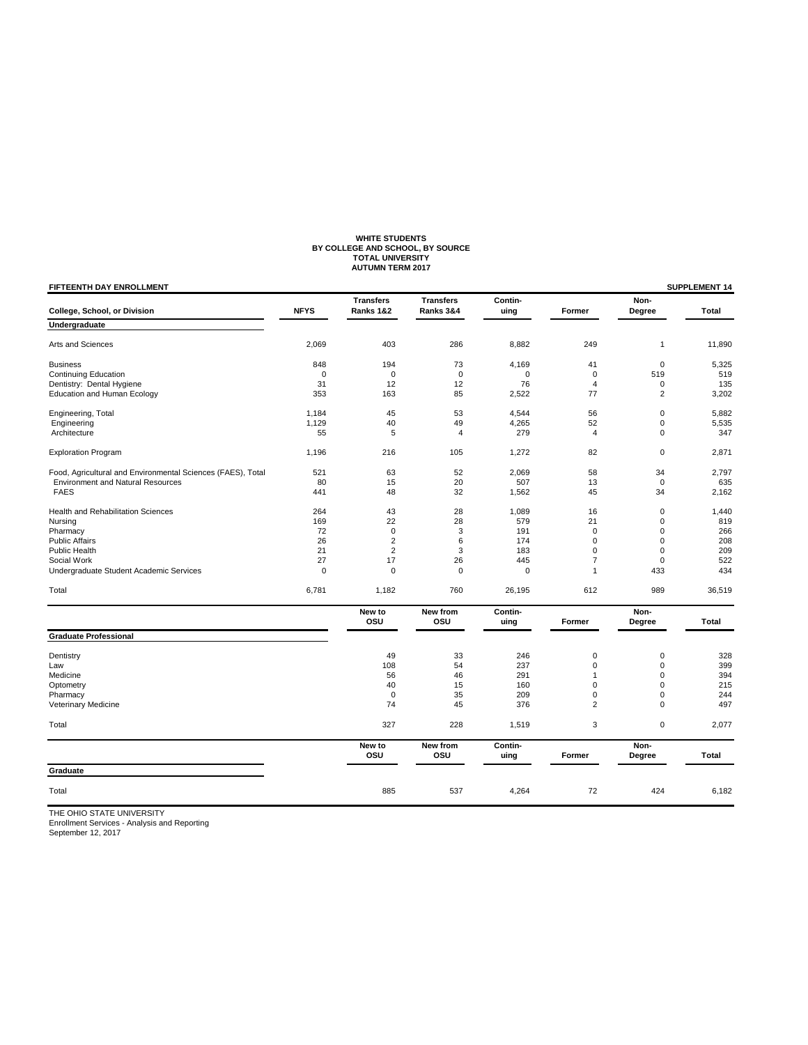**WHITE STUDENTS**
**BY COLLEGE AND SCHOOL, BY SOURCE**
**TOTAL UNIVERSITY**
**AUTUMN TERM 2017**

**FIFTEENTH DAY ENROLLMENT** — **SUPPLEMENT 14**

| College, School, or Division | NFYS | Transfers Ranks 1&2 | Transfers Ranks 3&4 | Contin-uing | Former | Non-Degree | Total |
|---|---|---|---|---|---|---|---|
| **Undergraduate** | | | | | | | |
| Arts and Sciences | 2,069 | 403 | 286 | 8,882 | 249 | 1 | 11,890 |
| Business | 848 | 194 | 73 | 4,169 | 41 | 0 | 5,325 |
| Continuing Education | 0 | 0 | 0 | 0 | 0 | 519 | 519 |
| Dentistry: Dental Hygiene | 31 | 12 | 12 | 76 | 4 | 0 | 135 |
| Education and Human Ecology | 353 | 163 | 85 | 2,522 | 77 | 2 | 3,202 |
| Engineering, Total | 1,184 | 45 | 53 | 4,544 | 56 | 0 | 5,882 |
| Engineering | 1,129 | 40 | 49 | 4,265 | 52 | 0 | 5,535 |
| Architecture | 55 | 5 | 4 | 279 | 4 | 0 | 347 |
| Exploration Program | 1,196 | 216 | 105 | 1,272 | 82 | 0 | 2,871 |
| Food, Agricultural and Environmental Sciences (FAES), Total | 521 | 63 | 52 | 2,069 | 58 | 34 | 2,797 |
| Environment and Natural Resources | 80 | 15 | 20 | 507 | 13 | 0 | 635 |
| FAES | 441 | 48 | 32 | 1,562 | 45 | 34 | 2,162 |
| Health and Rehabilitation Sciences | 264 | 43 | 28 | 1,089 | 16 | 0 | 1,440 |
| Nursing | 169 | 22 | 28 | 579 | 21 | 0 | 819 |
| Pharmacy | 72 | 0 | 3 | 191 | 0 | 0 | 266 |
| Public Affairs | 26 | 2 | 6 | 174 | 0 | 0 | 208 |
| Public Health | 21 | 2 | 3 | 183 | 0 | 0 | 209 |
| Social Work | 27 | 17 | 26 | 445 | 7 | 0 | 522 |
| Undergraduate Student Academic Services | 0 | 0 | 0 | 0 | 1 | 433 | 434 |
| Total | 6,781 | 1,182 | 760 | 26,195 | 612 | 989 | 36,519 |

| | New to OSU | New from OSU | Contin-uing | Former | Non-Degree | Total |
|---|---|---|---|---|---|---|
| **Graduate Professional** | | | | | | |
| Dentistry | 49 | 33 | 246 | 0 | 0 | 328 |
| Law | 108 | 54 | 237 | 0 | 0 | 399 |
| Medicine | 56 | 46 | 291 | 1 | 0 | 394 |
| Optometry | 40 | 15 | 160 | 0 | 0 | 215 |
| Pharmacy | 0 | 35 | 209 | 0 | 0 | 244 |
| Veterinary Medicine | 74 | 45 | 376 | 2 | 0 | 497 |
| Total | 327 | 228 | 1,519 | 3 | 0 | 2,077 |

| | New to OSU | New from OSU | Contin-uing | Former | Non-Degree | Total |
|---|---|---|---|---|---|---|
| **Graduate** | | | | | | |
| Total | 885 | 537 | 4,264 | 72 | 424 | 6,182 |

THE OHIO STATE UNIVERSITY
Enrollment Services - Analysis and Reporting
September 12, 2017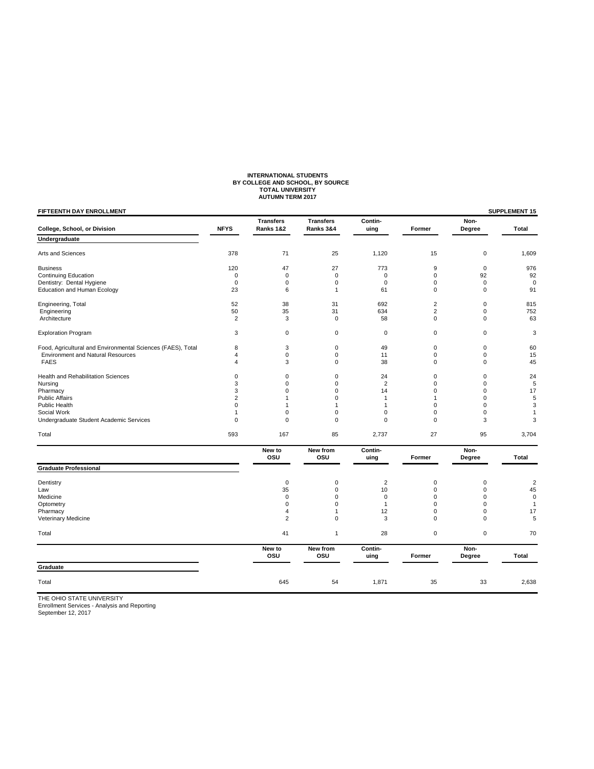# INTERNATIONAL STUDENTS
## BY COLLEGE AND SCHOOL, BY SOURCE
## TOTAL UNIVERSITY
## AUTUMN TERM 2017

**FIFTEENTH DAY ENROLLMENT** — **SUPPLEMENT 15**

| College, School, or Division | NFYS | Transfers Ranks 1&2 | Transfers Ranks 3&4 | Continuing | Former | Non-Degree | Total |
|---|---|---|---|---|---|---|---|
| **Undergraduate** | | | | | | | |
| Arts and Sciences | 378 | 71 | 25 | 1,120 | 15 | 0 | 1,609 |
| Business | 120 | 47 | 27 | 773 | 9 | 0 | 976 |
| Continuing Education | 0 | 0 | 0 | 0 | 0 | 92 | 92 |
| Dentistry: Dental Hygiene | 0 | 0 | 0 | 0 | 0 | 0 | 0 |
| Education and Human Ecology | 23 | 6 | 1 | 61 | 0 | 0 | 91 |
| Engineering, Total | 52 | 38 | 31 | 692 | 2 | 0 | 815 |
| Engineering | 50 | 35 | 31 | 634 | 2 | 0 | 752 |
| Architecture | 2 | 3 | 0 | 58 | 0 | 0 | 63 |
| Exploration Program | 3 | 0 | 0 | 0 | 0 | 0 | 3 |
| Food, Agricultural and Environmental Sciences (FAES), Total | 8 | 3 | 0 | 49 | 0 | 0 | 60 |
| Environment and Natural Resources | 4 | 0 | 0 | 11 | 0 | 0 | 15 |
| FAES | 4 | 3 | 0 | 38 | 0 | 0 | 45 |
| Health and Rehabilitation Sciences | 0 | 0 | 0 | 24 | 0 | 0 | 24 |
| Nursing | 3 | 0 | 0 | 2 | 0 | 0 | 5 |
| Pharmacy | 3 | 0 | 0 | 14 | 0 | 0 | 17 |
| Public Affairs | 2 | 1 | 0 | 1 | 1 | 0 | 5 |
| Public Health | 0 | 1 | 1 | 1 | 0 | 0 | 3 |
| Social Work | 1 | 0 | 0 | 0 | 0 | 0 | 1 |
| Undergraduate Student Academic Services | 0 | 0 | 0 | 0 | 0 | 3 | 3 |
| Total | 593 | 167 | 85 | 2,737 | 27 | 95 | 3,704 |

| | New to OSU | New from OSU | Continuing | Former | Non-Degree | Total |
|---|---|---|---|---|---|---|
| **Graduate Professional** | | | | | | |
| Dentistry | 0 | 0 | 2 | 0 | 0 | 2 |
| Law | 35 | 0 | 10 | 0 | 0 | 45 |
| Medicine | 0 | 0 | 0 | 0 | 0 | 0 |
| Optometry | 0 | 0 | 1 | 0 | 0 | 1 |
| Pharmacy | 4 | 1 | 12 | 0 | 0 | 17 |
| Veterinary Medicine | 2 | 0 | 3 | 0 | 0 | 5 |
| Total | 41 | 1 | 28 | 0 | 0 | 70 |

| | New to OSU | New from OSU | Continuing | Former | Non-Degree | Total |
|---|---|---|---|---|---|---|
| **Graduate** | | | | | | |
| Total | 645 | 54 | 1,871 | 35 | 33 | 2,638 |

THE OHIO STATE UNIVERSITY
Enrollment Services - Analysis and Reporting
September 12, 2017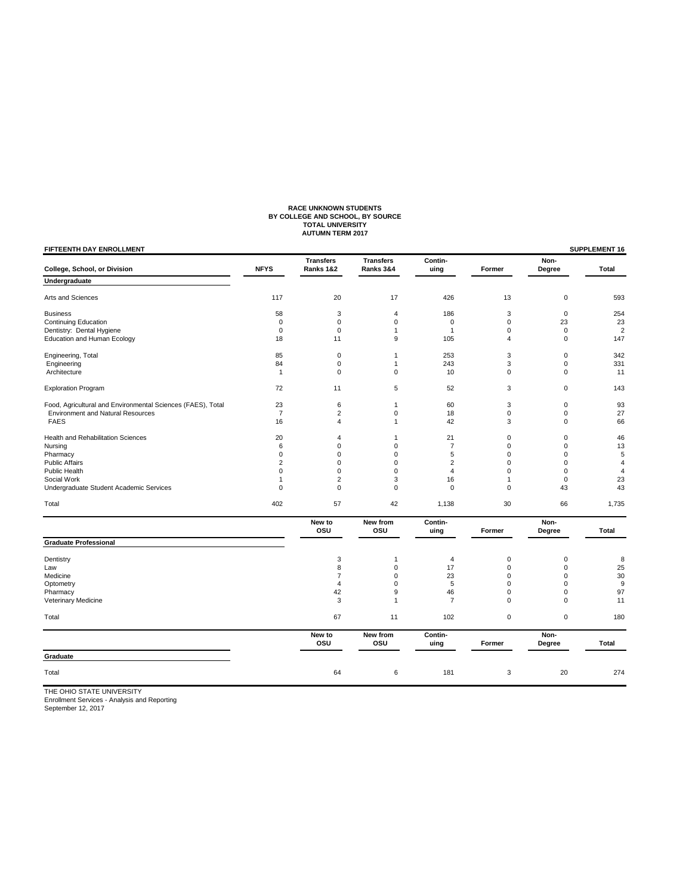**RACE UNKNOWN STUDENTS**
**BY COLLEGE AND SCHOOL, BY SOURCE**
**TOTAL UNIVERSITY**
**AUTUMN TERM 2017**

**FIFTEENTH DAY ENROLLMENT** — **SUPPLEMENT 16**

| College, School, or Division | NFYS | Transfers Ranks 1&2 | Transfers Ranks 3&4 | Contin-uing | Former | Non-Degree | Total |
|---|---|---|---|---|---|---|---|
| **Undergraduate** | | | | | | | |
| Arts and Sciences | 117 | 20 | 17 | 426 | 13 | 0 | 593 |
| Business | 58 | 3 | 4 | 186 | 3 | 0 | 254 |
| Continuing Education | 0 | 0 | 0 | 0 | 0 | 23 | 23 |
| Dentistry: Dental Hygiene | 0 | 0 | 1 | 1 | 0 | 0 | 2 |
| Education and Human Ecology | 18 | 11 | 9 | 105 | 4 | 0 | 147 |
| Engineering, Total | 85 | 0 | 1 | 253 | 3 | 0 | 342 |
| Engineering | 84 | 0 | 1 | 243 | 3 | 0 | 331 |
| Architecture | 1 | 0 | 0 | 10 | 0 | 0 | 11 |
| Exploration Program | 72 | 11 | 5 | 52 | 3 | 0 | 143 |
| Food, Agricultural and Environmental Sciences (FAES), Total | 23 | 6 | 1 | 60 | 3 | 0 | 93 |
| Environment and Natural Resources | 7 | 2 | 0 | 18 | 0 | 0 | 27 |
| FAES | 16 | 4 | 1 | 42 | 3 | 0 | 66 |
| Health and Rehabilitation Sciences | 20 | 4 | 1 | 21 | 0 | 0 | 46 |
| Nursing | 6 | 0 | 0 | 7 | 0 | 0 | 13 |
| Pharmacy | 0 | 0 | 0 | 5 | 0 | 0 | 5 |
| Public Affairs | 2 | 0 | 0 | 2 | 0 | 0 | 4 |
| Public Health | 0 | 0 | 0 | 4 | 0 | 0 | 4 |
| Social Work | 1 | 2 | 3 | 16 | 1 | 0 | 23 |
| Undergraduate Student Academic Services | 0 | 0 | 0 | 0 | 0 | 43 | 43 |
| Total | 402 | 57 | 42 | 1,138 | 30 | 66 | 1,735 |

| Graduate Professional | New to OSU | New from OSU | Contin-uing | Former | Non-Degree | Total |
|---|---|---|---|---|---|---|
| Dentistry | 3 | 1 | 4 | 0 | 0 | 8 |
| Law | 8 | 0 | 17 | 0 | 0 | 25 |
| Medicine | 7 | 0 | 23 | 0 | 0 | 30 |
| Optometry | 4 | 0 | 5 | 0 | 0 | 9 |
| Pharmacy | 42 | 9 | 46 | 0 | 0 | 97 |
| Veterinary Medicine | 3 | 1 | 7 | 0 | 0 | 11 |
| Total | 67 | 11 | 102 | 0 | 0 | 180 |

| Graduate | New to OSU | New from OSU | Contin-uing | Former | Non-Degree | Total |
|---|---|---|---|---|---|---|
| Total | 64 | 6 | 181 | 3 | 20 | 274 |

THE OHIO STATE UNIVERSITY
Enrollment Services - Analysis and Reporting
September 12, 2017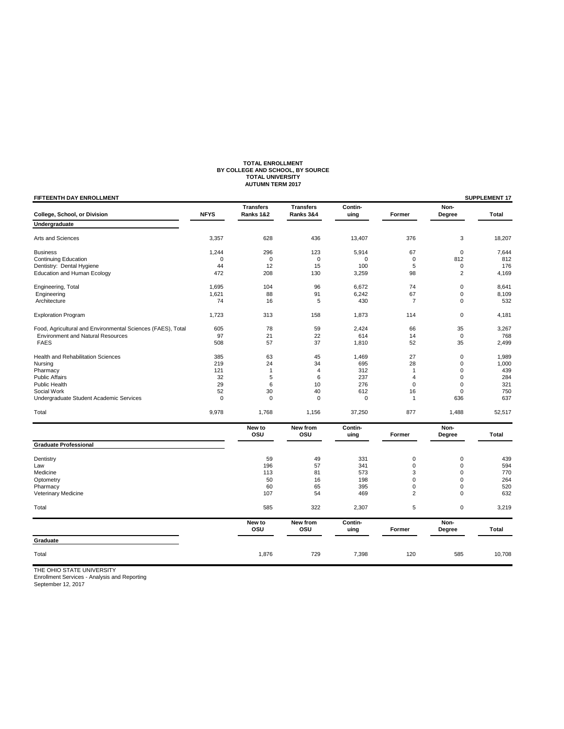# TOTAL ENROLLMENT
## BY COLLEGE AND SCHOOL, BY SOURCE
## TOTAL UNIVERSITY
## AUTUMN TERM 2017

**FIFTEENTH DAY ENROLLMENT** — **SUPPLEMENT 17**

| College, School, or Division | NFYS | Transfers Ranks 1&2 | Transfers Ranks 3&4 | Contin-uing | Former | Non-Degree | Total |
|---|---|---|---|---|---|---|---|
| **Undergraduate** | | | | | | | |
| Arts and Sciences | 3,357 | 628 | 436 | 13,407 | 376 | 3 | 18,207 |
| Business | 1,244 | 296 | 123 | 5,914 | 67 | 0 | 7,644 |
| Continuing Education | 0 | 0 | 0 | 0 | 0 | 812 | 812 |
| Dentistry: Dental Hygiene | 44 | 12 | 15 | 100 | 5 | 0 | 176 |
| Education and Human Ecology | 472 | 208 | 130 | 3,259 | 98 | 2 | 4,169 |
| Engineering, Total | 1,695 | 104 | 96 | 6,672 | 74 | 0 | 8,641 |
| Engineering | 1,621 | 88 | 91 | 6,242 | 67 | 0 | 8,109 |
| Architecture | 74 | 16 | 5 | 430 | 7 | 0 | 532 |
| Exploration Program | 1,723 | 313 | 158 | 1,873 | 114 | 0 | 4,181 |
| Food, Agricultural and Environmental Sciences (FAES), Total | 605 | 78 | 59 | 2,424 | 66 | 35 | 3,267 |
| Environment and Natural Resources | 97 | 21 | 22 | 614 | 14 | 0 | 768 |
| FAES | 508 | 57 | 37 | 1,810 | 52 | 35 | 2,499 |
| Health and Rehabilitation Sciences | 385 | 63 | 45 | 1,469 | 27 | 0 | 1,989 |
| Nursing | 219 | 24 | 34 | 695 | 28 | 0 | 1,000 |
| Pharmacy | 121 | 1 | 4 | 312 | 1 | 0 | 439 |
| Public Affairs | 32 | 5 | 6 | 237 | 4 | 0 | 284 |
| Public Health | 29 | 6 | 10 | 276 | 0 | 0 | 321 |
| Social Work | 52 | 30 | 40 | 612 | 16 | 0 | 750 |
| Undergraduate Student Academic Services | 0 | 0 | 0 | 0 | 1 | 636 | 637 |
| Total | 9,978 | 1,768 | 1,156 | 37,250 | 877 | 1,488 | 52,517 |

| | New to OSU | New from OSU | Contin-uing | Former | Non-Degree | Total |
|---|---|---|---|---|---|---|
| **Graduate Professional** | | | | | | |
| Dentistry | 59 | 49 | 331 | 0 | 0 | 439 |
| Law | 196 | 57 | 341 | 0 | 0 | 594 |
| Medicine | 113 | 81 | 573 | 3 | 0 | 770 |
| Optometry | 50 | 16 | 198 | 0 | 0 | 264 |
| Pharmacy | 60 | 65 | 395 | 0 | 0 | 520 |
| Veterinary Medicine | 107 | 54 | 469 | 2 | 0 | 632 |
| Total | 585 | 322 | 2,307 | 5 | 0 | 3,219 |

| | New to OSU | New from OSU | Contin-uing | Former | Non-Degree | Total |
|---|---|---|---|---|---|---|
| **Graduate** | | | | | | |
| Total | 1,876 | 729 | 7,398 | 120 | 585 | 10,708 |

THE OHIO STATE UNIVERSITY
Enrollment Services - Analysis and Reporting
September 12, 2017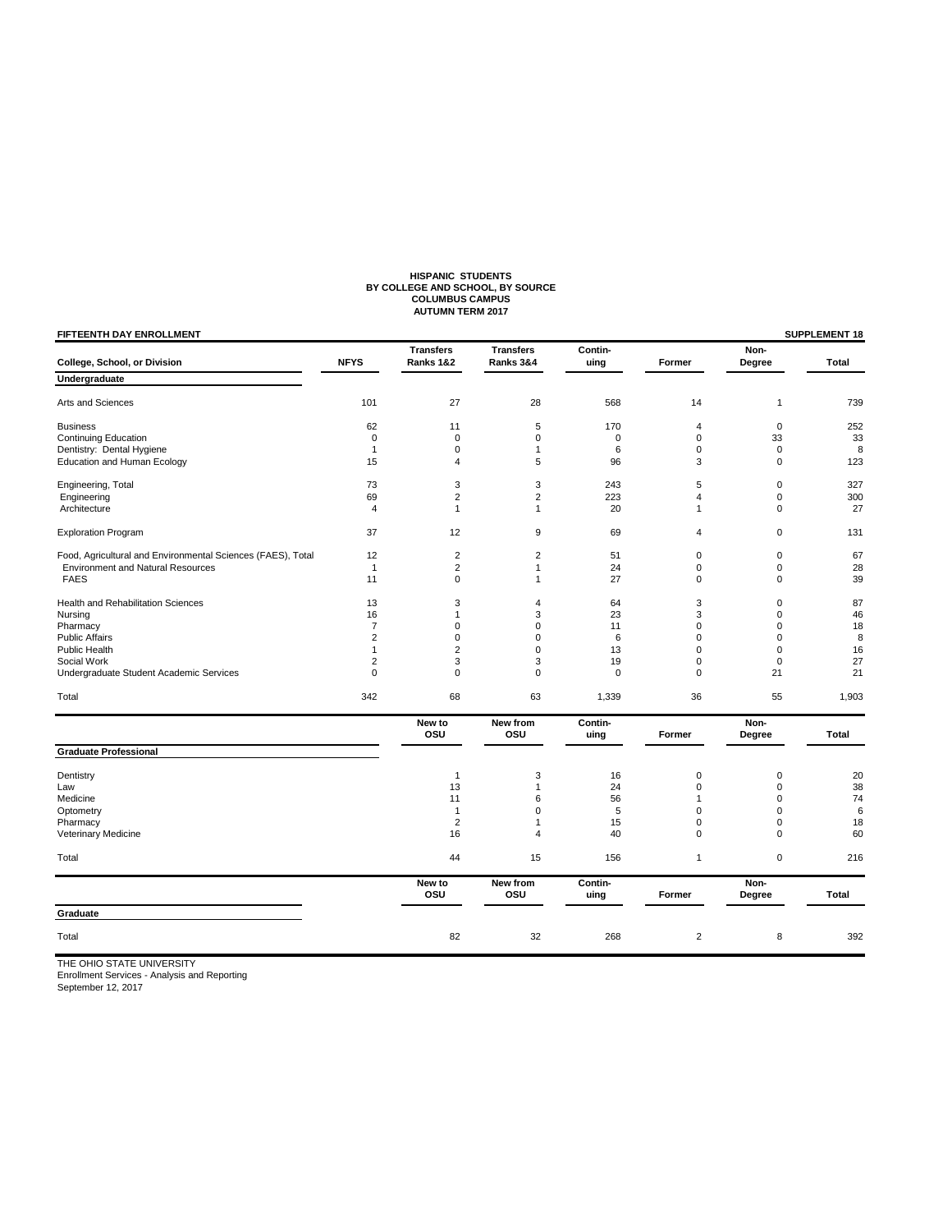**HISPANIC STUDENTS**
**BY COLLEGE AND SCHOOL, BY SOURCE**
**COLUMBUS CAMPUS**
**AUTUMN TERM 2017**

**FIFTEENTH DAY ENROLLMENT** — **SUPPLEMENT 18**

| College, School, or Division | NFYS | Transfers Ranks 1&2 | Transfers Ranks 3&4 | Contin-uing | Former | Non-Degree | Total |
|---|---|---|---|---|---|---|---|
| **Undergraduate** | | | | | | | |
| Arts and Sciences | 101 | 27 | 28 | 568 | 14 | 1 | 739 |
| Business | 62 | 11 | 5 | 170 | 4 | 0 | 252 |
| Continuing Education | 0 | 0 | 0 | 0 | 0 | 33 | 33 |
| Dentistry: Dental Hygiene | 1 | 0 | 1 | 6 | 0 | 0 | 8 |
| Education and Human Ecology | 15 | 4 | 5 | 96 | 3 | 0 | 123 |
| Engineering, Total | 73 | 3 | 3 | 243 | 5 | 0 | 327 |
| Engineering | 69 | 2 | 2 | 223 | 4 | 0 | 300 |
| Architecture | 4 | 1 | 1 | 20 | 1 | 0 | 27 |
| Exploration Program | 37 | 12 | 9 | 69 | 4 | 0 | 131 |
| Food, Agricultural and Environmental Sciences (FAES), Total | 12 | 2 | 2 | 51 | 0 | 0 | 67 |
| Environment and Natural Resources | 1 | 2 | 1 | 24 | 0 | 0 | 28 |
| FAES | 11 | 0 | 1 | 27 | 0 | 0 | 39 |
| Health and Rehabilitation Sciences | 13 | 3 | 4 | 64 | 3 | 0 | 87 |
| Nursing | 16 | 1 | 3 | 23 | 3 | 0 | 46 |
| Pharmacy | 7 | 0 | 0 | 11 | 0 | 0 | 18 |
| Public Affairs | 2 | 0 | 0 | 6 | 0 | 0 | 8 |
| Public Health | 1 | 2 | 0 | 13 | 0 | 0 | 16 |
| Social Work | 2 | 3 | 3 | 19 | 0 | 0 | 27 |
| Undergraduate Student Academic Services | 0 | 0 | 0 | 0 | 0 | 21 | 21 |
| Total | 342 | 68 | 63 | 1,339 | 36 | 55 | 1,903 |

| | New to OSU | New from OSU | Contin-uing | Former | Non-Degree | Total |
|---|---|---|---|---|---|---|
| **Graduate Professional** | | | | | | |
| Dentistry | 1 | 3 | 16 | 0 | 0 | 20 |
| Law | 13 | 1 | 24 | 0 | 0 | 38 |
| Medicine | 11 | 6 | 56 | 1 | 0 | 74 |
| Optometry | 1 | 0 | 5 | 0 | 0 | 6 |
| Pharmacy | 2 | 1 | 15 | 0 | 0 | 18 |
| Veterinary Medicine | 16 | 4 | 40 | 0 | 0 | 60 |
| Total | 44 | 15 | 156 | 1 | 0 | 216 |

| | New to OSU | New from OSU | Contin-uing | Former | Non-Degree | Total |
|---|---|---|---|---|---|---|
| **Graduate** | | | | | | |
| Total | 82 | 32 | 268 | 2 | 8 | 392 |

THE OHIO STATE UNIVERSITY
Enrollment Services - Analysis and Reporting
September 12, 2017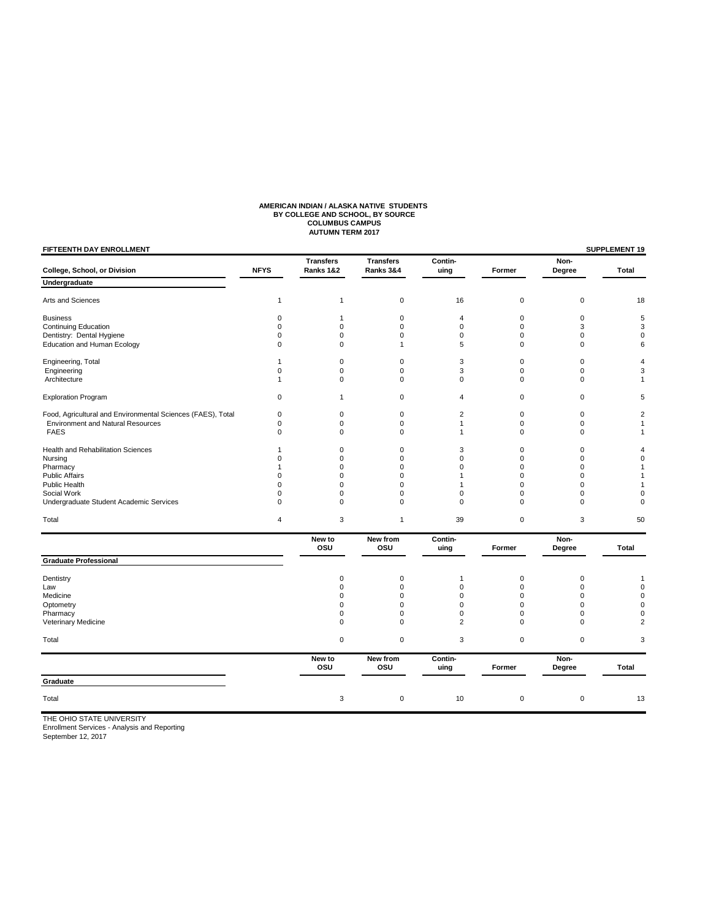# AMERICAN INDIAN / ALASKA NATIVE STUDENTS
## BY COLLEGE AND SCHOOL, BY SOURCE
## COLUMBUS CAMPUS
## AUTUMN TERM 2017

**FIFTEENTH DAY ENROLLMENT** **SUPPLEMENT 19**

| College, School, or Division | NFYS | Transfers Ranks 1&2 | Transfers Ranks 3&4 | Continuing | Former | Non-Degree | Total |
|---|---|---|---|---|---|---|---|
| **Undergraduate** | | | | | | | |
| Arts and Sciences | 1 | 1 | 0 | 16 | 0 | 0 | 18 |
| Business | 0 | 1 | 0 | 4 | 0 | 0 | 5 |
| Continuing Education | 0 | 0 | 0 | 0 | 0 | 3 | 3 |
| Dentistry: Dental Hygiene | 0 | 0 | 0 | 0 | 0 | 0 | 0 |
| Education and Human Ecology | 0 | 0 | 1 | 5 | 0 | 0 | 6 |
| Engineering, Total | 1 | 0 | 0 | 3 | 0 | 0 | 4 |
| Engineering | 0 | 0 | 0 | 3 | 0 | 0 | 3 |
| Architecture | 1 | 0 | 0 | 0 | 0 | 0 | 1 |
| Exploration Program | 0 | 1 | 0 | 4 | 0 | 0 | 5 |
| Food, Agricultural and Environmental Sciences (FAES), Total | 0 | 0 | 0 | 2 | 0 | 0 | 2 |
| Environment and Natural Resources | 0 | 0 | 0 | 1 | 0 | 0 | 1 |
| FAES | 0 | 0 | 0 | 1 | 0 | 0 | 1 |
| Health and Rehabilitation Sciences | 1 | 0 | 0 | 3 | 0 | 0 | 4 |
| Nursing | 0 | 0 | 0 | 0 | 0 | 0 | 0 |
| Pharmacy | 1 | 0 | 0 | 0 | 0 | 0 | 1 |
| Public Affairs | 0 | 0 | 0 | 1 | 0 | 0 | 1 |
| Public Health | 0 | 0 | 0 | 1 | 0 | 0 | 1 |
| Social Work | 0 | 0 | 0 | 0 | 0 | 0 | 0 |
| Undergraduate Student Academic Services | 0 | 0 | 0 | 0 | 0 | 0 | 0 |
| Total | 4 | 3 | 1 | 39 | 0 | 3 | 50 |

| Graduate Professional | New to OSU | New from OSU | Continuing | Former | Non-Degree | Total |
|---|---|---|---|---|---|---|
| Dentistry | 0 | 0 | 1 | 0 | 0 | 1 |
| Law | 0 | 0 | 0 | 0 | 0 | 0 |
| Medicine | 0 | 0 | 0 | 0 | 0 | 0 |
| Optometry | 0 | 0 | 0 | 0 | 0 | 0 |
| Pharmacy | 0 | 0 | 0 | 0 | 0 | 0 |
| Veterinary Medicine | 0 | 0 | 2 | 0 | 0 | 2 |
| Total | 0 | 0 | 3 | 0 | 0 | 3 |

| Graduate | New to OSU | New from OSU | Continuing | Former | Non-Degree | Total |
|---|---|---|---|---|---|---|
| Total | 3 | 0 | 10 | 0 | 0 | 13 |

THE OHIO STATE UNIVERSITY
Enrollment Services - Analysis and Reporting
September 12, 2017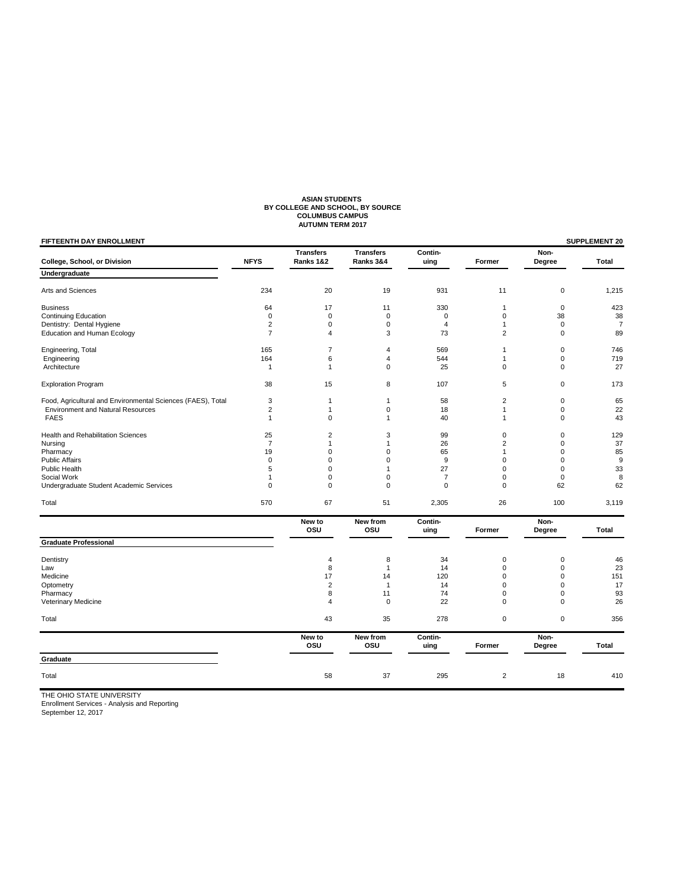**ASIAN STUDENTS**
**BY COLLEGE AND SCHOOL, BY SOURCE**
**COLUMBUS CAMPUS**
**AUTUMN TERM 2017**

**FIFTEENTH DAY ENROLLMENT** — **SUPPLEMENT 20**

| College, School, or Division | NFYS | Transfers Ranks 1&2 | Transfers Ranks 3&4 | Contin-uing | Former | Non-Degree | Total |
|---|---|---|---|---|---|---|---|
| **Undergraduate** | | | | | | | |
| Arts and Sciences | 234 | 20 | 19 | 931 | 11 | 0 | 1,215 |
| Business | 64 | 17 | 11 | 330 | 1 | 0 | 423 |
| Continuing Education | 0 | 0 | 0 | 0 | 0 | 38 | 38 |
| Dentistry: Dental Hygiene | 2 | 0 | 0 | 4 | 1 | 0 | 7 |
| Education and Human Ecology | 7 | 4 | 3 | 73 | 2 | 0 | 89 |
| Engineering, Total | 165 | 7 | 4 | 569 | 1 | 0 | 746 |
| Engineering | 164 | 6 | 4 | 544 | 1 | 0 | 719 |
| Architecture | 1 | 1 | 0 | 25 | 0 | 0 | 27 |
| Exploration Program | 38 | 15 | 8 | 107 | 5 | 0 | 173 |
| Food, Agricultural and Environmental Sciences (FAES), Total | 3 | 1 | 1 | 58 | 2 | 0 | 65 |
| Environment and Natural Resources | 2 | 1 | 0 | 18 | 1 | 0 | 22 |
| FAES | 1 | 0 | 1 | 40 | 1 | 0 | 43 |
| Health and Rehabilitation Sciences | 25 | 2 | 3 | 99 | 0 | 0 | 129 |
| Nursing | 7 | 1 | 1 | 26 | 2 | 0 | 37 |
| Pharmacy | 19 | 0 | 0 | 65 | 1 | 0 | 85 |
| Public Affairs | 0 | 0 | 0 | 9 | 0 | 0 | 9 |
| Public Health | 5 | 0 | 1 | 27 | 0 | 0 | 33 |
| Social Work | 1 | 0 | 0 | 7 | 0 | 0 | 8 |
| Undergraduate Student Academic Services | 0 | 0 | 0 | 0 | 0 | 62 | 62 |
| Total | 570 | 67 | 51 | 2,305 | 26 | 100 | 3,119 |

| | New to OSU | New from OSU | Contin-uing | Former | Non-Degree | Total |
|---|---|---|---|---|---|---|
| **Graduate Professional** | | | | | | |
| Dentistry | 4 | 8 | 34 | 0 | 0 | 46 |
| Law | 8 | 1 | 14 | 0 | 0 | 23 |
| Medicine | 17 | 14 | 120 | 0 | 0 | 151 |
| Optometry | 2 | 1 | 14 | 0 | 0 | 17 |
| Pharmacy | 8 | 11 | 74 | 0 | 0 | 93 |
| Veterinary Medicine | 4 | 0 | 22 | 0 | 0 | 26 |
| Total | 43 | 35 | 278 | 0 | 0 | 356 |

| | New to OSU | New from OSU | Contin-uing | Former | Non-Degree | Total |
|---|---|---|---|---|---|---|
| **Graduate** | | | | | | |
| Total | 58 | 37 | 295 | 2 | 18 | 410 |

THE OHIO STATE UNIVERSITY
Enrollment Services - Analysis and Reporting
September 12, 2017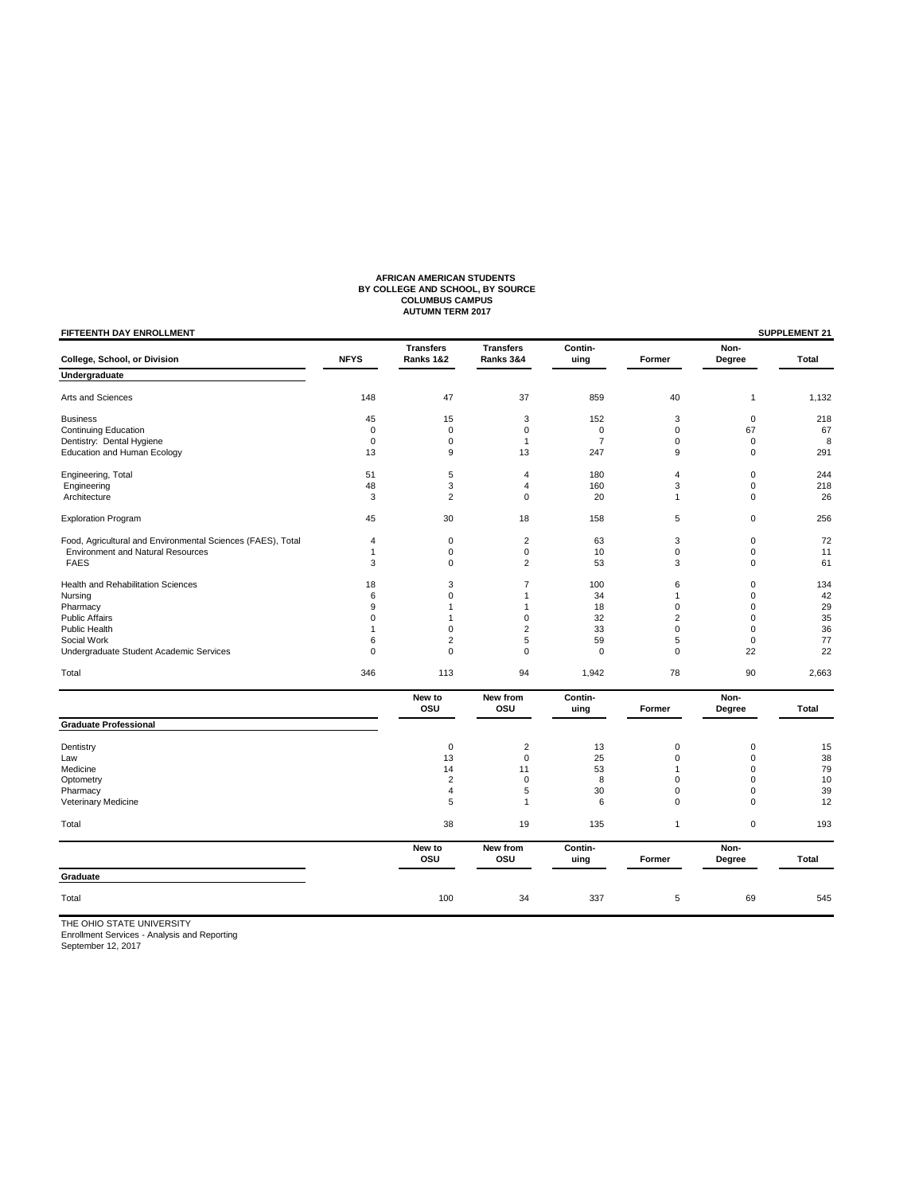**AFRICAN AMERICAN STUDENTS**
**BY COLLEGE AND SCHOOL, BY SOURCE**
**COLUMBUS CAMPUS**
**AUTUMN TERM 2017**

**FIFTEENTH DAY ENROLLMENT** | **SUPPLEMENT 21**

| College, School, or Division | NFYS | Transfers Ranks 1&2 | Transfers Ranks 3&4 | Contin-uing | Former | Non-Degree | Total |
|---|---|---|---|---|---|---|---|
| **Undergraduate** | | | | | | | |
| Arts and Sciences | 148 | 47 | 37 | 859 | 40 | 1 | 1,132 |
| Business | 45 | 15 | 3 | 152 | 3 | 0 | 218 |
| Continuing Education | 0 | 0 | 0 | 0 | 0 | 67 | 67 |
| Dentistry: Dental Hygiene | 0 | 0 | 1 | 7 | 0 | 0 | 8 |
| Education and Human Ecology | 13 | 9 | 13 | 247 | 9 | 0 | 291 |
| Engineering, Total | 51 | 5 | 4 | 180 | 4 | 0 | 244 |
| Engineering | 48 | 3 | 4 | 160 | 3 | 0 | 218 |
| Architecture | 3 | 2 | 0 | 20 | 1 | 0 | 26 |
| Exploration Program | 45 | 30 | 18 | 158 | 5 | 0 | 256 |
| Food, Agricultural and Environmental Sciences (FAES), Total | 4 | 0 | 2 | 63 | 3 | 0 | 72 |
| Environment and Natural Resources | 1 | 0 | 0 | 10 | 0 | 0 | 11 |
| FAES | 3 | 0 | 2 | 53 | 3 | 0 | 61 |
| Health and Rehabilitation Sciences | 18 | 3 | 7 | 100 | 6 | 0 | 134 |
| Nursing | 6 | 0 | 1 | 34 | 1 | 0 | 42 |
| Pharmacy | 9 | 1 | 1 | 18 | 0 | 0 | 29 |
| Public Affairs | 0 | 1 | 0 | 32 | 2 | 0 | 35 |
| Public Health | 1 | 0 | 2 | 33 | 0 | 0 | 36 |
| Social Work | 6 | 2 | 5 | 59 | 5 | 0 | 77 |
| Undergraduate Student Academic Services | 0 | 0 | 0 | 0 | 0 | 22 | 22 |
| Total | 346 | 113 | 94 | 1,942 | 78 | 90 | 2,663 |

| | New to OSU | New from OSU | Contin-uing | Former | Non-Degree | Total |
|---|---|---|---|---|---|---|
| **Graduate Professional** | | | | | | |
| Dentistry | 0 | 2 | 13 | 0 | 0 | 15 |
| Law | 13 | 0 | 25 | 0 | 0 | 38 |
| Medicine | 14 | 11 | 53 | 1 | 0 | 79 |
| Optometry | 2 | 0 | 8 | 0 | 0 | 10 |
| Pharmacy | 4 | 5 | 30 | 0 | 0 | 39 |
| Veterinary Medicine | 5 | 1 | 6 | 0 | 0 | 12 |
| Total | 38 | 19 | 135 | 1 | 0 | 193 |

| | New to OSU | New from OSU | Contin-uing | Former | Non-Degree | Total |
|---|---|---|---|---|---|---|
| **Graduate** | | | | | | |
| Total | 100 | 34 | 337 | 5 | 69 | 545 |

THE OHIO STATE UNIVERSITY
Enrollment Services - Analysis and Reporting
September 12, 2017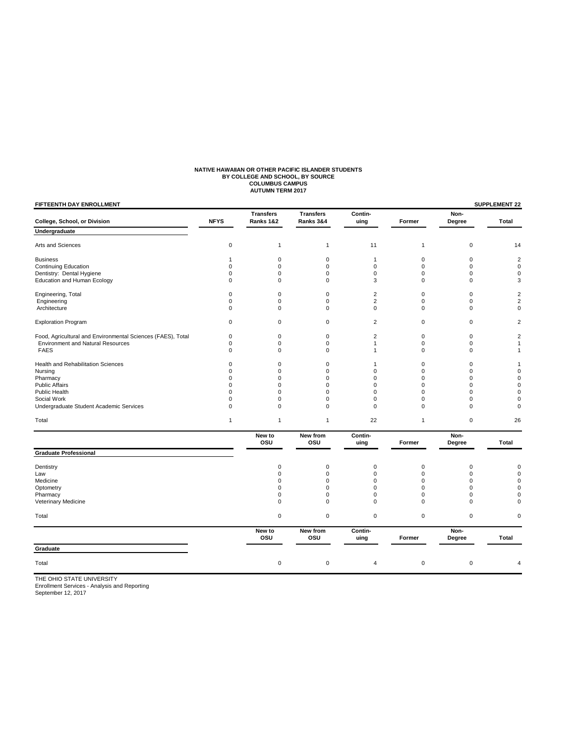**NATIVE HAWAIIAN OR OTHER PACIFIC ISLANDER STUDENTS**
**BY COLLEGE AND SCHOOL, BY SOURCE**
**COLUMBUS CAMPUS**
**AUTUMN TERM 2017**

**FIFTEENTH DAY ENROLLMENT** — **SUPPLEMENT 22**

| College, School, or Division | NFYS | Transfers Ranks 1&2 | Transfers Ranks 3&4 | Contin-uing | Former | Non-Degree | Total |
|---|---|---|---|---|---|---|---|
| **Undergraduate** | | | | | | | |
| Arts and Sciences | 0 | 1 | 1 | 11 | 1 | 0 | 14 |
| Business | 1 | 0 | 0 | 1 | 0 | 0 | 2 |
| Continuing Education | 0 | 0 | 0 | 0 | 0 | 0 | 0 |
| Dentistry: Dental Hygiene | 0 | 0 | 0 | 0 | 0 | 0 | 0 |
| Education and Human Ecology | 0 | 0 | 0 | 3 | 0 | 0 | 3 |
| Engineering, Total | 0 | 0 | 0 | 2 | 0 | 0 | 2 |
| Engineering | 0 | 0 | 0 | 2 | 0 | 0 | 2 |
| Architecture | 0 | 0 | 0 | 0 | 0 | 0 | 0 |
| Exploration Program | 0 | 0 | 0 | 2 | 0 | 0 | 2 |
| Food, Agricultural and Environmental Sciences (FAES), Total | 0 | 0 | 0 | 2 | 0 | 0 | 2 |
| Environment and Natural Resources | 0 | 0 | 0 | 1 | 0 | 0 | 1 |
| FAES | 0 | 0 | 0 | 1 | 0 | 0 | 1 |
| Health and Rehabilitation Sciences | 0 | 0 | 0 | 1 | 0 | 0 | 1 |
| Nursing | 0 | 0 | 0 | 0 | 0 | 0 | 0 |
| Pharmacy | 0 | 0 | 0 | 0 | 0 | 0 | 0 |
| Public Affairs | 0 | 0 | 0 | 0 | 0 | 0 | 0 |
| Public Health | 0 | 0 | 0 | 0 | 0 | 0 | 0 |
| Social Work | 0 | 0 | 0 | 0 | 0 | 0 | 0 |
| Undergraduate Student Academic Services | 0 | 0 | 0 | 0 | 0 | 0 | 0 |
| Total | 1 | 1 | 1 | 22 | 1 | 0 | 26 |

| Graduate Professional | New to OSU | New from OSU | Contin-uing | Former | Non-Degree | Total |
|---|---|---|---|---|---|---|
| Dentistry | 0 | 0 | 0 | 0 | 0 | 0 |
| Law | 0 | 0 | 0 | 0 | 0 | 0 |
| Medicine | 0 | 0 | 0 | 0 | 0 | 0 |
| Optometry | 0 | 0 | 0 | 0 | 0 | 0 |
| Pharmacy | 0 | 0 | 0 | 0 | 0 | 0 |
| Veterinary Medicine | 0 | 0 | 0 | 0 | 0 | 0 |
| Total | 0 | 0 | 0 | 0 | 0 | 0 |

| Graduate | New to OSU | New from OSU | Contin-uing | Former | Non-Degree | Total |
|---|---|---|---|---|---|---|
| Total | 0 | 0 | 4 | 0 | 0 | 4 |

THE OHIO STATE UNIVERSITY
Enrollment Services - Analysis and Reporting
September 12, 2017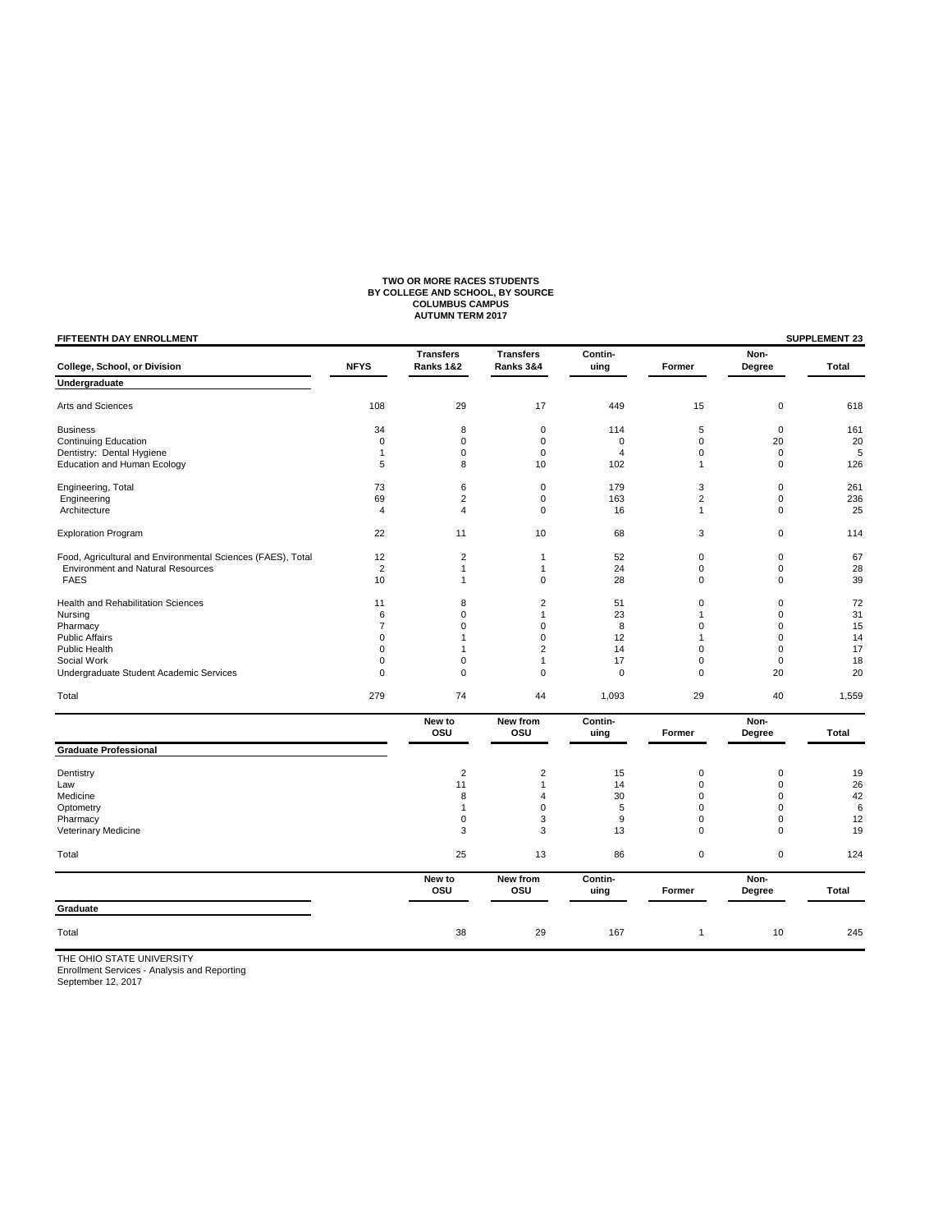**TWO OR MORE RACES STUDENTS**
**BY COLLEGE AND SCHOOL, BY SOURCE**
**COLUMBUS CAMPUS**
**AUTUMN TERM 2017**

**FIFTEENTH DAY ENROLLMENT** — **SUPPLEMENT 23**

| College, School, or Division | NFYS | Transfers Ranks 1&2 | Transfers Ranks 3&4 | Continuing | Former | Non-Degree | Total |
|---|---|---|---|---|---|---|---|
| **Undergraduate** | | | | | | | |
| Arts and Sciences | 108 | 29 | 17 | 449 | 15 | 0 | 618 |
| Business | 34 | 8 | 0 | 114 | 5 | 0 | 161 |
| Continuing Education | 0 | 0 | 0 | 0 | 0 | 20 | 20 |
| Dentistry: Dental Hygiene | 1 | 0 | 0 | 4 | 0 | 0 | 5 |
| Education and Human Ecology | 5 | 8 | 10 | 102 | 1 | 0 | 126 |
| Engineering, Total | 73 | 6 | 0 | 179 | 3 | 0 | 261 |
| Engineering | 69 | 2 | 0 | 163 | 2 | 0 | 236 |
| Architecture | 4 | 4 | 0 | 16 | 1 | 0 | 25 |
| Exploration Program | 22 | 11 | 10 | 68 | 3 | 0 | 114 |
| Food, Agricultural and Environmental Sciences (FAES), Total | 12 | 2 | 1 | 52 | 0 | 0 | 67 |
| Environment and Natural Resources | 2 | 1 | 1 | 24 | 0 | 0 | 28 |
| FAES | 10 | 1 | 0 | 28 | 0 | 0 | 39 |
| Health and Rehabilitation Sciences | 11 | 8 | 2 | 51 | 0 | 0 | 72 |
| Nursing | 6 | 0 | 1 | 23 | 1 | 0 | 31 |
| Pharmacy | 7 | 0 | 0 | 8 | 0 | 0 | 15 |
| Public Affairs | 0 | 1 | 0 | 12 | 1 | 0 | 14 |
| Public Health | 0 | 1 | 2 | 14 | 0 | 0 | 17 |
| Social Work | 0 | 0 | 1 | 17 | 0 | 0 | 18 |
| Undergraduate Student Academic Services | 0 | 0 | 0 | 0 | 0 | 20 | 20 |
| Total | 279 | 74 | 44 | 1,093 | 29 | 40 | 1,559 |

| | New to OSU | New from OSU | Continuing | Former | Non-Degree | Total |
|---|---|---|---|---|---|---|
| **Graduate Professional** | | | | | | |
| Dentistry | 2 | 2 | 15 | 0 | 0 | 19 |
| Law | 11 | 1 | 14 | 0 | 0 | 26 |
| Medicine | 8 | 4 | 30 | 0 | 0 | 42 |
| Optometry | 1 | 0 | 5 | 0 | 0 | 6 |
| Pharmacy | 0 | 3 | 9 | 0 | 0 | 12 |
| Veterinary Medicine | 3 | 3 | 13 | 0 | 0 | 19 |
| Total | 25 | 13 | 86 | 0 | 0 | 124 |

| | New to OSU | New from OSU | Continuing | Former | Non-Degree | Total |
|---|---|---|---|---|---|---|
| **Graduate** | | | | | | |
| Total | 38 | 29 | 167 | 1 | 10 | 245 |

THE OHIO STATE UNIVERSITY
Enrollment Services - Analysis and Reporting
September 12, 2017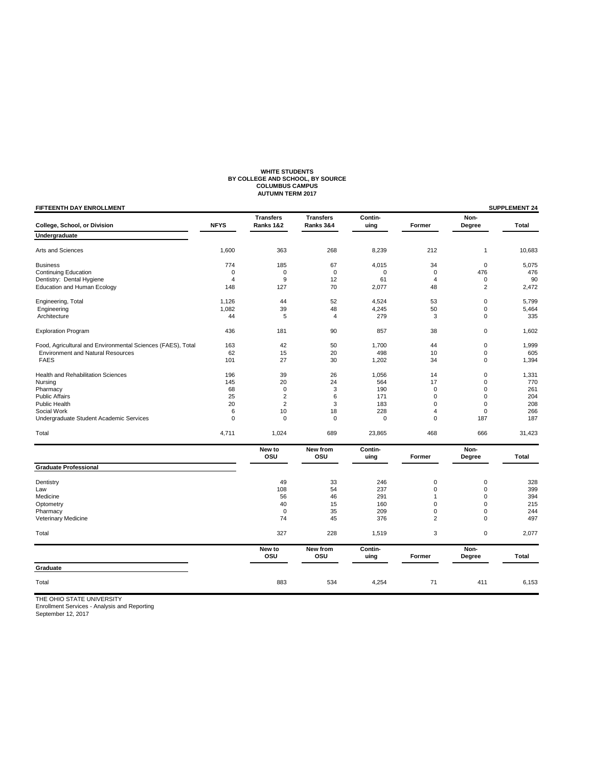**WHITE STUDENTS**
**BY COLLEGE AND SCHOOL, BY SOURCE**
**COLUMBUS CAMPUS**
**AUTUMN TERM 2017**

**FIFTEENTH DAY ENROLLMENT** **SUPPLEMENT 24**

| College, School, or Division | NFYS | Transfers Ranks 1&2 | Transfers Ranks 3&4 | Contin-uing | Former | Non-Degree | Total |
|---|---|---|---|---|---|---|---|
| **Undergraduate** | | | | | | | |
| Arts and Sciences | 1,600 | 363 | 268 | 8,239 | 212 | 1 | 10,683 |
| Business | 774 | 185 | 67 | 4,015 | 34 | 0 | 5,075 |
| Continuing Education | 0 | 0 | 0 | 0 | 0 | 476 | 476 |
| Dentistry: Dental Hygiene | 4 | 9 | 12 | 61 | 4 | 0 | 90 |
| Education and Human Ecology | 148 | 127 | 70 | 2,077 | 48 | 2 | 2,472 |
| Engineering, Total | 1,126 | 44 | 52 | 4,524 | 53 | 0 | 5,799 |
| Engineering | 1,082 | 39 | 48 | 4,245 | 50 | 0 | 5,464 |
| Architecture | 44 | 5 | 4 | 279 | 3 | 0 | 335 |
| Exploration Program | 436 | 181 | 90 | 857 | 38 | 0 | 1,602 |
| Food, Agricultural and Environmental Sciences (FAES), Total | 163 | 42 | 50 | 1,700 | 44 | 0 | 1,999 |
| Environment and Natural Resources | 62 | 15 | 20 | 498 | 10 | 0 | 605 |
| FAES | 101 | 27 | 30 | 1,202 | 34 | 0 | 1,394 |
| Health and Rehabilitation Sciences | 196 | 39 | 26 | 1,056 | 14 | 0 | 1,331 |
| Nursing | 145 | 20 | 24 | 564 | 17 | 0 | 770 |
| Pharmacy | 68 | 0 | 3 | 190 | 0 | 0 | 261 |
| Public Affairs | 25 | 2 | 6 | 171 | 0 | 0 | 204 |
| Public Health | 20 | 2 | 3 | 183 | 0 | 0 | 208 |
| Social Work | 6 | 10 | 18 | 228 | 4 | 0 | 266 |
| Undergraduate Student Academic Services | 0 | 0 | 0 | 0 | 0 | 187 | 187 |
| Total | 4,711 | 1,024 | 689 | 23,865 | 468 | 666 | 31,423 |

| | New to OSU | New from OSU | Contin-uing | Former | Non-Degree | Total |
|---|---|---|---|---|---|---|
| **Graduate Professional** | | | | | | |
| Dentistry | 49 | 33 | 246 | 0 | 0 | 328 |
| Law | 108 | 54 | 237 | 0 | 0 | 399 |
| Medicine | 56 | 46 | 291 | 1 | 0 | 394 |
| Optometry | 40 | 15 | 160 | 0 | 0 | 215 |
| Pharmacy | 0 | 35 | 209 | 0 | 0 | 244 |
| Veterinary Medicine | 74 | 45 | 376 | 2 | 0 | 497 |
| Total | 327 | 228 | 1,519 | 3 | 0 | 2,077 |

| | New to OSU | New from OSU | Contin-uing | Former | Non-Degree | Total |
|---|---|---|---|---|---|---|
| **Graduate** | | | | | | |
| Total | 883 | 534 | 4,254 | 71 | 411 | 6,153 |

THE OHIO STATE UNIVERSITY
Enrollment Services - Analysis and Reporting
September 12, 2017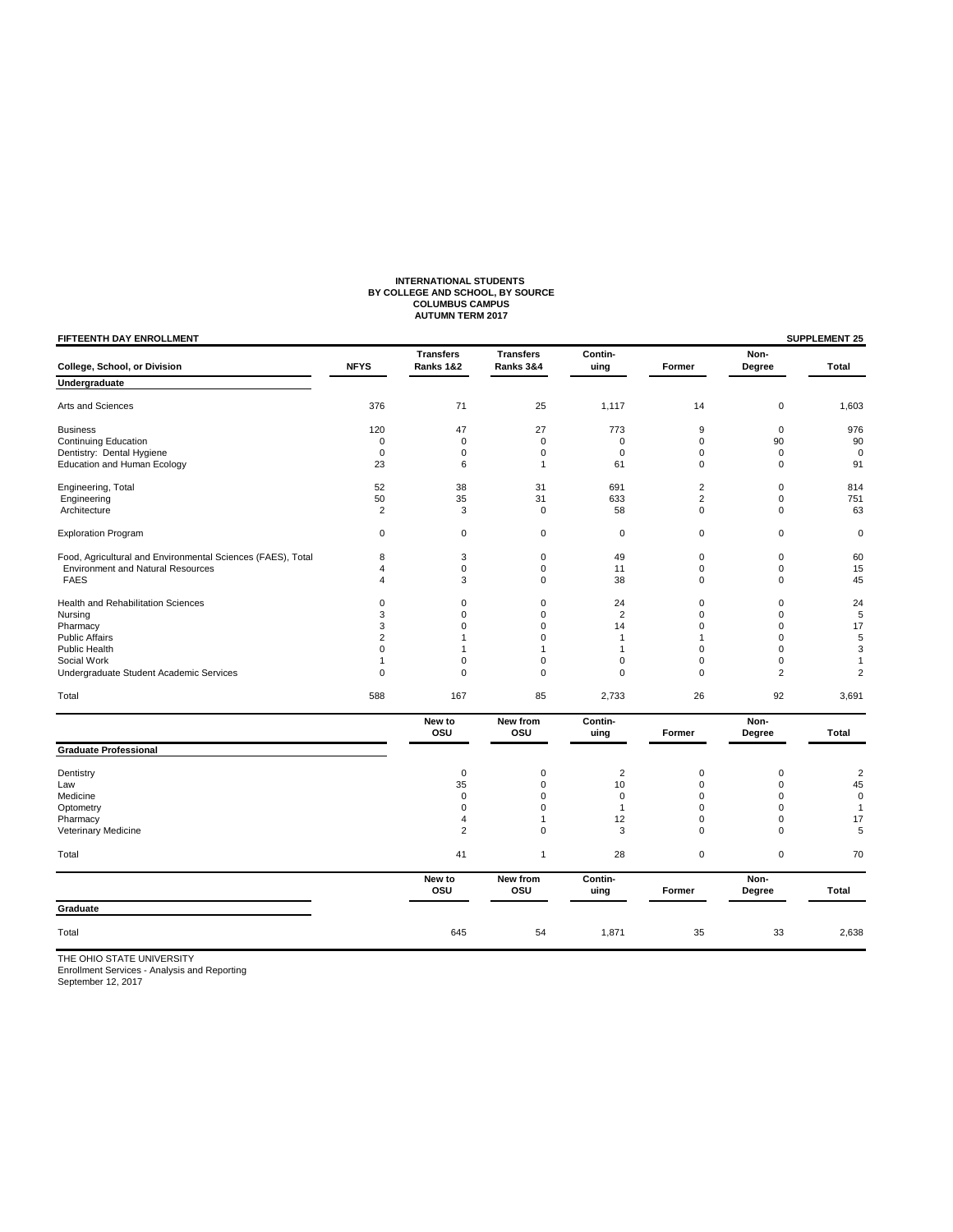# INTERNATIONAL STUDENTS
## BY COLLEGE AND SCHOOL, BY SOURCE
## COLUMBUS CAMPUS
## AUTUMN TERM 2017

**FIFTEENTH DAY ENROLLMENT** — **SUPPLEMENT 25**

| College, School, or Division | NFYS | Transfers Ranks 1&2 | Transfers Ranks 3&4 | Contin-uing | Former | Non-Degree | Total |
|---|---|---|---|---|---|---|---|
| **Undergraduate** | | | | | | | |
| Arts and Sciences | 376 | 71 | 25 | 1,117 | 14 | 0 | 1,603 |
| Business | 120 | 47 | 27 | 773 | 9 | 0 | 976 |
| Continuing Education | 0 | 0 | 0 | 0 | 0 | 90 | 90 |
| Dentistry: Dental Hygiene | 0 | 0 | 0 | 0 | 0 | 0 | 0 |
| Education and Human Ecology | 23 | 6 | 1 | 61 | 0 | 0 | 91 |
| Engineering, Total | 52 | 38 | 31 | 691 | 2 | 0 | 814 |
| Engineering | 50 | 35 | 31 | 633 | 2 | 0 | 751 |
| Architecture | 2 | 3 | 0 | 58 | 0 | 0 | 63 |
| Exploration Program | 0 | 0 | 0 | 0 | 0 | 0 | 0 |
| Food, Agricultural and Environmental Sciences (FAES), Total | 8 | 3 | 0 | 49 | 0 | 0 | 60 |
| Environment and Natural Resources | 4 | 0 | 0 | 11 | 0 | 0 | 15 |
| FAES | 4 | 3 | 0 | 38 | 0 | 0 | 45 |
| Health and Rehabilitation Sciences | 0 | 0 | 0 | 24 | 0 | 0 | 24 |
| Nursing | 3 | 0 | 0 | 2 | 0 | 0 | 5 |
| Pharmacy | 3 | 0 | 0 | 14 | 0 | 0 | 17 |
| Public Affairs | 2 | 1 | 0 | 1 | 1 | 0 | 5 |
| Public Health | 0 | 1 | 1 | 1 | 0 | 0 | 3 |
| Social Work | 1 | 0 | 0 | 0 | 0 | 0 | 1 |
| Undergraduate Student Academic Services | 0 | 0 | 0 | 0 | 0 | 2 | 2 |
| Total | 588 | 167 | 85 | 2,733 | 26 | 92 | 3,691 |

| | New to OSU | New from OSU | Contin-uing | Former | Non-Degree | Total |
|---|---|---|---|---|---|---|
| **Graduate Professional** | | | | | | |
| Dentistry | 0 | 0 | 2 | 0 | 0 | 2 |
| Law | 35 | 0 | 10 | 0 | 0 | 45 |
| Medicine | 0 | 0 | 0 | 0 | 0 | 0 |
| Optometry | 0 | 0 | 1 | 0 | 0 | 1 |
| Pharmacy | 4 | 1 | 12 | 0 | 0 | 17 |
| Veterinary Medicine | 2 | 0 | 3 | 0 | 0 | 5 |
| Total | 41 | 1 | 28 | 0 | 0 | 70 |

| | New to OSU | New from OSU | Contin-uing | Former | Non-Degree | Total |
|---|---|---|---|---|---|---|
| **Graduate** | | | | | | |
| Total | 645 | 54 | 1,871 | 35 | 33 | 2,638 |

THE OHIO STATE UNIVERSITY
Enrollment Services - Analysis and Reporting
September 12, 2017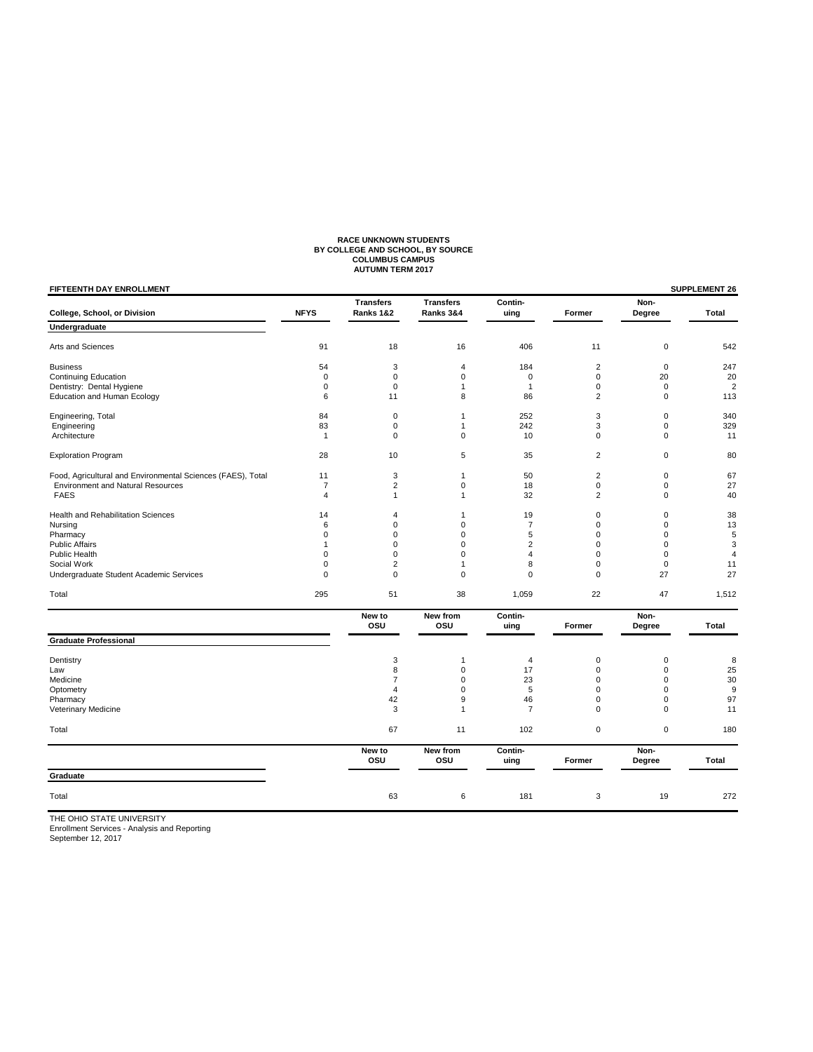# RACE UNKNOWN STUDENTS
## BY COLLEGE AND SCHOOL, BY SOURCE
### COLUMBUS CAMPUS
### AUTUMN TERM 2017

**FIFTEENTH DAY ENROLLMENT** — **SUPPLEMENT 26**

| College, School, or Division | NFYS | Transfers Ranks 1&2 | Transfers Ranks 3&4 | Contin-uing | Former | Non-Degree | Total |
|---|---|---|---|---|---|---|---|
| **Undergraduate** | | | | | | | |
| Arts and Sciences | 91 | 18 | 16 | 406 | 11 | 0 | 542 |
| Business | 54 | 3 | 4 | 184 | 2 | 0 | 247 |
| Continuing Education | 0 | 0 | 0 | 0 | 0 | 20 | 20 |
| Dentistry: Dental Hygiene | 0 | 0 | 1 | 1 | 0 | 0 | 2 |
| Education and Human Ecology | 6 | 11 | 8 | 86 | 2 | 0 | 113 |
| Engineering, Total | 84 | 0 | 1 | 252 | 3 | 0 | 340 |
| Engineering | 83 | 0 | 1 | 242 | 3 | 0 | 329 |
| Architecture | 1 | 0 | 0 | 10 | 0 | 0 | 11 |
| Exploration Program | 28 | 10 | 5 | 35 | 2 | 0 | 80 |
| Food, Agricultural and Environmental Sciences (FAES), Total | 11 | 3 | 1 | 50 | 2 | 0 | 67 |
| Environment and Natural Resources | 7 | 2 | 0 | 18 | 0 | 0 | 27 |
| FAES | 4 | 1 | 1 | 32 | 2 | 0 | 40 |
| Health and Rehabilitation Sciences | 14 | 4 | 1 | 19 | 0 | 0 | 38 |
| Nursing | 6 | 0 | 0 | 7 | 0 | 0 | 13 |
| Pharmacy | 0 | 0 | 0 | 5 | 0 | 0 | 5 |
| Public Affairs | 1 | 0 | 0 | 2 | 0 | 0 | 3 |
| Public Health | 0 | 0 | 0 | 4 | 0 | 0 | 4 |
| Social Work | 0 | 2 | 1 | 8 | 0 | 0 | 11 |
| Undergraduate Student Academic Services | 0 | 0 | 0 | 0 | 0 | 27 | 27 |
| Total | 295 | 51 | 38 | 1,059 | 22 | 47 | 1,512 |

| Graduate Professional | New to OSU | New from OSU | Contin-uing | Former | Non-Degree | Total |
|---|---|---|---|---|---|---|
| Dentistry | 3 | 1 | 4 | 0 | 0 | 8 |
| Law | 8 | 0 | 17 | 0 | 0 | 25 |
| Medicine | 7 | 0 | 23 | 0 | 0 | 30 |
| Optometry | 4 | 0 | 5 | 0 | 0 | 9 |
| Pharmacy | 42 | 9 | 46 | 0 | 0 | 97 |
| Veterinary Medicine | 3 | 1 | 7 | 0 | 0 | 11 |
| Total | 67 | 11 | 102 | 0 | 0 | 180 |

| Graduate | New to OSU | New from OSU | Contin-uing | Former | Non-Degree | Total |
|---|---|---|---|---|---|---|
| Total | 63 | 6 | 181 | 3 | 19 | 272 |

THE OHIO STATE UNIVERSITY
Enrollment Services - Analysis and Reporting
September 12, 2017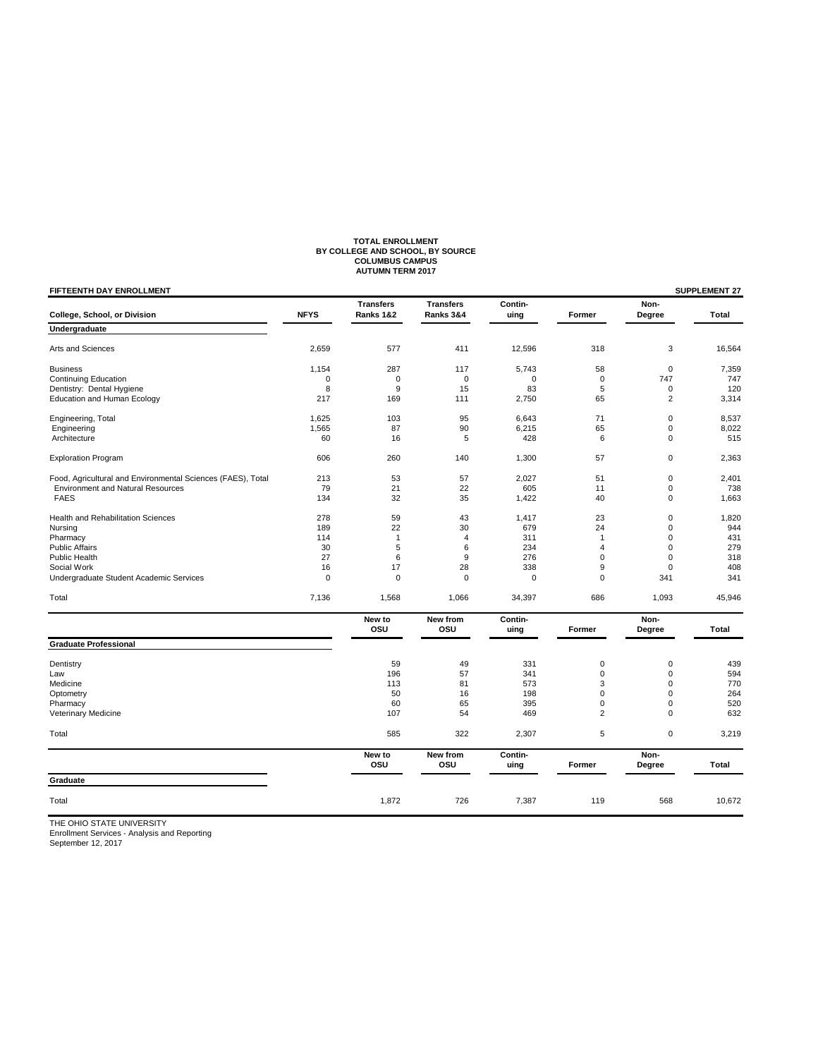**TOTAL ENROLLMENT**
**BY COLLEGE AND SCHOOL, BY SOURCE**
**COLUMBUS CAMPUS**
**AUTUMN TERM 2017**

**FIFTEENTH DAY ENROLLMENT** — **SUPPLEMENT 27**

| College, School, or Division | NFYS | Transfers Ranks 1&2 | Transfers Ranks 3&4 | Contin-uing | Former | Non-Degree | Total |
|---|---|---|---|---|---|---|---|
| **Undergraduate** | | | | | | | |
| Arts and Sciences | 2,659 | 577 | 411 | 12,596 | 318 | 3 | 16,564 |
| Business | 1,154 | 287 | 117 | 5,743 | 58 | 0 | 7,359 |
| Continuing Education | 0 | 0 | 0 | 0 | 0 | 747 | 747 |
| Dentistry: Dental Hygiene | 8 | 9 | 15 | 83 | 5 | 0 | 120 |
| Education and Human Ecology | 217 | 169 | 111 | 2,750 | 65 | 2 | 3,314 |
| Engineering, Total | 1,625 | 103 | 95 | 6,643 | 71 | 0 | 8,537 |
| Engineering | 1,565 | 87 | 90 | 6,215 | 65 | 0 | 8,022 |
| Architecture | 60 | 16 | 5 | 428 | 6 | 0 | 515 |
| Exploration Program | 606 | 260 | 140 | 1,300 | 57 | 0 | 2,363 |
| Food, Agricultural and Environmental Sciences (FAES), Total | 213 | 53 | 57 | 2,027 | 51 | 0 | 2,401 |
| Environment and Natural Resources | 79 | 21 | 22 | 605 | 11 | 0 | 738 |
| FAES | 134 | 32 | 35 | 1,422 | 40 | 0 | 1,663 |
| Health and Rehabilitation Sciences | 278 | 59 | 43 | 1,417 | 23 | 0 | 1,820 |
| Nursing | 189 | 22 | 30 | 679 | 24 | 0 | 944 |
| Pharmacy | 114 | 1 | 4 | 311 | 1 | 0 | 431 |
| Public Affairs | 30 | 5 | 6 | 234 | 4 | 0 | 279 |
| Public Health | 27 | 6 | 9 | 276 | 0 | 0 | 318 |
| Social Work | 16 | 17 | 28 | 338 | 9 | 0 | 408 |
| Undergraduate Student Academic Services | 0 | 0 | 0 | 0 | 0 | 341 | 341 |
| Total | 7,136 | 1,568 | 1,066 | 34,397 | 686 | 1,093 | 45,946 |

| | New to OSU | New from OSU | Contin-uing | Former | Non-Degree | Total |
|---|---|---|---|---|---|---|
| **Graduate Professional** | | | | | | |
| Dentistry | 59 | 49 | 331 | 0 | 0 | 439 |
| Law | 196 | 57 | 341 | 0 | 0 | 594 |
| Medicine | 113 | 81 | 573 | 3 | 0 | 770 |
| Optometry | 50 | 16 | 198 | 0 | 0 | 264 |
| Pharmacy | 60 | 65 | 395 | 0 | 0 | 520 |
| Veterinary Medicine | 107 | 54 | 469 | 2 | 0 | 632 |
| Total | 585 | 322 | 2,307 | 5 | 0 | 3,219 |

| | New to OSU | New from OSU | Contin-uing | Former | Non-Degree | Total |
|---|---|---|---|---|---|---|
| **Graduate** | | | | | | |
| Total | 1,872 | 726 | 7,387 | 119 | 568 | 10,672 |

THE OHIO STATE UNIVERSITY
Enrollment Services - Analysis and Reporting
September 12, 2017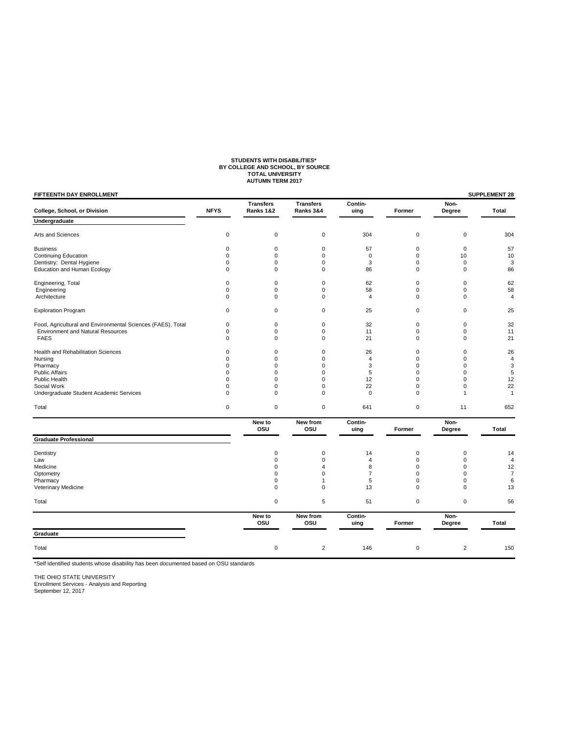# STUDENTS WITH DISABILITIES*
## BY COLLEGE AND SCHOOL, BY SOURCE
## TOTAL UNIVERSITY
## AUTUMN TERM 2017

**FIFTEENTH DAY ENROLLMENT** — **SUPPLEMENT 28**

| College, School, or Division | NFYS | Transfers Ranks 1&2 | Transfers Ranks 3&4 | Contin-uing | Former | Non-Degree | Total |
|---|---|---|---|---|---|---|---|
| **Undergraduate** | | | | | | | |
| Arts and Sciences | 0 | 0 | 0 | 304 | 0 | 0 | 304 |
| Business | 0 | 0 | 0 | 57 | 0 | 0 | 57 |
| Continuing Education | 0 | 0 | 0 | 0 | 0 | 10 | 10 |
| Dentistry: Dental Hygiene | 0 | 0 | 0 | 3 | 0 | 0 | 3 |
| Education and Human Ecology | 0 | 0 | 0 | 86 | 0 | 0 | 86 |
| Engineering, Total | 0 | 0 | 0 | 62 | 0 | 0 | 62 |
| Engineering | 0 | 0 | 0 | 58 | 0 | 0 | 58 |
| Architecture | 0 | 0 | 0 | 4 | 0 | 0 | 4 |
| Exploration Program | 0 | 0 | 0 | 25 | 0 | 0 | 25 |
| Food, Agricultural and Environmental Sciences (FAES), Total | 0 | 0 | 0 | 32 | 0 | 0 | 32 |
| Environment and Natural Resources | 0 | 0 | 0 | 11 | 0 | 0 | 11 |
| FAES | 0 | 0 | 0 | 21 | 0 | 0 | 21 |
| Health and Rehabilitation Sciences | 0 | 0 | 0 | 26 | 0 | 0 | 26 |
| Nursing | 0 | 0 | 0 | 4 | 0 | 0 | 4 |
| Pharmacy | 0 | 0 | 0 | 3 | 0 | 0 | 3 |
| Public Affairs | 0 | 0 | 0 | 5 | 0 | 0 | 5 |
| Public Health | 0 | 0 | 0 | 12 | 0 | 0 | 12 |
| Social Work | 0 | 0 | 0 | 22 | 0 | 0 | 22 |
| Undergraduate Student Academic Services | 0 | 0 | 0 | 0 | 0 | 1 | 1 |
| Total | 0 | 0 | 0 | 641 | 0 | 11 | 652 |

| | New to OSU | New from OSU | Contin-uing | Former | Non-Degree | Total |
|---|---|---|---|---|---|---|
| **Graduate Professional** | | | | | | |
| Dentistry | 0 | 0 | 14 | 0 | 0 | 14 |
| Law | 0 | 0 | 4 | 0 | 0 | 4 |
| Medicine | 0 | 4 | 8 | 0 | 0 | 12 |
| Optometry | 0 | 0 | 7 | 0 | 0 | 7 |
| Pharmacy | 0 | 1 | 5 | 0 | 0 | 6 |
| Veterinary Medicine | 0 | 0 | 13 | 0 | 0 | 13 |
| Total | 0 | 5 | 51 | 0 | 0 | 56 |

| | New to OSU | New from OSU | Contin-uing | Former | Non-Degree | Total |
|---|---|---|---|---|---|---|
| **Graduate** | | | | | | |
| Total | 0 | 2 | 146 | 0 | 2 | 150 |

*Self identified students whose disability has been documented based on OSU standards

THE OHIO STATE UNIVERSITY
Enrollment Services - Analysis and Reporting
September 12, 2017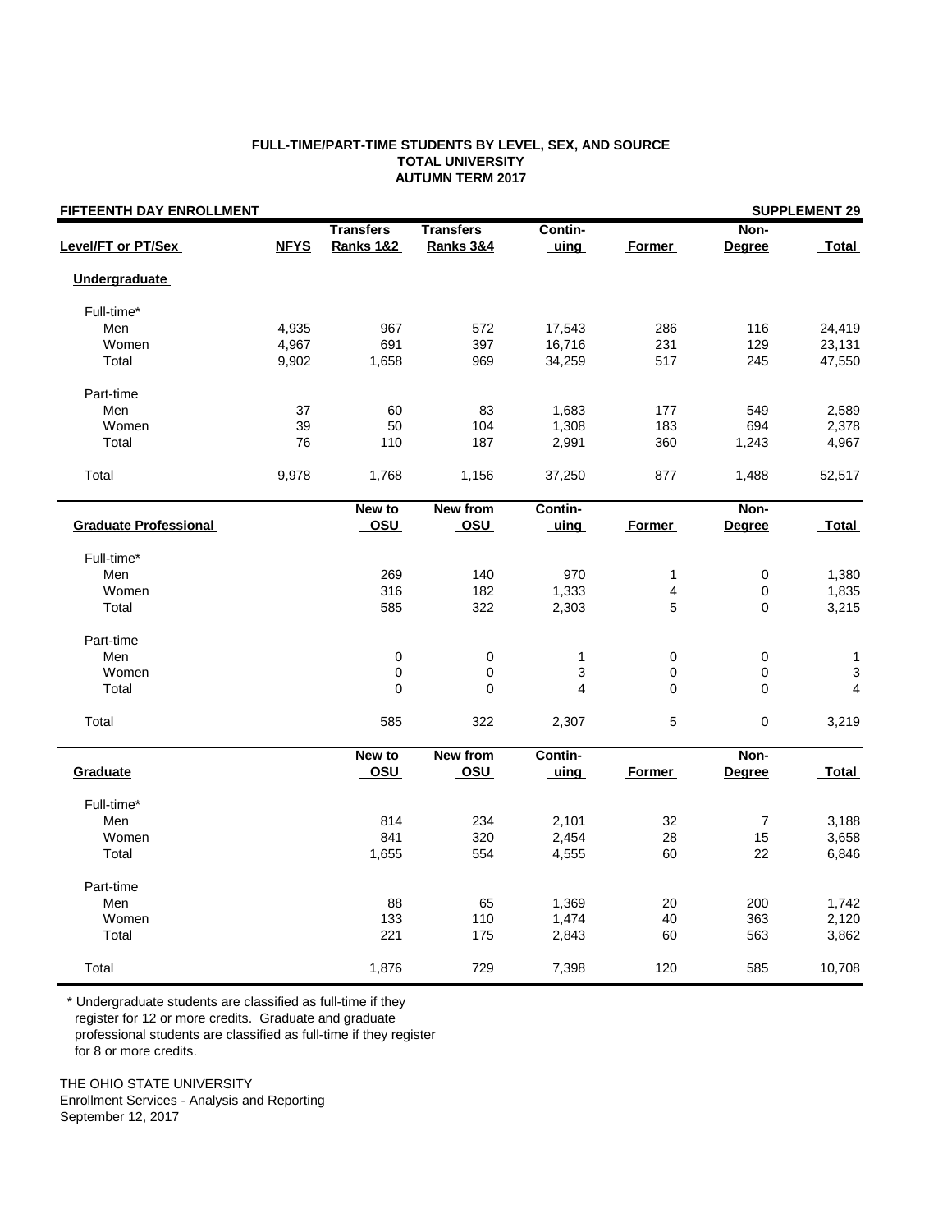**FULL-TIME/PART-TIME STUDENTS BY LEVEL, SEX, AND SOURCE**
**TOTAL UNIVERSITY**
**AUTUMN TERM 2017**

**FIFTEENTH DAY ENROLLMENT** — **SUPPLEMENT 29**

| Level/FT or PT/Sex | NFYS | Transfers Ranks 1&2 | Transfers Ranks 3&4 | Contin-uing | Former | Non-Degree | Total |
|---|---|---|---|---|---|---|---|
| **Undergraduate** | | | | | | | |
| Full-time* | | | | | | | |
| Men | 4,935 | 967 | 572 | 17,543 | 286 | 116 | 24,419 |
| Women | 4,967 | 691 | 397 | 16,716 | 231 | 129 | 23,131 |
| Total | 9,902 | 1,658 | 969 | 34,259 | 517 | 245 | 47,550 |
| Part-time | | | | | | | |
| Men | 37 | 60 | 83 | 1,683 | 177 | 549 | 2,589 |
| Women | 39 | 50 | 104 | 1,308 | 183 | 694 | 2,378 |
| Total | 76 | 110 | 187 | 2,991 | 360 | 1,243 | 4,967 |
| Total | 9,978 | 1,768 | 1,156 | 37,250 | 877 | 1,488 | 52,517 |

| Graduate Professional | New to OSU | New from OSU | Contin-uing | Former | Non-Degree | Total |
|---|---|---|---|---|---|---|
| Full-time* | | | | | | |
| Men | 269 | 140 | 970 | 1 | 0 | 1,380 |
| Women | 316 | 182 | 1,333 | 4 | 0 | 1,835 |
| Total | 585 | 322 | 2,303 | 5 | 0 | 3,215 |
| Part-time | | | | | | |
| Men | 0 | 0 | 1 | 0 | 0 | 1 |
| Women | 0 | 0 | 3 | 0 | 0 | 3 |
| Total | 0 | 0 | 4 | 0 | 0 | 4 |
| Total | 585 | 322 | 2,307 | 5 | 0 | 3,219 |

| Graduate | New to OSU | New from OSU | Contin-uing | Former | Non-Degree | Total |
|---|---|---|---|---|---|---|
| Full-time* | | | | | | |
| Men | 814 | 234 | 2,101 | 32 | 7 | 3,188 |
| Women | 841 | 320 | 2,454 | 28 | 15 | 3,658 |
| Total | 1,655 | 554 | 4,555 | 60 | 22 | 6,846 |
| Part-time | | | | | | |
| Men | 88 | 65 | 1,369 | 20 | 200 | 1,742 |
| Women | 133 | 110 | 1,474 | 40 | 363 | 2,120 |
| Total | 221 | 175 | 2,843 | 60 | 563 | 3,862 |
| Total | 1,876 | 729 | 7,398 | 120 | 585 | 10,708 |

\* Undergraduate students are classified as full-time if they register for 12 or more credits. Graduate and graduate professional students are classified as full-time if they register for 8 or more credits.

THE OHIO STATE UNIVERSITY
Enrollment Services - Analysis and Reporting
September 12, 2017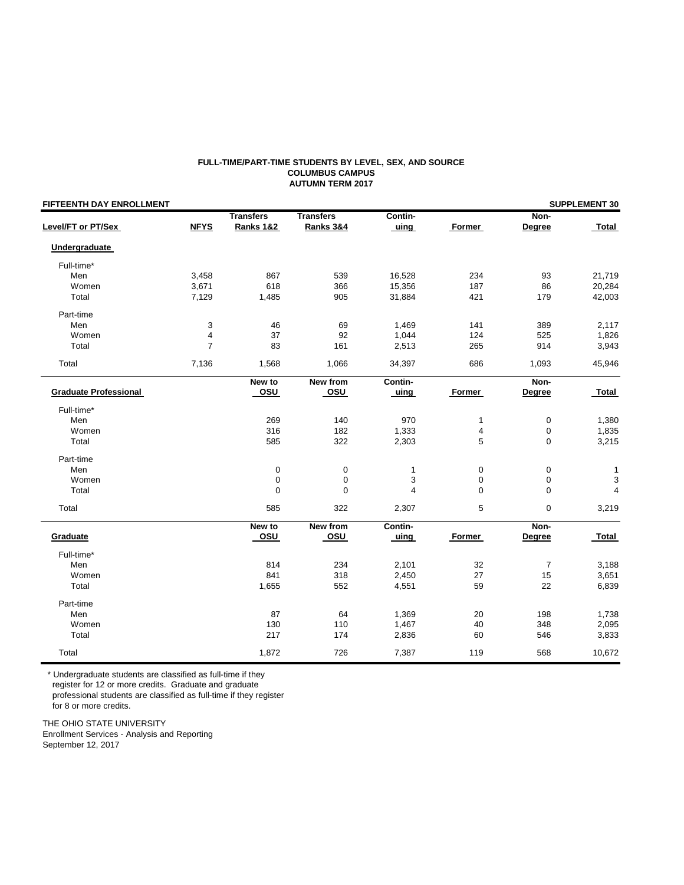**FULL-TIME/PART-TIME STUDENTS BY LEVEL, SEX, AND SOURCE**
**COLUMBUS CAMPUS**
**AUTUMN TERM 2017**

**FIFTEENTH DAY ENROLLMENT** **SUPPLEMENT 30**

| Level/FT or PT/Sex | NFYS | Transfers Ranks 1&2 | Transfers Ranks 3&4 | Contin-uing | Former | Non-Degree | Total |
|---|---|---|---|---|---|---|---|
| **Undergraduate** | | | | | | | |
| Full-time* | | | | | | | |
| Men | 3,458 | 867 | 539 | 16,528 | 234 | 93 | 21,719 |
| Women | 3,671 | 618 | 366 | 15,356 | 187 | 86 | 20,284 |
| Total | 7,129 | 1,485 | 905 | 31,884 | 421 | 179 | 42,003 |
| Part-time | | | | | | | |
| Men | 3 | 46 | 69 | 1,469 | 141 | 389 | 2,117 |
| Women | 4 | 37 | 92 | 1,044 | 124 | 525 | 1,826 |
| Total | 7 | 83 | 161 | 2,513 | 265 | 914 | 3,943 |
| Total | 7,136 | 1,568 | 1,066 | 34,397 | 686 | 1,093 | 45,946 |

| Graduate Professional | New to OSU | New from OSU | Contin-uing | Former | Non-Degree | Total |
|---|---|---|---|---|---|---|
| Full-time* | | | | | | |
| Men | 269 | 140 | 970 | 1 | 0 | 1,380 |
| Women | 316 | 182 | 1,333 | 4 | 0 | 1,835 |
| Total | 585 | 322 | 2,303 | 5 | 0 | 3,215 |
| Part-time | | | | | | |
| Men | 0 | 0 | 1 | 0 | 0 | 1 |
| Women | 0 | 0 | 3 | 0 | 0 | 3 |
| Total | 0 | 0 | 4 | 0 | 0 | 4 |
| Total | 585 | 322 | 2,307 | 5 | 0 | 3,219 |

| Graduate | New to OSU | New from OSU | Contin-uing | Former | Non-Degree | Total |
|---|---|---|---|---|---|---|
| Full-time* | | | | | | |
| Men | 814 | 234 | 2,101 | 32 | 7 | 3,188 |
| Women | 841 | 318 | 2,450 | 27 | 15 | 3,651 |
| Total | 1,655 | 552 | 4,551 | 59 | 22 | 6,839 |
| Part-time | | | | | | |
| Men | 87 | 64 | 1,369 | 20 | 198 | 1,738 |
| Women | 130 | 110 | 1,467 | 40 | 348 | 2,095 |
| Total | 217 | 174 | 2,836 | 60 | 546 | 3,833 |
| Total | 1,872 | 726 | 7,387 | 119 | 568 | 10,672 |

* Undergraduate students are classified as full-time if they register for 12 or more credits. Graduate and graduate professional students are classified as full-time if they register for 8 or more credits.

THE OHIO STATE UNIVERSITY
Enrollment Services - Analysis and Reporting
September 12, 2017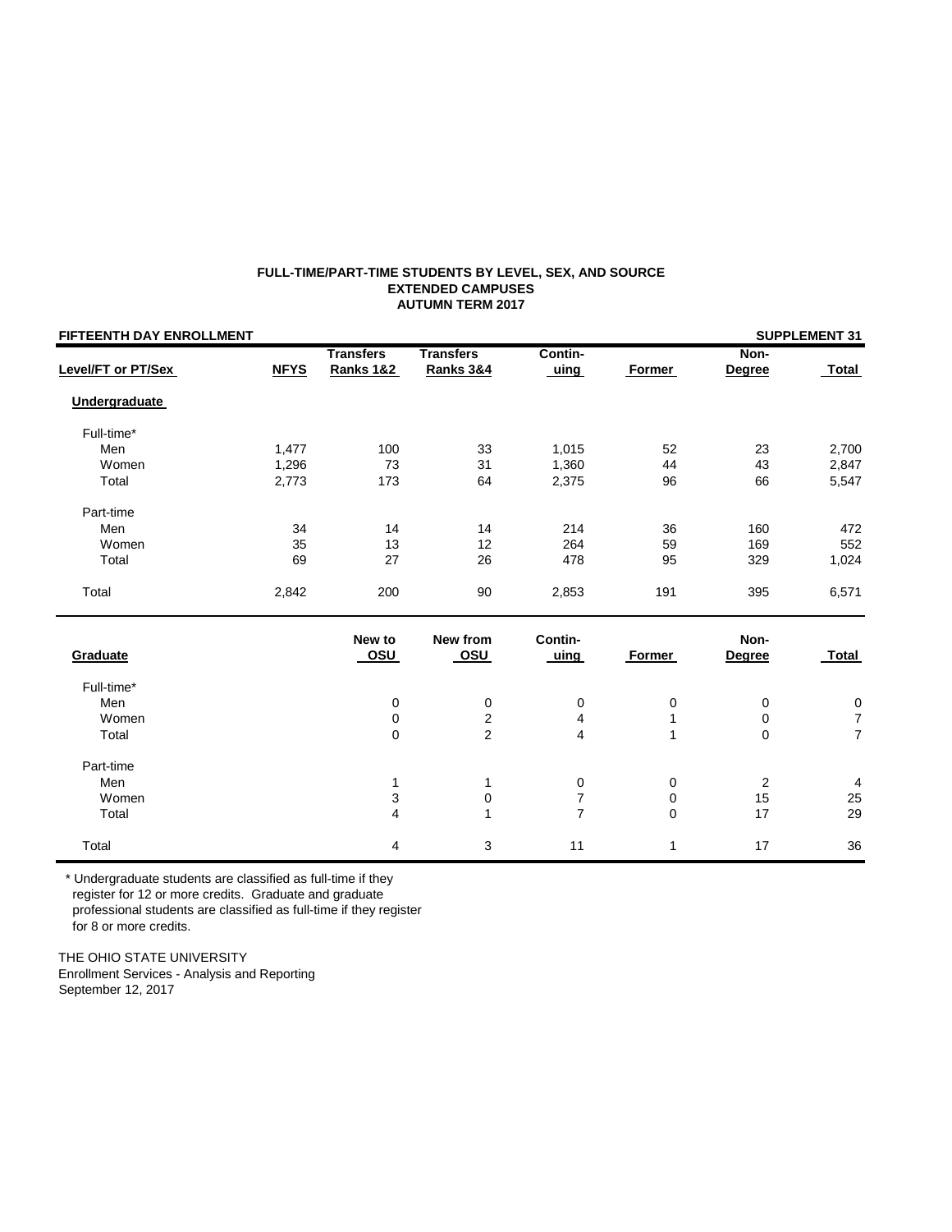**FULL-TIME/PART-TIME STUDENTS BY LEVEL, SEX, AND SOURCE**
**EXTENDED CAMPUSES**
**AUTUMN TERM 2017**

**FIFTEENTH DAY ENROLLMENT** | **SUPPLEMENT 31**

| Level/FT or PT/Sex | NFYS | Transfers Ranks 1&2 | Transfers Ranks 3&4 | Contin-uing | Former | Non-Degree | Total |
|---|---|---|---|---|---|---|---|
| **Undergraduate** | | | | | | | |
| Full-time* | | | | | | | |
| Men | 1,477 | 100 | 33 | 1,015 | 52 | 23 | 2,700 |
| Women | 1,296 | 73 | 31 | 1,360 | 44 | 43 | 2,847 |
| Total | 2,773 | 173 | 64 | 2,375 | 96 | 66 | 5,547 |
| Part-time | | | | | | | |
| Men | 34 | 14 | 14 | 214 | 36 | 160 | 472 |
| Women | 35 | 13 | 12 | 264 | 59 | 169 | 552 |
| Total | 69 | 27 | 26 | 478 | 95 | 329 | 1,024 |
| Total | 2,842 | 200 | 90 | 2,853 | 191 | 395 | 6,571 |

| Graduate | New to OSU | New from OSU | Contin-uing | Former | Non-Degree | Total |
|---|---|---|---|---|---|---|
| Full-time* | | | | | | |
| Men | 0 | 0 | 0 | 0 | 0 | 0 |
| Women | 0 | 2 | 4 | 1 | 0 | 7 |
| Total | 0 | 2 | 4 | 1 | 0 | 7 |
| Part-time | | | | | | |
| Men | 1 | 1 | 0 | 0 | 2 | 4 |
| Women | 3 | 0 | 7 | 0 | 15 | 25 |
| Total | 4 | 1 | 7 | 0 | 17 | 29 |
| Total | 4 | 3 | 11 | 1 | 17 | 36 |

* Undergraduate students are classified as full-time if they register for 12 or more credits. Graduate and graduate professional students are classified as full-time if they register for 8 or more credits.

THE OHIO STATE UNIVERSITY
Enrollment Services - Analysis and Reporting
September 12, 2017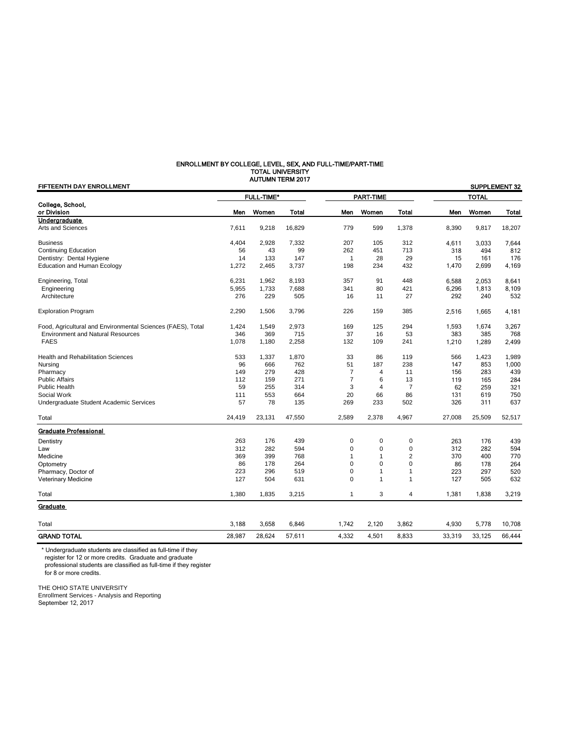## ENROLLMENT BY COLLEGE, LEVEL, SEX, AND FULL-TIME/PART-TIME
### TOTAL UNIVERSITY
### AUTUMN TERM 2017

**FIFTEENTH DAY ENROLLMENT** **SUPPLEMENT 32**

| College, School, or Division | FULL-TIME* | | | PART-TIME | | | TOTAL | | |
|---|---|---|---|---|---|---|---|---|---|
| | Men | Women | Total | Men | Women | Total | Men | Women | Total |
| **Undergraduate** | | | | | | | | | |
| Arts and Sciences | 7,611 | 9,218 | 16,829 | 779 | 599 | 1,378 | 8,390 | 9,817 | 18,207 |
| Business | 4,404 | 2,928 | 7,332 | 207 | 105 | 312 | 4,611 | 3,033 | 7,644 |
| Continuing Education | 56 | 43 | 99 | 262 | 451 | 713 | 318 | 494 | 812 |
| Dentistry: Dental Hygiene | 14 | 133 | 147 | 1 | 28 | 29 | 15 | 161 | 176 |
| Education and Human Ecology | 1,272 | 2,465 | 3,737 | 198 | 234 | 432 | 1,470 | 2,699 | 4,169 |
| Engineering, Total | 6,231 | 1,962 | 8,193 | 357 | 91 | 448 | 6,588 | 2,053 | 8,641 |
| Engineering | 5,955 | 1,733 | 7,688 | 341 | 80 | 421 | 6,296 | 1,813 | 8,109 |
| Architecture | 276 | 229 | 505 | 16 | 11 | 27 | 292 | 240 | 532 |
| Exploration Program | 2,290 | 1,506 | 3,796 | 226 | 159 | 385 | 2,516 | 1,665 | 4,181 |
| Food, Agricultural and Environmental Sciences (FAES), Total | 1,424 | 1,549 | 2,973 | 169 | 125 | 294 | 1,593 | 1,674 | 3,267 |
| Environment and Natural Resources | 346 | 369 | 715 | 37 | 16 | 53 | 383 | 385 | 768 |
| FAES | 1,078 | 1,180 | 2,258 | 132 | 109 | 241 | 1,210 | 1,289 | 2,499 |
| Health and Rehabilitation Sciences | 533 | 1,337 | 1,870 | 33 | 86 | 119 | 566 | 1,423 | 1,989 |
| Nursing | 96 | 666 | 762 | 51 | 187 | 238 | 147 | 853 | 1,000 |
| Pharmacy | 149 | 279 | 428 | 7 | 4 | 11 | 156 | 283 | 439 |
| Public Affairs | 112 | 159 | 271 | 7 | 6 | 13 | 119 | 165 | 284 |
| Public Health | 59 | 255 | 314 | 3 | 4 | 7 | 62 | 259 | 321 |
| Social Work | 111 | 553 | 664 | 20 | 66 | 86 | 131 | 619 | 750 |
| Undergraduate Student Academic Services | 57 | 78 | 135 | 269 | 233 | 502 | 326 | 311 | 637 |
| Total | 24,419 | 23,131 | 47,550 | 2,589 | 2,378 | 4,967 | 27,008 | 25,509 | 52,517 |
| **Graduate Professional** | | | | | | | | | |
| Dentistry | 263 | 176 | 439 | 0 | 0 | 0 | 263 | 176 | 439 |
| Law | 312 | 282 | 594 | 0 | 0 | 0 | 312 | 282 | 594 |
| Medicine | 369 | 399 | 768 | 1 | 1 | 2 | 370 | 400 | 770 |
| Optometry | 86 | 178 | 264 | 0 | 0 | 0 | 86 | 178 | 264 |
| Pharmacy, Doctor of | 223 | 296 | 519 | 0 | 1 | 1 | 223 | 297 | 520 |
| Veterinary Medicine | 127 | 504 | 631 | 0 | 1 | 1 | 127 | 505 | 632 |
| Total | 1,380 | 1,835 | 3,215 | 1 | 3 | 4 | 1,381 | 1,838 | 3,219 |
| **Graduate** | | | | | | | | | |
| Total | 3,188 | 3,658 | 6,846 | 1,742 | 2,120 | 3,862 | 4,930 | 5,778 | 10,708 |
| **GRAND TOTAL** | 28,987 | 28,624 | 57,611 | 4,332 | 4,501 | 8,833 | 33,319 | 33,125 | 66,444 |

\* Undergraduate students are classified as full-time if they register for 12 or more credits. Graduate and graduate professional students are classified as full-time if they register for 8 or more credits.

THE OHIO STATE UNIVERSITY
Enrollment Services - Analysis and Reporting
September 12, 2017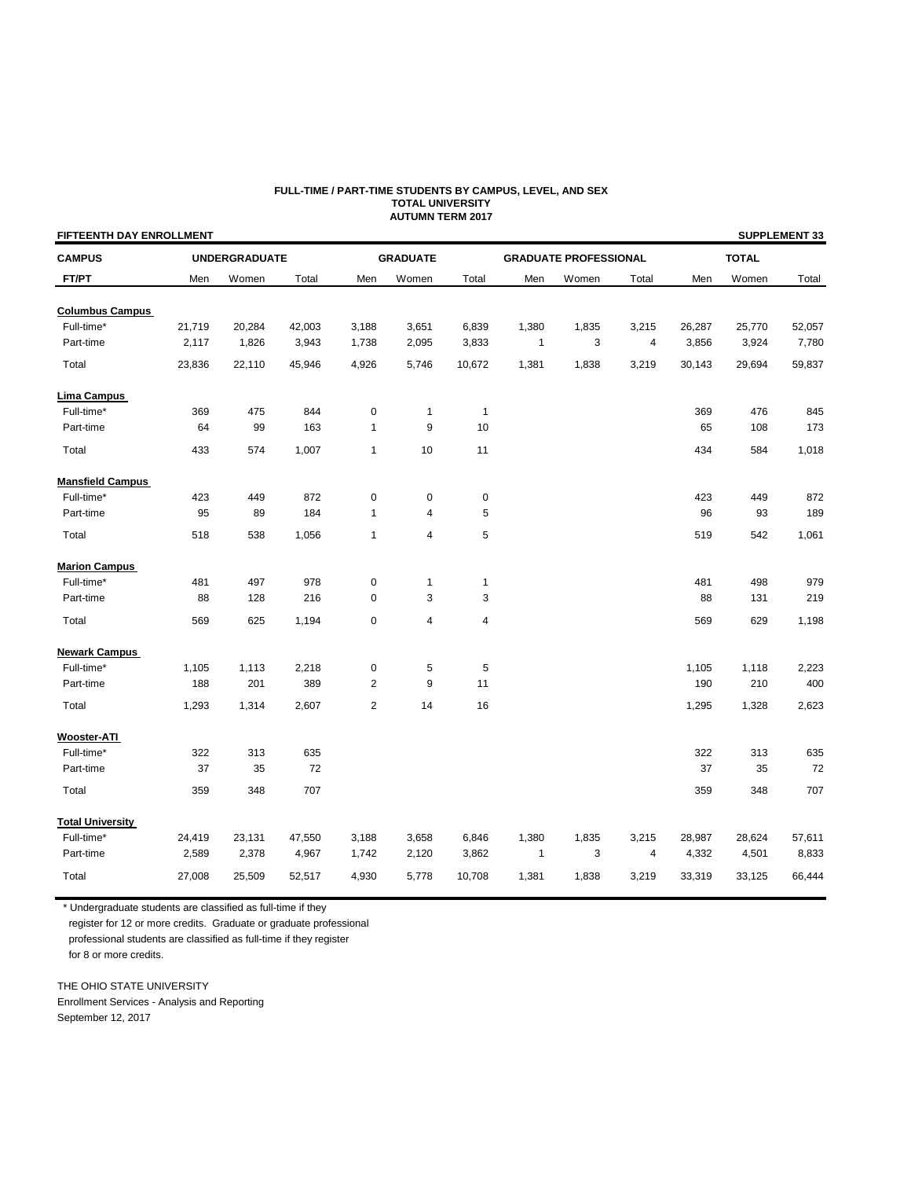**FULL-TIME / PART-TIME STUDENTS BY CAMPUS, LEVEL, AND SEX**
**TOTAL UNIVERSITY**
**AUTUMN TERM 2017**

**FIFTEENTH DAY ENROLLMENT** — **SUPPLEMENT 33**

| CAMPUS | UNDERGRADUATE | | | GRADUATE | | | GRADUATE PROFESSIONAL | | | TOTAL | | |
|---|---|---|---|---|---|---|---|---|---|---|---|---|
| FT/PT | Men | Women | Total | Men | Women | Total | Men | Women | Total | Men | Women | Total |
| **Columbus Campus** | | | | | | | | | | | | |
| Full-time* | 21,719 | 20,284 | 42,003 | 3,188 | 3,651 | 6,839 | 1,380 | 1,835 | 3,215 | 26,287 | 25,770 | 52,057 |
| Part-time | 2,117 | 1,826 | 3,943 | 1,738 | 2,095 | 3,833 | 1 | 3 | 4 | 3,856 | 3,924 | 7,780 |
| Total | 23,836 | 22,110 | 45,946 | 4,926 | 5,746 | 10,672 | 1,381 | 1,838 | 3,219 | 30,143 | 29,694 | 59,837 |
| **Lima Campus** | | | | | | | | | | | | |
| Full-time* | 369 | 475 | 844 | 0 | 1 | 1 | | | | 369 | 476 | 845 |
| Part-time | 64 | 99 | 163 | 1 | 9 | 10 | | | | 65 | 108 | 173 |
| Total | 433 | 574 | 1,007 | 1 | 10 | 11 | | | | 434 | 584 | 1,018 |
| **Mansfield Campus** | | | | | | | | | | | | |
| Full-time* | 423 | 449 | 872 | 0 | 0 | 0 | | | | 423 | 449 | 872 |
| Part-time | 95 | 89 | 184 | 1 | 4 | 5 | | | | 96 | 93 | 189 |
| Total | 518 | 538 | 1,056 | 1 | 4 | 5 | | | | 519 | 542 | 1,061 |
| **Marion Campus** | | | | | | | | | | | | |
| Full-time* | 481 | 497 | 978 | 0 | 1 | 1 | | | | 481 | 498 | 979 |
| Part-time | 88 | 128 | 216 | 0 | 3 | 3 | | | | 88 | 131 | 219 |
| Total | 569 | 625 | 1,194 | 0 | 4 | 4 | | | | 569 | 629 | 1,198 |
| **Newark Campus** | | | | | | | | | | | | |
| Full-time* | 1,105 | 1,113 | 2,218 | 0 | 5 | 5 | | | | 1,105 | 1,118 | 2,223 |
| Part-time | 188 | 201 | 389 | 2 | 9 | 11 | | | | 190 | 210 | 400 |
| Total | 1,293 | 1,314 | 2,607 | 2 | 14 | 16 | | | | 1,295 | 1,328 | 2,623 |
| **Wooster-ATI** | | | | | | | | | | | | |
| Full-time* | 322 | 313 | 635 | | | | | | | 322 | 313 | 635 |
| Part-time | 37 | 35 | 72 | | | | | | | 37 | 35 | 72 |
| Total | 359 | 348 | 707 | | | | | | | 359 | 348 | 707 |
| **Total University** | | | | | | | | | | | | |
| Full-time* | 24,419 | 23,131 | 47,550 | 3,188 | 3,658 | 6,846 | 1,380 | 1,835 | 3,215 | 28,987 | 28,624 | 57,611 |
| Part-time | 2,589 | 2,378 | 4,967 | 1,742 | 2,120 | 3,862 | 1 | 3 | 4 | 4,332 | 4,501 | 8,833 |
| Total | 27,008 | 25,509 | 52,517 | 4,930 | 5,778 | 10,708 | 1,381 | 1,838 | 3,219 | 33,319 | 33,125 | 66,444 |

* Undergraduate students are classified as full-time if they register for 12 or more credits. Graduate or graduate professional professional students are classified as full-time if they register for 8 or more credits.

THE OHIO STATE UNIVERSITY
Enrollment Services - Analysis and Reporting
September 12, 2017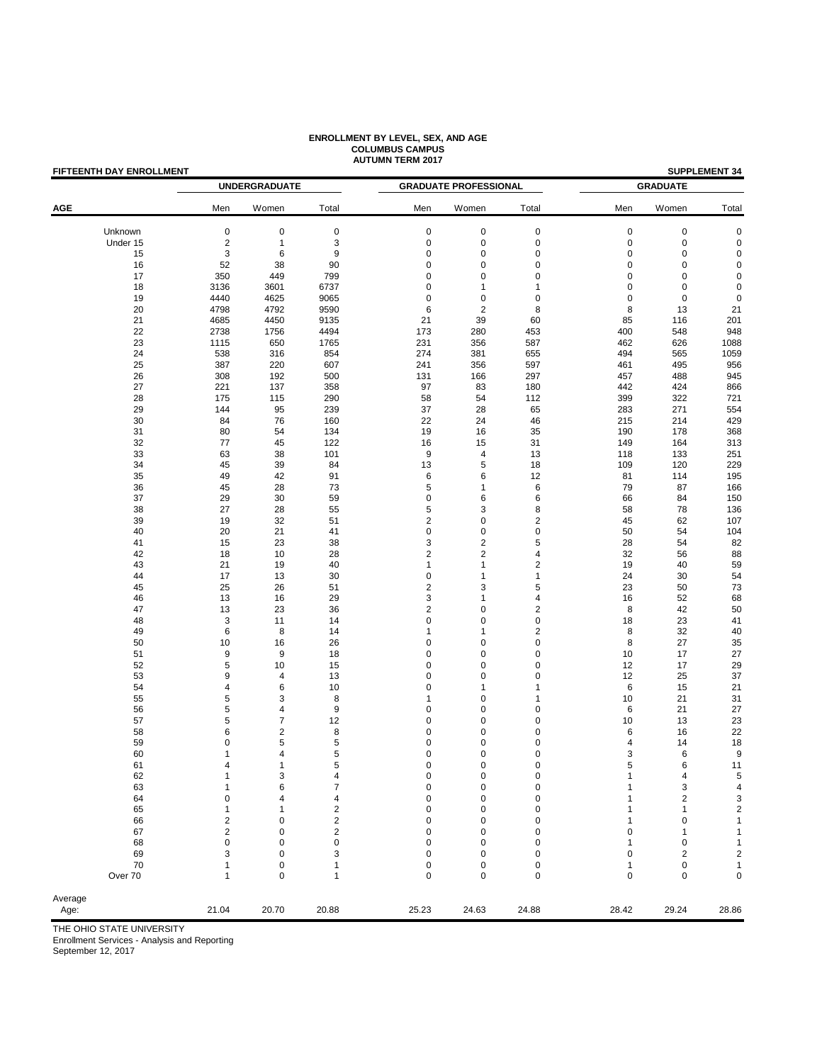**ENROLLMENT BY LEVEL, SEX, AND AGE**
**COLUMBUS CAMPUS**
**AUTUMN TERM 2017**

**FIFTEENTH DAY ENROLLMENT** **SUPPLEMENT 34**

| | UNDERGRADUATE | | | GRADUATE PROFESSIONAL | | | GRADUATE | | |
|---|---|---|---|---|---|---|---|---|---|
| **AGE** | Men | Women | Total | Men | Women | Total | Men | Women | Total |
| Unknown | 0 | 0 | 0 | 0 | 0 | 0 | 0 | 0 | 0 |
| Under 15 | 2 | 1 | 3 | 0 | 0 | 0 | 0 | 0 | 0 |
| 15 | 3 | 6 | 9 | 0 | 0 | 0 | 0 | 0 | 0 |
| 16 | 52 | 38 | 90 | 0 | 0 | 0 | 0 | 0 | 0 |
| 17 | 350 | 449 | 799 | 0 | 0 | 0 | 0 | 0 | 0 |
| 18 | 3136 | 3601 | 6737 | 0 | 1 | 1 | 0 | 0 | 0 |
| 19 | 4440 | 4625 | 9065 | 0 | 0 | 0 | 0 | 0 | 0 |
| 20 | 4798 | 4792 | 9590 | 6 | 2 | 8 | 8 | 13 | 21 |
| 21 | 4685 | 4450 | 9135 | 21 | 39 | 60 | 85 | 116 | 201 |
| 22 | 2738 | 1756 | 4494 | 173 | 280 | 453 | 400 | 548 | 948 |
| 23 | 1115 | 650 | 1765 | 231 | 356 | 587 | 462 | 626 | 1088 |
| 24 | 538 | 316 | 854 | 274 | 381 | 655 | 494 | 565 | 1059 |
| 25 | 387 | 220 | 607 | 241 | 356 | 597 | 461 | 495 | 956 |
| 26 | 308 | 192 | 500 | 131 | 166 | 297 | 457 | 488 | 945 |
| 27 | 221 | 137 | 358 | 97 | 83 | 180 | 442 | 424 | 866 |
| 28 | 175 | 115 | 290 | 58 | 54 | 112 | 399 | 322 | 721 |
| 29 | 144 | 95 | 239 | 37 | 28 | 65 | 283 | 271 | 554 |
| 30 | 84 | 76 | 160 | 22 | 24 | 46 | 215 | 214 | 429 |
| 31 | 80 | 54 | 134 | 19 | 16 | 35 | 190 | 178 | 368 |
| 32 | 77 | 45 | 122 | 16 | 15 | 31 | 149 | 164 | 313 |
| 33 | 63 | 38 | 101 | 9 | 4 | 13 | 118 | 133 | 251 |
| 34 | 45 | 39 | 84 | 13 | 5 | 18 | 109 | 120 | 229 |
| 35 | 49 | 42 | 91 | 6 | 6 | 12 | 81 | 114 | 195 |
| 36 | 45 | 28 | 73 | 5 | 1 | 6 | 79 | 87 | 166 |
| 37 | 29 | 30 | 59 | 0 | 6 | 6 | 66 | 84 | 150 |
| 38 | 27 | 28 | 55 | 5 | 3 | 8 | 58 | 78 | 136 |
| 39 | 19 | 32 | 51 | 2 | 0 | 2 | 45 | 62 | 107 |
| 40 | 20 | 21 | 41 | 0 | 0 | 0 | 50 | 54 | 104 |
| 41 | 15 | 23 | 38 | 3 | 2 | 5 | 28 | 54 | 82 |
| 42 | 18 | 10 | 28 | 2 | 2 | 4 | 32 | 56 | 88 |
| 43 | 21 | 19 | 40 | 1 | 1 | 2 | 19 | 40 | 59 |
| 44 | 17 | 13 | 30 | 0 | 1 | 1 | 24 | 30 | 54 |
| 45 | 25 | 26 | 51 | 2 | 3 | 5 | 23 | 50 | 73 |
| 46 | 13 | 16 | 29 | 3 | 1 | 4 | 16 | 52 | 68 |
| 47 | 13 | 23 | 36 | 2 | 0 | 2 | 8 | 42 | 50 |
| 48 | 3 | 11 | 14 | 0 | 0 | 0 | 18 | 23 | 41 |
| 49 | 6 | 8 | 14 | 1 | 1 | 2 | 8 | 32 | 40 |
| 50 | 10 | 16 | 26 | 0 | 0 | 0 | 8 | 27 | 35 |
| 51 | 9 | 9 | 18 | 0 | 0 | 0 | 10 | 17 | 27 |
| 52 | 5 | 10 | 15 | 0 | 0 | 0 | 12 | 17 | 29 |
| 53 | 9 | 4 | 13 | 0 | 0 | 0 | 12 | 25 | 37 |
| 54 | 4 | 6 | 10 | 0 | 1 | 1 | 6 | 15 | 21 |
| 55 | 5 | 3 | 8 | 1 | 0 | 1 | 10 | 21 | 31 |
| 56 | 5 | 4 | 9 | 0 | 0 | 0 | 6 | 21 | 27 |
| 57 | 5 | 7 | 12 | 0 | 0 | 0 | 10 | 13 | 23 |
| 58 | 6 | 2 | 8 | 0 | 0 | 0 | 6 | 16 | 22 |
| 59 | 0 | 5 | 5 | 0 | 0 | 0 | 4 | 14 | 18 |
| 60 | 1 | 4 | 5 | 0 | 0 | 0 | 3 | 6 | 9 |
| 61 | 4 | 1 | 5 | 0 | 0 | 0 | 5 | 6 | 11 |
| 62 | 1 | 3 | 4 | 0 | 0 | 0 | 1 | 4 | 5 |
| 63 | 1 | 6 | 7 | 0 | 0 | 0 | 1 | 3 | 4 |
| 64 | 0 | 4 | 4 | 0 | 0 | 0 | 1 | 2 | 3 |
| 65 | 1 | 1 | 2 | 0 | 0 | 0 | 1 | 1 | 2 |
| 66 | 2 | 0 | 2 | 0 | 0 | 0 | 1 | 0 | 1 |
| 67 | 2 | 0 | 2 | 0 | 0 | 0 | 0 | 1 | 1 |
| 68 | 0 | 0 | 0 | 0 | 0 | 0 | 1 | 0 | 1 |
| 69 | 3 | 0 | 3 | 0 | 0 | 0 | 0 | 2 | 2 |
| 70 | 1 | 0 | 1 | 0 | 0 | 0 | 1 | 0 | 1 |
| Over 70 | 1 | 0 | 1 | 0 | 0 | 0 | 0 | 0 | 0 |
| Average Age: | 21.04 | 20.70 | 20.88 | 25.23 | 24.63 | 24.88 | 28.42 | 29.24 | 28.86 |

THE OHIO STATE UNIVERSITY
Enrollment Services - Analysis and Reporting
September 12, 2017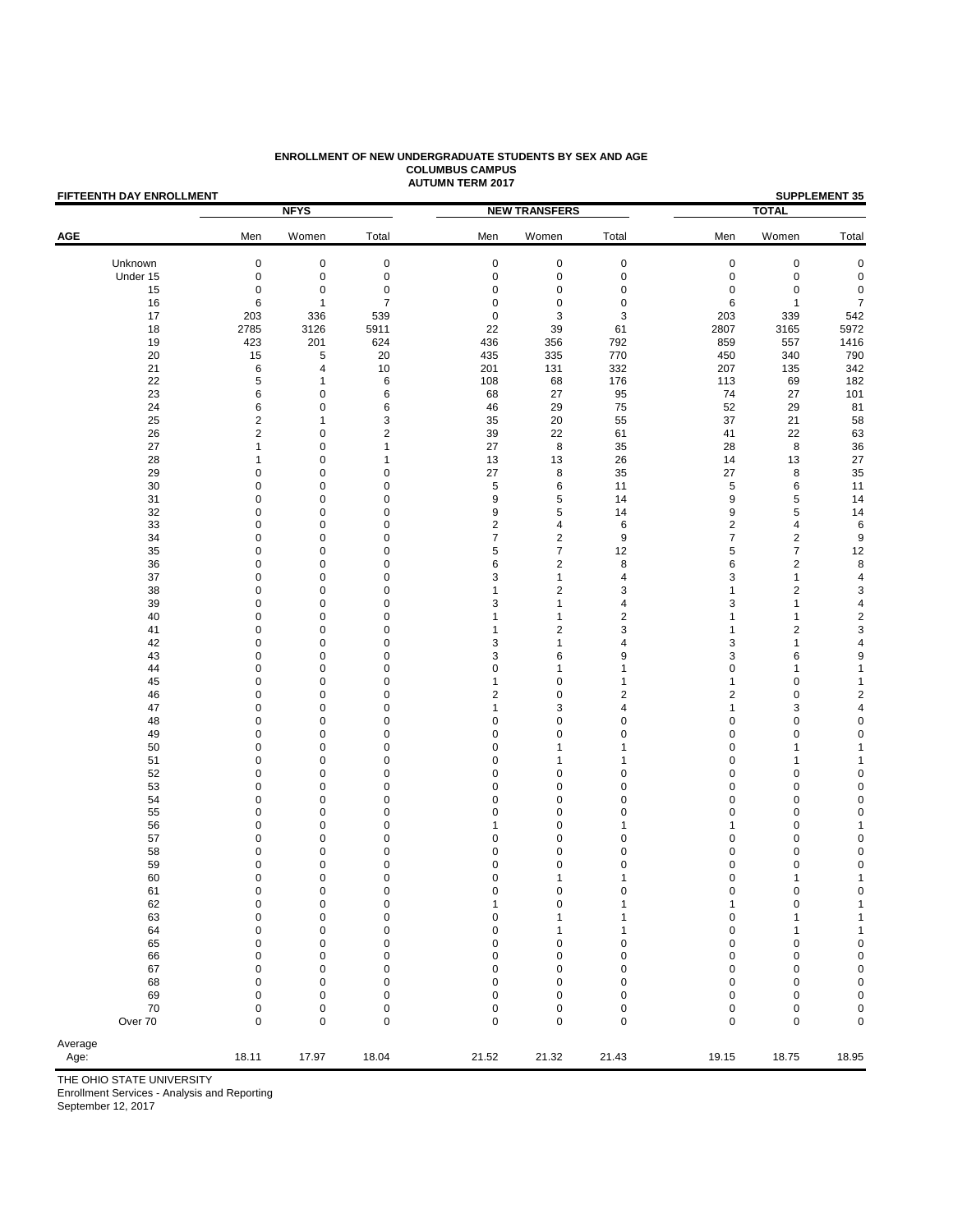**ENROLLMENT OF NEW UNDERGRADUATE STUDENTS BY SEX AND AGE**
**COLUMBUS CAMPUS**
**AUTUMN TERM 2017**

**FIFTEENTH DAY ENROLLMENT** | **SUPPLEMENT 35**

| AGE | NFYS | | | NEW TRANSFERS | | | TOTAL | | |
|---|---|---|---|---|---|---|---|---|---|
| | Men | Women | Total | Men | Women | Total | Men | Women | Total |
| Unknown | 0 | 0 | 0 | 0 | 0 | 0 | 0 | 0 | 0 |
| Under 15 | 0 | 0 | 0 | 0 | 0 | 0 | 0 | 0 | 0 |
| 15 | 0 | 0 | 0 | 0 | 0 | 0 | 0 | 0 | 0 |
| 16 | 6 | 1 | 7 | 0 | 0 | 0 | 6 | 1 | 7 |
| 17 | 203 | 336 | 539 | 0 | 3 | 3 | 203 | 339 | 542 |
| 18 | 2785 | 3126 | 5911 | 22 | 39 | 61 | 2807 | 3165 | 5972 |
| 19 | 423 | 201 | 624 | 436 | 356 | 792 | 859 | 557 | 1416 |
| 20 | 15 | 5 | 20 | 435 | 335 | 770 | 450 | 340 | 790 |
| 21 | 6 | 4 | 10 | 201 | 131 | 332 | 207 | 135 | 342 |
| 22 | 5 | 1 | 6 | 108 | 68 | 176 | 113 | 69 | 182 |
| 23 | 6 | 0 | 6 | 68 | 27 | 95 | 74 | 27 | 101 |
| 24 | 6 | 0 | 6 | 46 | 29 | 75 | 52 | 29 | 81 |
| 25 | 2 | 1 | 3 | 35 | 20 | 55 | 37 | 21 | 58 |
| 26 | 2 | 0 | 2 | 39 | 22 | 61 | 41 | 22 | 63 |
| 27 | 1 | 0 | 1 | 27 | 8 | 35 | 28 | 8 | 36 |
| 28 | 1 | 0 | 1 | 13 | 13 | 26 | 14 | 13 | 27 |
| 29 | 0 | 0 | 0 | 27 | 8 | 35 | 27 | 8 | 35 |
| 30 | 0 | 0 | 0 | 5 | 6 | 11 | 5 | 6 | 11 |
| 31 | 0 | 0 | 0 | 9 | 5 | 14 | 9 | 5 | 14 |
| 32 | 0 | 0 | 0 | 9 | 5 | 14 | 9 | 5 | 14 |
| 33 | 0 | 0 | 0 | 2 | 4 | 6 | 2 | 4 | 6 |
| 34 | 0 | 0 | 0 | 7 | 2 | 9 | 7 | 2 | 9 |
| 35 | 0 | 0 | 0 | 5 | 7 | 12 | 5 | 7 | 12 |
| 36 | 0 | 0 | 0 | 6 | 2 | 8 | 6 | 2 | 8 |
| 37 | 0 | 0 | 0 | 3 | 1 | 4 | 3 | 1 | 4 |
| 38 | 0 | 0 | 0 | 1 | 2 | 3 | 1 | 2 | 3 |
| 39 | 0 | 0 | 0 | 3 | 1 | 4 | 3 | 1 | 4 |
| 40 | 0 | 0 | 0 | 1 | 1 | 2 | 1 | 1 | 2 |
| 41 | 0 | 0 | 0 | 1 | 2 | 3 | 1 | 2 | 3 |
| 42 | 0 | 0 | 0 | 3 | 1 | 4 | 3 | 1 | 4 |
| 43 | 0 | 0 | 0 | 3 | 6 | 9 | 3 | 6 | 9 |
| 44 | 0 | 0 | 0 | 0 | 1 | 1 | 0 | 1 | 1 |
| 45 | 0 | 0 | 0 | 1 | 0 | 1 | 1 | 0 | 1 |
| 46 | 0 | 0 | 0 | 2 | 0 | 2 | 2 | 0 | 2 |
| 47 | 0 | 0 | 0 | 1 | 3 | 4 | 1 | 3 | 4 |
| 48 | 0 | 0 | 0 | 0 | 0 | 0 | 0 | 0 | 0 |
| 49 | 0 | 0 | 0 | 0 | 0 | 0 | 0 | 0 | 0 |
| 50 | 0 | 0 | 0 | 0 | 1 | 1 | 0 | 1 | 1 |
| 51 | 0 | 0 | 0 | 0 | 1 | 1 | 0 | 1 | 1 |
| 52 | 0 | 0 | 0 | 0 | 0 | 0 | 0 | 0 | 0 |
| 53 | 0 | 0 | 0 | 0 | 0 | 0 | 0 | 0 | 0 |
| 54 | 0 | 0 | 0 | 0 | 0 | 0 | 0 | 0 | 0 |
| 55 | 0 | 0 | 0 | 0 | 0 | 0 | 0 | 0 | 0 |
| 56 | 0 | 0 | 0 | 1 | 0 | 1 | 1 | 0 | 1 |
| 57 | 0 | 0 | 0 | 0 | 0 | 0 | 0 | 0 | 0 |
| 58 | 0 | 0 | 0 | 0 | 0 | 0 | 0 | 0 | 0 |
| 59 | 0 | 0 | 0 | 0 | 0 | 0 | 0 | 0 | 0 |
| 60 | 0 | 0 | 0 | 0 | 1 | 1 | 0 | 1 | 1 |
| 61 | 0 | 0 | 0 | 0 | 0 | 0 | 0 | 0 | 0 |
| 62 | 0 | 0 | 0 | 1 | 0 | 1 | 1 | 0 | 1 |
| 63 | 0 | 0 | 0 | 0 | 1 | 1 | 0 | 1 | 1 |
| 64 | 0 | 0 | 0 | 0 | 1 | 1 | 0 | 1 | 1 |
| 65 | 0 | 0 | 0 | 0 | 0 | 0 | 0 | 0 | 0 |
| 66 | 0 | 0 | 0 | 0 | 0 | 0 | 0 | 0 | 0 |
| 67 | 0 | 0 | 0 | 0 | 0 | 0 | 0 | 0 | 0 |
| 68 | 0 | 0 | 0 | 0 | 0 | 0 | 0 | 0 | 0 |
| 69 | 0 | 0 | 0 | 0 | 0 | 0 | 0 | 0 | 0 |
| 70 | 0 | 0 | 0 | 0 | 0 | 0 | 0 | 0 | 0 |
| Over 70 | 0 | 0 | 0 | 0 | 0 | 0 | 0 | 0 | 0 |
| Average Age: | 18.11 | 17.97 | 18.04 | 21.52 | 21.32 | 21.43 | 19.15 | 18.75 | 18.95 |

THE OHIO STATE UNIVERSITY
Enrollment Services - Analysis and Reporting
September 12, 2017